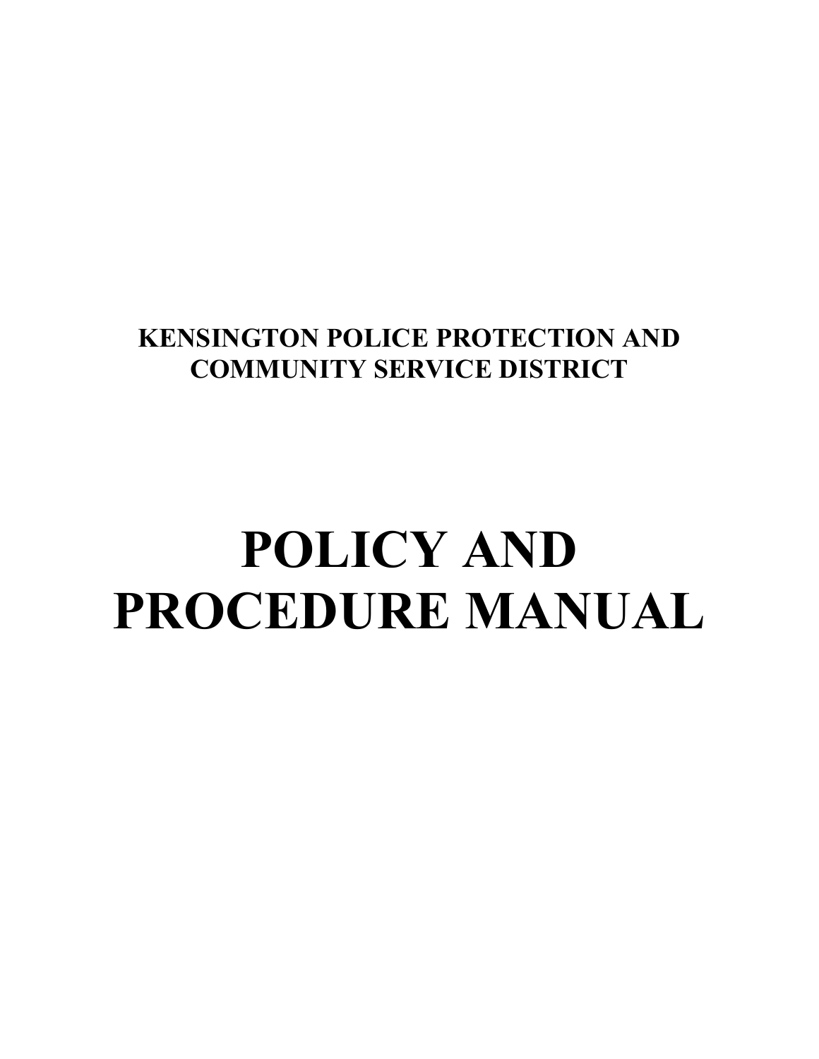**KENSINGTON POLICE PROTECTION AND COMMUNITY SERVICE DISTRICT**

# POLICY AND PROCEDURE MANUAL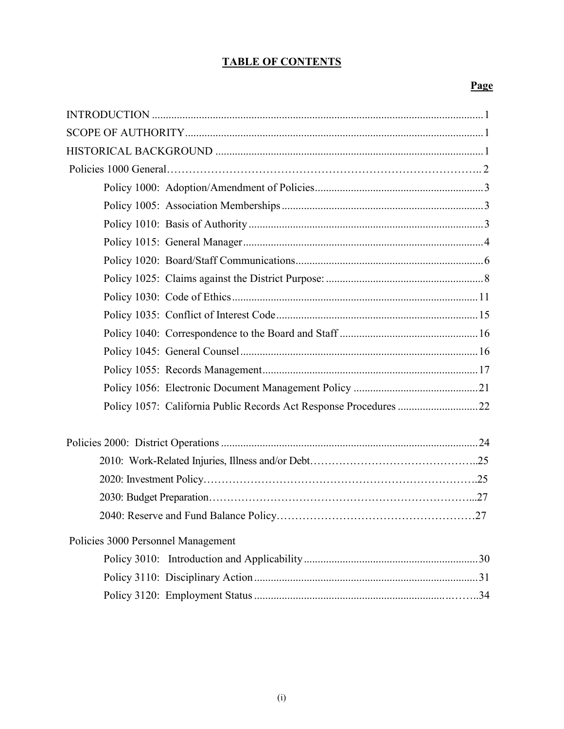# TABLE OF CONTENTS

**Page**

| | |
|---|---|
| INTRODUCTION | 1 |
| SCOPE OF AUTHORITY | 1 |
| HISTORICAL BACKGROUND | 1 |
| Policies 1000 General | 2 |
| Policy 1000: Adoption/Amendment of Policies | 3 |
| Policy 1005: Association Memberships | 3 |
| Policy 1010: Basis of Authority | 3 |
| Policy 1015: General Manager | 4 |
| Policy 1020: Board/Staff Communications | 6 |
| Policy 1025: Claims against the District Purpose: | 8 |
| Policy 1030: Code of Ethics | 11 |
| Policy 1035: Conflict of Interest Code | 15 |
| Policy 1040: Correspondence to the Board and Staff | 16 |
| Policy 1045: General Counsel | 16 |
| Policy 1055: Records Management | 17 |
| Policy 1056: Electronic Document Management Policy | 21 |
| Policy 1057: California Public Records Act Response Procedures | 22 |
| Policies 2000: District Operations | 24 |
| 2010: Work-Related Injuries, Illness and/or Debt | 25 |
| 2020: Investment Policy | 25 |
| 2030: Budget Preparation | 27 |
| 2040: Reserve and Fund Balance Policy | 27 |
| Policies 3000 Personnel Management | |
| Policy 3010: Introduction and Applicability | 30 |
| Policy 3110: Disciplinary Action | 31 |
| Policy 3120: Employment Status | 34 |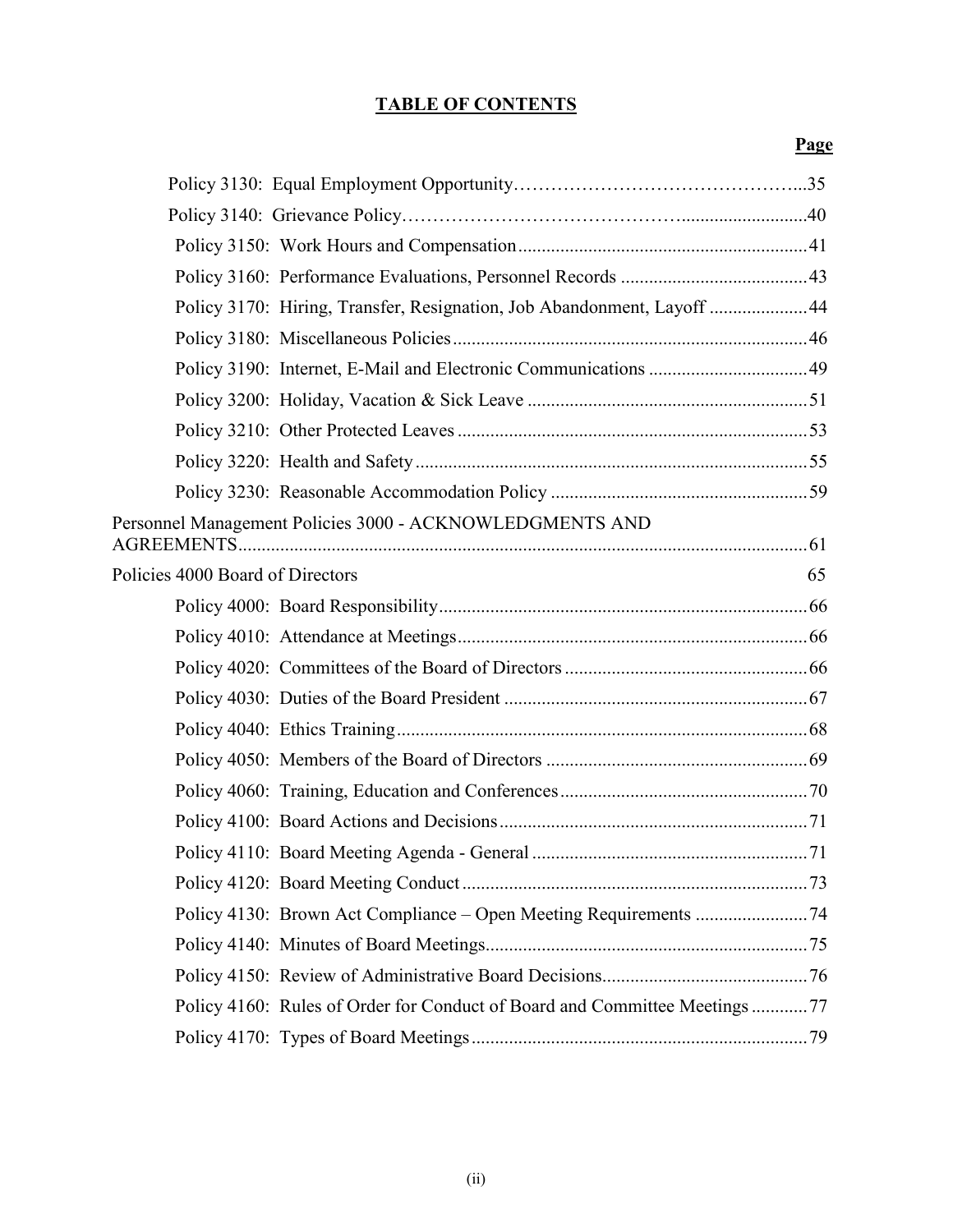## TABLE OF CONTENTS

**Page**

- Policy 3130: Equal Employment Opportunity……………………………………...35
- Policy 3140: Grievance Policy……………………………………..........................40
- Policy 3150: Work Hours and Compensation.............................................................41
- Policy 3160: Performance Evaluations, Personnel Records ........................................43
- Policy 3170: Hiring, Transfer, Resignation, Job Abandonment, Layoff .....................44
- Policy 3180: Miscellaneous Policies...........................................................................46
- Policy 3190: Internet, E-Mail and Electronic Communications ..................................49
- Policy 3200: Holiday, Vacation & Sick Leave ...........................................................51
- Policy 3210: Other Protected Leaves ..........................................................................53
- Policy 3220: Health and Safety ...................................................................................55
- Policy 3230: Reasonable Accommodation Policy ......................................................59

Personnel Management Policies 3000 - ACKNOWLEDGMENTS AND AGREEMENTS.........................................................................................................................61

Policies 4000 Board of Directors 65

- Policy 4000: Board Responsibility..............................................................................66
- Policy 4010: Attendance at Meetings..........................................................................66
- Policy 4020: Committees of the Board of Directors ...................................................66
- Policy 4030: Duties of the Board President ................................................................67
- Policy 4040: Ethics Training.......................................................................................68
- Policy 4050: Members of the Board of Directors .......................................................69
- Policy 4060: Training, Education and Conferences....................................................70
- Policy 4100: Board Actions and Decisions.................................................................71
- Policy 4110: Board Meeting Agenda - General ..........................................................71
- Policy 4120: Board Meeting Conduct.........................................................................73
- Policy 4130: Brown Act Compliance – Open Meeting Requirements ........................74
- Policy 4140: Minutes of Board Meetings....................................................................75
- Policy 4150: Review of Administrative Board Decisions...........................................76
- Policy 4160: Rules of Order for Conduct of Board and Committee Meetings ............77
- Policy 4170: Types of Board Meetings.......................................................................79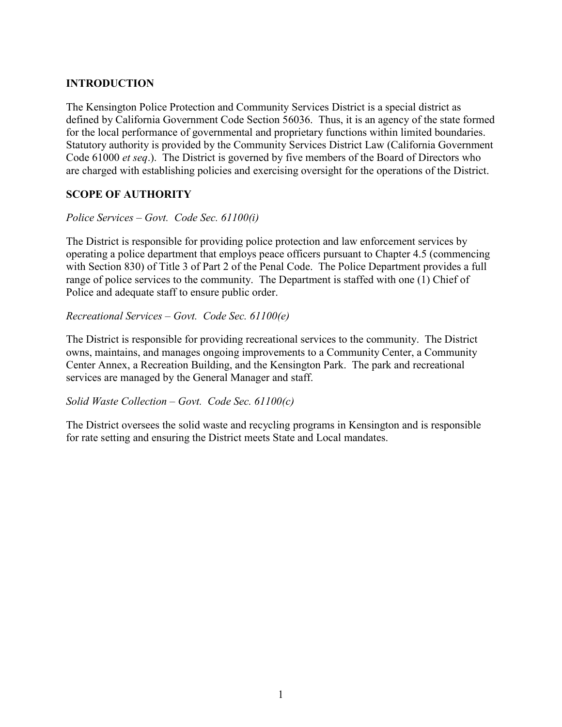## INTRODUCTION

The Kensington Police Protection and Community Services District is a special district as defined by California Government Code Section 56036. Thus, it is an agency of the state formed for the local performance of governmental and proprietary functions within limited boundaries. Statutory authority is provided by the Community Services District Law (California Government Code 61000 *et seq*.). The District is governed by five members of the Board of Directors who are charged with establishing policies and exercising oversight for the operations of the District.

## SCOPE OF AUTHORITY

*Police Services – Govt. Code Sec. 61100(i)*

The District is responsible for providing police protection and law enforcement services by operating a police department that employs peace officers pursuant to Chapter 4.5 (commencing with Section 830) of Title 3 of Part 2 of the Penal Code. The Police Department provides a full range of police services to the community. The Department is staffed with one (1) Chief of Police and adequate staff to ensure public order.

*Recreational Services – Govt. Code Sec. 61100(e)*

The District is responsible for providing recreational services to the community. The District owns, maintains, and manages ongoing improvements to a Community Center, a Community Center Annex, a Recreation Building, and the Kensington Park. The park and recreational services are managed by the General Manager and staff.

*Solid Waste Collection – Govt. Code Sec. 61100(c)*

The District oversees the solid waste and recycling programs in Kensington and is responsible for rate setting and ensuring the District meets State and Local mandates.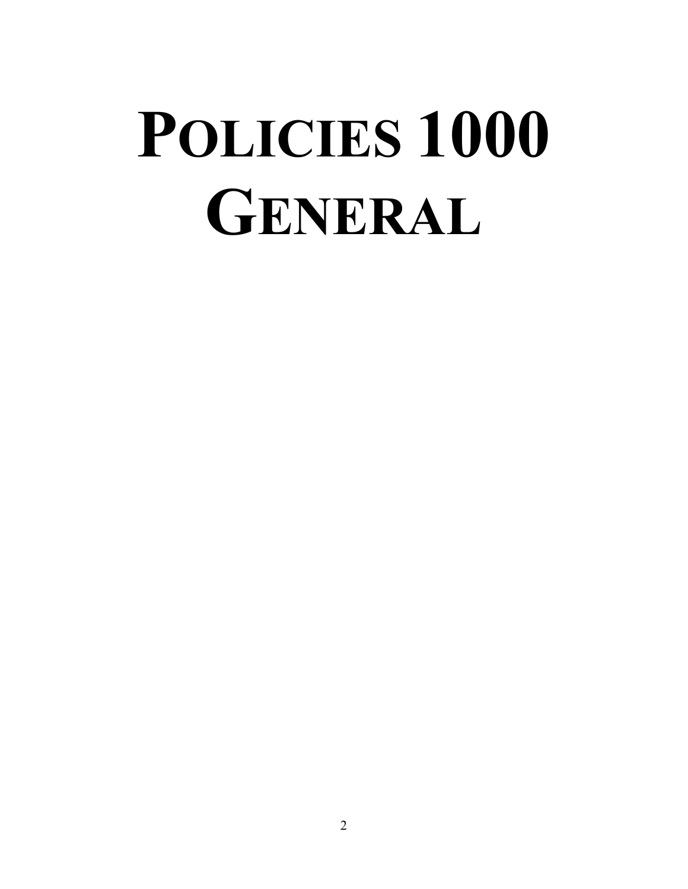# POLICIES 1000 GENERAL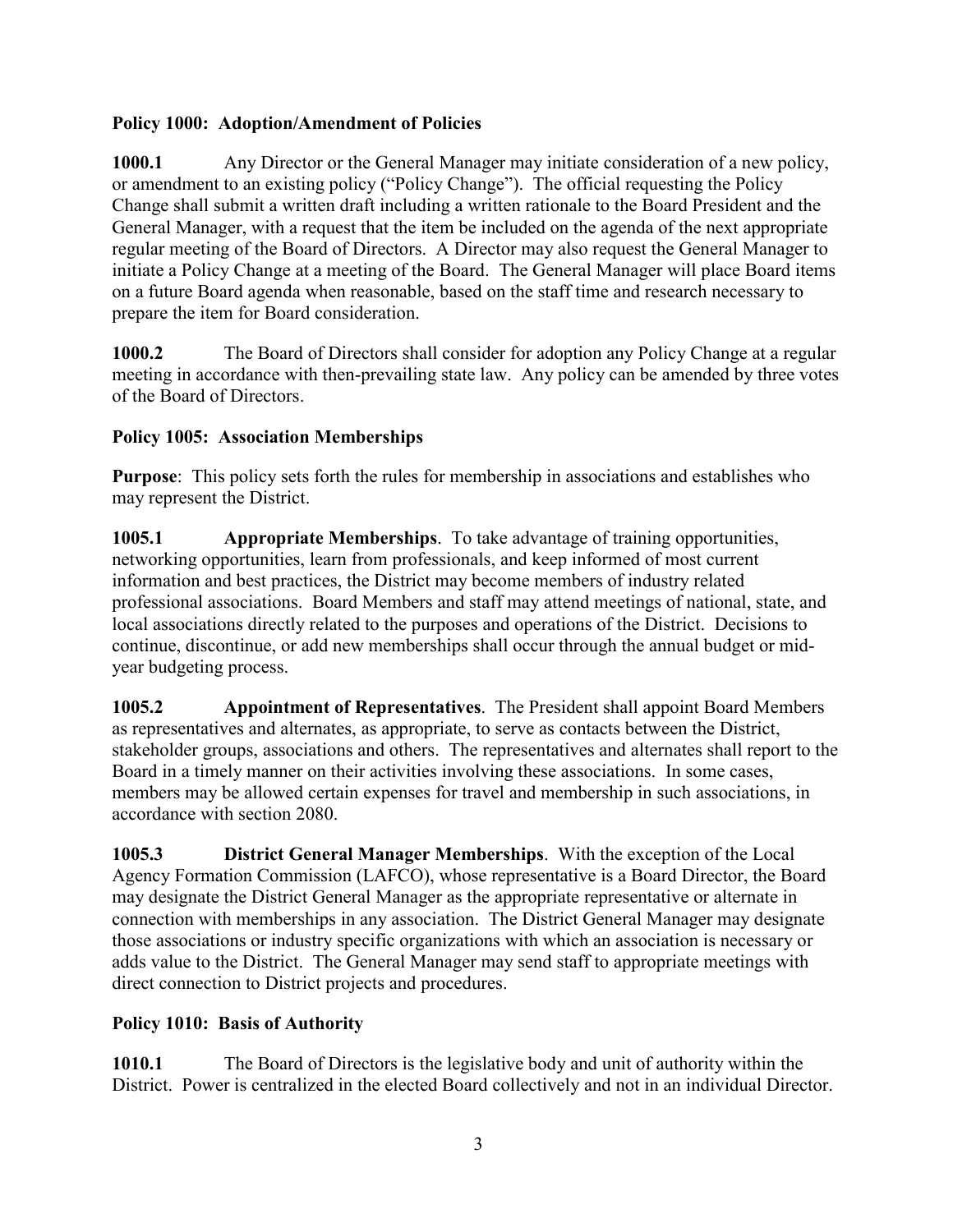**Policy 1000: Adoption/Amendment of Policies**

**1000.1** Any Director or the General Manager may initiate consideration of a new policy, or amendment to an existing policy ("Policy Change"). The official requesting the Policy Change shall submit a written draft including a written rationale to the Board President and the General Manager, with a request that the item be included on the agenda of the next appropriate regular meeting of the Board of Directors. A Director may also request the General Manager to initiate a Policy Change at a meeting of the Board. The General Manager will place Board items on a future Board agenda when reasonable, based on the staff time and research necessary to prepare the item for Board consideration.

**1000.2** The Board of Directors shall consider for adoption any Policy Change at a regular meeting in accordance with then-prevailing state law. Any policy can be amended by three votes of the Board of Directors.

**Policy 1005: Association Memberships**

**Purpose**: This policy sets forth the rules for membership in associations and establishes who may represent the District.

**1005.1** **Appropriate Memberships**. To take advantage of training opportunities, networking opportunities, learn from professionals, and keep informed of most current information and best practices, the District may become members of industry related professional associations. Board Members and staff may attend meetings of national, state, and local associations directly related to the purposes and operations of the District. Decisions to continue, discontinue, or add new memberships shall occur through the annual budget or mid-year budgeting process.

**1005.2** **Appointment of Representatives**. The President shall appoint Board Members as representatives and alternates, as appropriate, to serve as contacts between the District, stakeholder groups, associations and others. The representatives and alternates shall report to the Board in a timely manner on their activities involving these associations. In some cases, members may be allowed certain expenses for travel and membership in such associations, in accordance with section 2080.

**1005.3** **District General Manager Memberships**. With the exception of the Local Agency Formation Commission (LAFCO), whose representative is a Board Director, the Board may designate the District General Manager as the appropriate representative or alternate in connection with memberships in any association. The District General Manager may designate those associations or industry specific organizations with which an association is necessary or adds value to the District. The General Manager may send staff to appropriate meetings with direct connection to District projects and procedures.

**Policy 1010: Basis of Authority**

**1010.1** The Board of Directors is the legislative body and unit of authority within the District. Power is centralized in the elected Board collectively and not in an individual Director.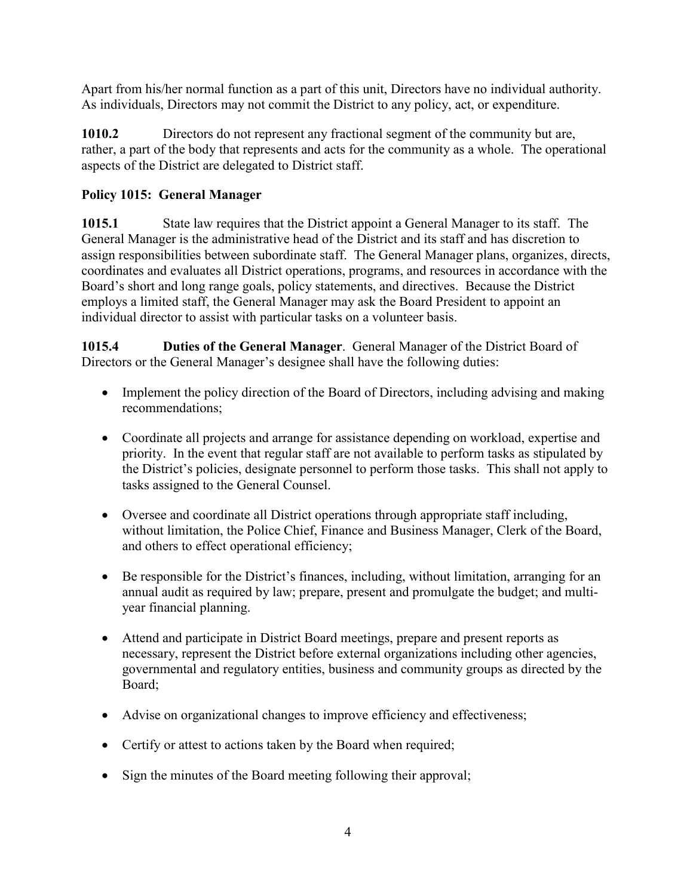Apart from his/her normal function as a part of this unit, Directors have no individual authority. As individuals, Directors may not commit the District to any policy, act, or expenditure.

**1010.2** Directors do not represent any fractional segment of the community but are, rather, a part of the body that represents and acts for the community as a whole. The operational aspects of the District are delegated to District staff.

### Policy 1015: General Manager

**1015.1** State law requires that the District appoint a General Manager to its staff. The General Manager is the administrative head of the District and its staff and has discretion to assign responsibilities between subordinate staff. The General Manager plans, organizes, directs, coordinates and evaluates all District operations, programs, and resources in accordance with the Board's short and long range goals, policy statements, and directives. Because the District employs a limited staff, the General Manager may ask the Board President to appoint an individual director to assist with particular tasks on a volunteer basis.

**1015.4 Duties of the General Manager**. General Manager of the District Board of Directors or the General Manager's designee shall have the following duties:

- Implement the policy direction of the Board of Directors, including advising and making recommendations;
- Coordinate all projects and arrange for assistance depending on workload, expertise and priority. In the event that regular staff are not available to perform tasks as stipulated by the District's policies, designate personnel to perform those tasks. This shall not apply to tasks assigned to the General Counsel.
- Oversee and coordinate all District operations through appropriate staff including, without limitation, the Police Chief, Finance and Business Manager, Clerk of the Board, and others to effect operational efficiency;
- Be responsible for the District's finances, including, without limitation, arranging for an annual audit as required by law; prepare, present and promulgate the budget; and multi-year financial planning.
- Attend and participate in District Board meetings, prepare and present reports as necessary, represent the District before external organizations including other agencies, governmental and regulatory entities, business and community groups as directed by the Board;
- Advise on organizational changes to improve efficiency and effectiveness;
- Certify or attest to actions taken by the Board when required;
- Sign the minutes of the Board meeting following their approval;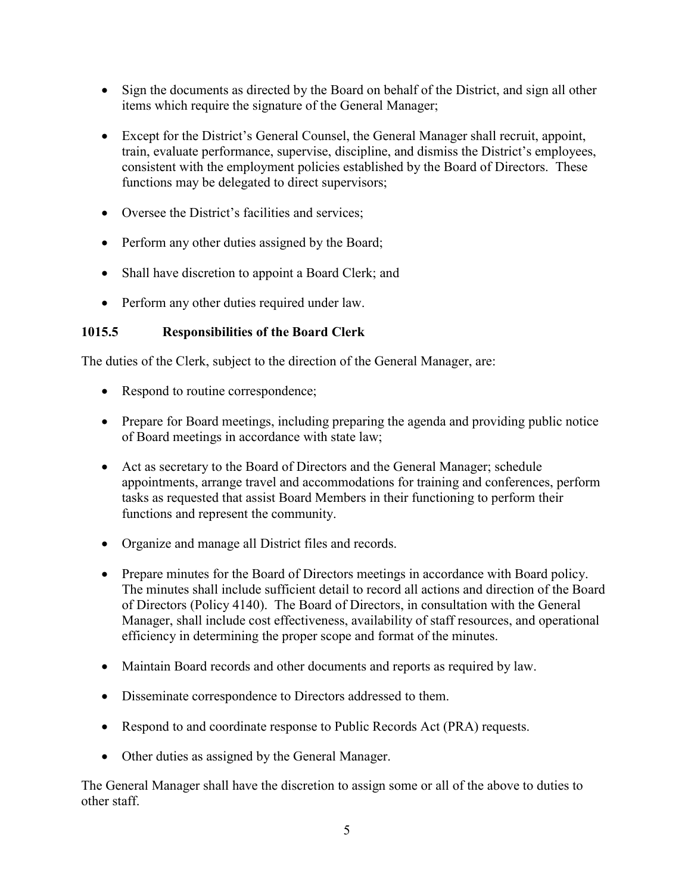- Sign the documents as directed by the Board on behalf of the District, and sign all other items which require the signature of the General Manager;
- Except for the District's General Counsel, the General Manager shall recruit, appoint, train, evaluate performance, supervise, discipline, and dismiss the District's employees, consistent with the employment policies established by the Board of Directors. These functions may be delegated to direct supervisors;
- Oversee the District's facilities and services;
- Perform any other duties assigned by the Board;
- Shall have discretion to appoint a Board Clerk; and
- Perform any other duties required under law.

### 1015.5 Responsibilities of the Board Clerk

The duties of the Clerk, subject to the direction of the General Manager, are:

- Respond to routine correspondence;
- Prepare for Board meetings, including preparing the agenda and providing public notice of Board meetings in accordance with state law;
- Act as secretary to the Board of Directors and the General Manager; schedule appointments, arrange travel and accommodations for training and conferences, perform tasks as requested that assist Board Members in their functioning to perform their functions and represent the community.
- Organize and manage all District files and records.
- Prepare minutes for the Board of Directors meetings in accordance with Board policy. The minutes shall include sufficient detail to record all actions and direction of the Board of Directors (Policy 4140). The Board of Directors, in consultation with the General Manager, shall include cost effectiveness, availability of staff resources, and operational efficiency in determining the proper scope and format of the minutes.
- Maintain Board records and other documents and reports as required by law.
- Disseminate correspondence to Directors addressed to them.
- Respond to and coordinate response to Public Records Act (PRA) requests.
- Other duties as assigned by the General Manager.

The General Manager shall have the discretion to assign some or all of the above to duties to other staff.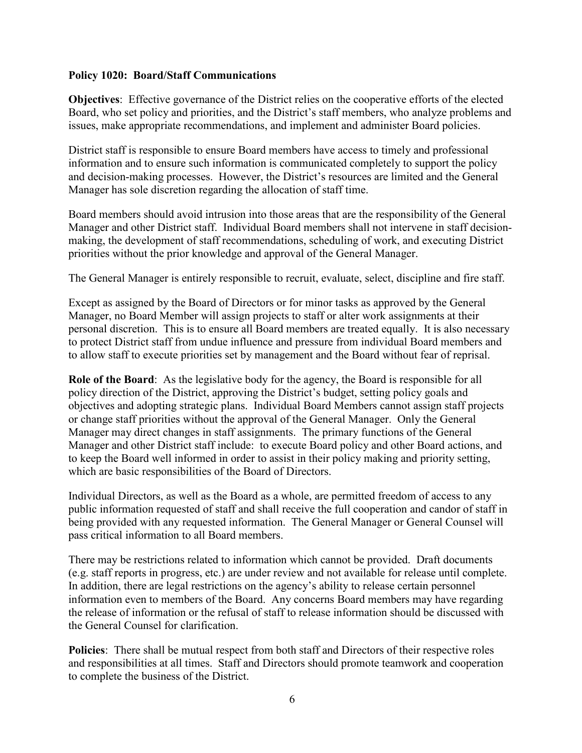**Policy 1020: Board/Staff Communications**

**Objectives**: Effective governance of the District relies on the cooperative efforts of the elected Board, who set policy and priorities, and the District's staff members, who analyze problems and issues, make appropriate recommendations, and implement and administer Board policies.

District staff is responsible to ensure Board members have access to timely and professional information and to ensure such information is communicated completely to support the policy and decision-making processes. However, the District's resources are limited and the General Manager has sole discretion regarding the allocation of staff time.

Board members should avoid intrusion into those areas that are the responsibility of the General Manager and other District staff. Individual Board members shall not intervene in staff decision-making, the development of staff recommendations, scheduling of work, and executing District priorities without the prior knowledge and approval of the General Manager.

The General Manager is entirely responsible to recruit, evaluate, select, discipline and fire staff.

Except as assigned by the Board of Directors or for minor tasks as approved by the General Manager, no Board Member will assign projects to staff or alter work assignments at their personal discretion. This is to ensure all Board members are treated equally. It is also necessary to protect District staff from undue influence and pressure from individual Board members and to allow staff to execute priorities set by management and the Board without fear of reprisal.

**Role of the Board**: As the legislative body for the agency, the Board is responsible for all policy direction of the District, approving the District's budget, setting policy goals and objectives and adopting strategic plans. Individual Board Members cannot assign staff projects or change staff priorities without the approval of the General Manager. Only the General Manager may direct changes in staff assignments. The primary functions of the General Manager and other District staff include: to execute Board policy and other Board actions, and to keep the Board well informed in order to assist in their policy making and priority setting, which are basic responsibilities of the Board of Directors.

Individual Directors, as well as the Board as a whole, are permitted freedom of access to any public information requested of staff and shall receive the full cooperation and candor of staff in being provided with any requested information. The General Manager or General Counsel will pass critical information to all Board members.

There may be restrictions related to information which cannot be provided. Draft documents (e.g. staff reports in progress, etc.) are under review and not available for release until complete. In addition, there are legal restrictions on the agency's ability to release certain personnel information even to members of the Board. Any concerns Board members may have regarding the release of information or the refusal of staff to release information should be discussed with the General Counsel for clarification.

**Policies**: There shall be mutual respect from both staff and Directors of their respective roles and responsibilities at all times. Staff and Directors should promote teamwork and cooperation to complete the business of the District.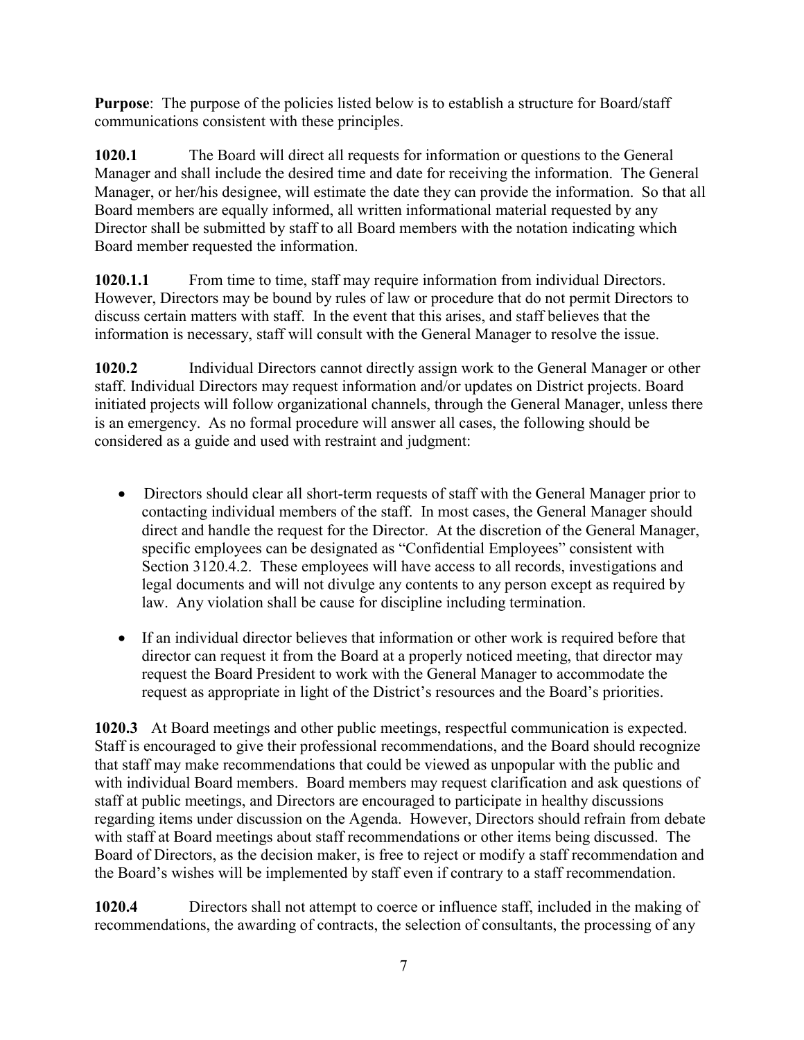**Purpose**: The purpose of the policies listed below is to establish a structure for Board/staff communications consistent with these principles.

**1020.1** The Board will direct all requests for information or questions to the General Manager and shall include the desired time and date for receiving the information. The General Manager, or her/his designee, will estimate the date they can provide the information. So that all Board members are equally informed, all written informational material requested by any Director shall be submitted by staff to all Board members with the notation indicating which Board member requested the information.

**1020.1.1** From time to time, staff may require information from individual Directors. However, Directors may be bound by rules of law or procedure that do not permit Directors to discuss certain matters with staff. In the event that this arises, and staff believes that the information is necessary, staff will consult with the General Manager to resolve the issue.

**1020.2** Individual Directors cannot directly assign work to the General Manager or other staff. Individual Directors may request information and/or updates on District projects. Board initiated projects will follow organizational channels, through the General Manager, unless there is an emergency. As no formal procedure will answer all cases, the following should be considered as a guide and used with restraint and judgment:

- Directors should clear all short-term requests of staff with the General Manager prior to contacting individual members of the staff. In most cases, the General Manager should direct and handle the request for the Director. At the discretion of the General Manager, specific employees can be designated as "Confidential Employees" consistent with Section 3120.4.2. These employees will have access to all records, investigations and legal documents and will not divulge any contents to any person except as required by law. Any violation shall be cause for discipline including termination.
- If an individual director believes that information or other work is required before that director can request it from the Board at a properly noticed meeting, that director may request the Board President to work with the General Manager to accommodate the request as appropriate in light of the District's resources and the Board's priorities.

**1020.3** At Board meetings and other public meetings, respectful communication is expected. Staff is encouraged to give their professional recommendations, and the Board should recognize that staff may make recommendations that could be viewed as unpopular with the public and with individual Board members. Board members may request clarification and ask questions of staff at public meetings, and Directors are encouraged to participate in healthy discussions regarding items under discussion on the Agenda. However, Directors should refrain from debate with staff at Board meetings about staff recommendations or other items being discussed. The Board of Directors, as the decision maker, is free to reject or modify a staff recommendation and the Board's wishes will be implemented by staff even if contrary to a staff recommendation.

**1020.4** Directors shall not attempt to coerce or influence staff, included in the making of recommendations, the awarding of contracts, the selection of consultants, the processing of any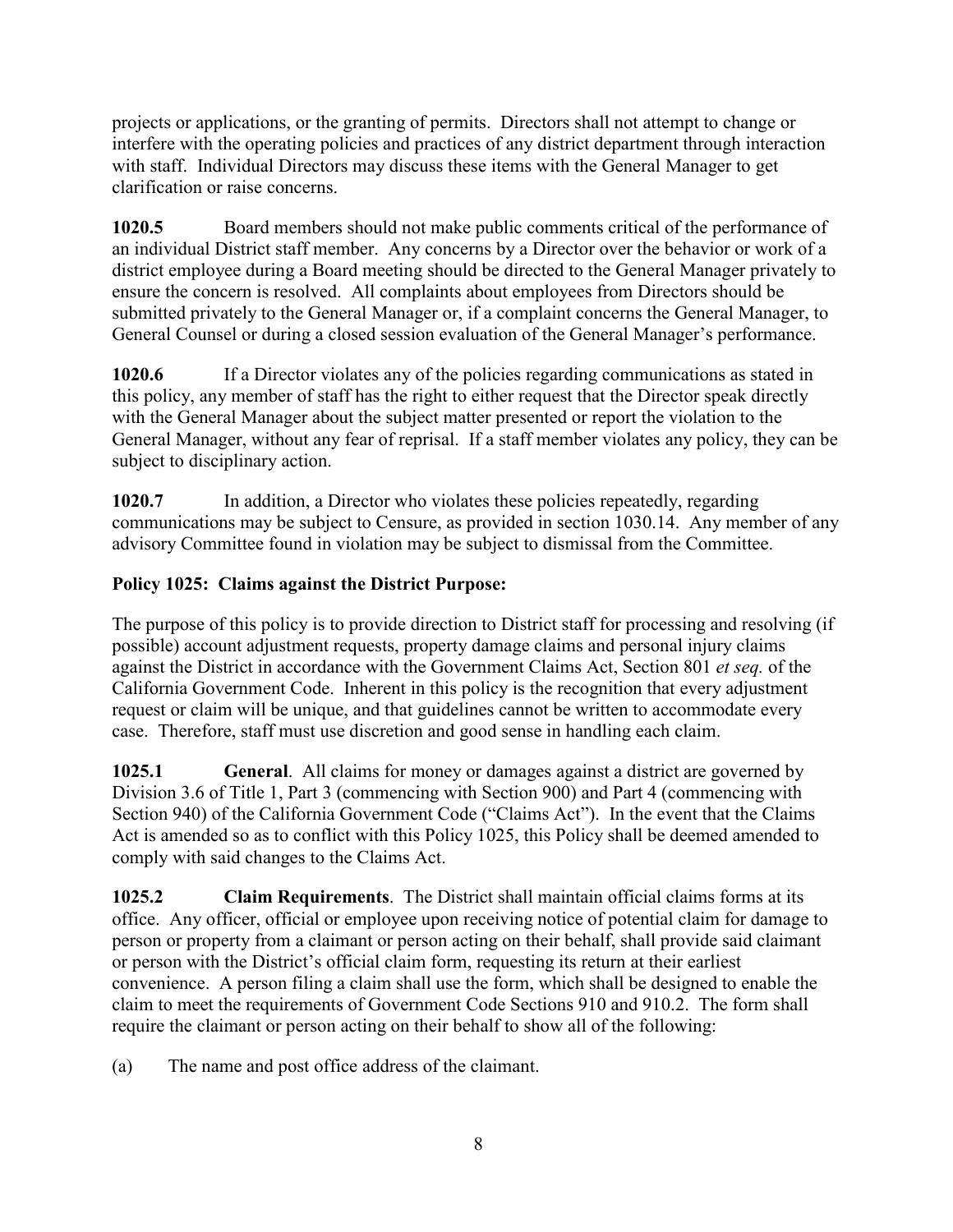projects or applications, or the granting of permits. Directors shall not attempt to change or interfere with the operating policies and practices of any district department through interaction with staff. Individual Directors may discuss these items with the General Manager to get clarification or raise concerns.

**1020.5** Board members should not make public comments critical of the performance of an individual District staff member. Any concerns by a Director over the behavior or work of a district employee during a Board meeting should be directed to the General Manager privately to ensure the concern is resolved. All complaints about employees from Directors should be submitted privately to the General Manager or, if a complaint concerns the General Manager, to General Counsel or during a closed session evaluation of the General Manager's performance.

**1020.6** If a Director violates any of the policies regarding communications as stated in this policy, any member of staff has the right to either request that the Director speak directly with the General Manager about the subject matter presented or report the violation to the General Manager, without any fear of reprisal. If a staff member violates any policy, they can be subject to disciplinary action.

**1020.7** In addition, a Director who violates these policies repeatedly, regarding communications may be subject to Censure, as provided in section 1030.14. Any member of any advisory Committee found in violation may be subject to dismissal from the Committee.

**Policy 1025: Claims against the District Purpose:**

The purpose of this policy is to provide direction to District staff for processing and resolving (if possible) account adjustment requests, property damage claims and personal injury claims against the District in accordance with the Government Claims Act, Section 801 *et seq.* of the California Government Code. Inherent in this policy is the recognition that every adjustment request or claim will be unique, and that guidelines cannot be written to accommodate every case. Therefore, staff must use discretion and good sense in handling each claim.

**1025.1** **General**. All claims for money or damages against a district are governed by Division 3.6 of Title 1, Part 3 (commencing with Section 900) and Part 4 (commencing with Section 940) of the California Government Code ("Claims Act"). In the event that the Claims Act is amended so as to conflict with this Policy 1025, this Policy shall be deemed amended to comply with said changes to the Claims Act.

**1025.2** **Claim Requirements**. The District shall maintain official claims forms at its office. Any officer, official or employee upon receiving notice of potential claim for damage to person or property from a claimant or person acting on their behalf, shall provide said claimant or person with the District's official claim form, requesting its return at their earliest convenience. A person filing a claim shall use the form, which shall be designed to enable the claim to meet the requirements of Government Code Sections 910 and 910.2. The form shall require the claimant or person acting on their behalf to show all of the following:

(a) The name and post office address of the claimant.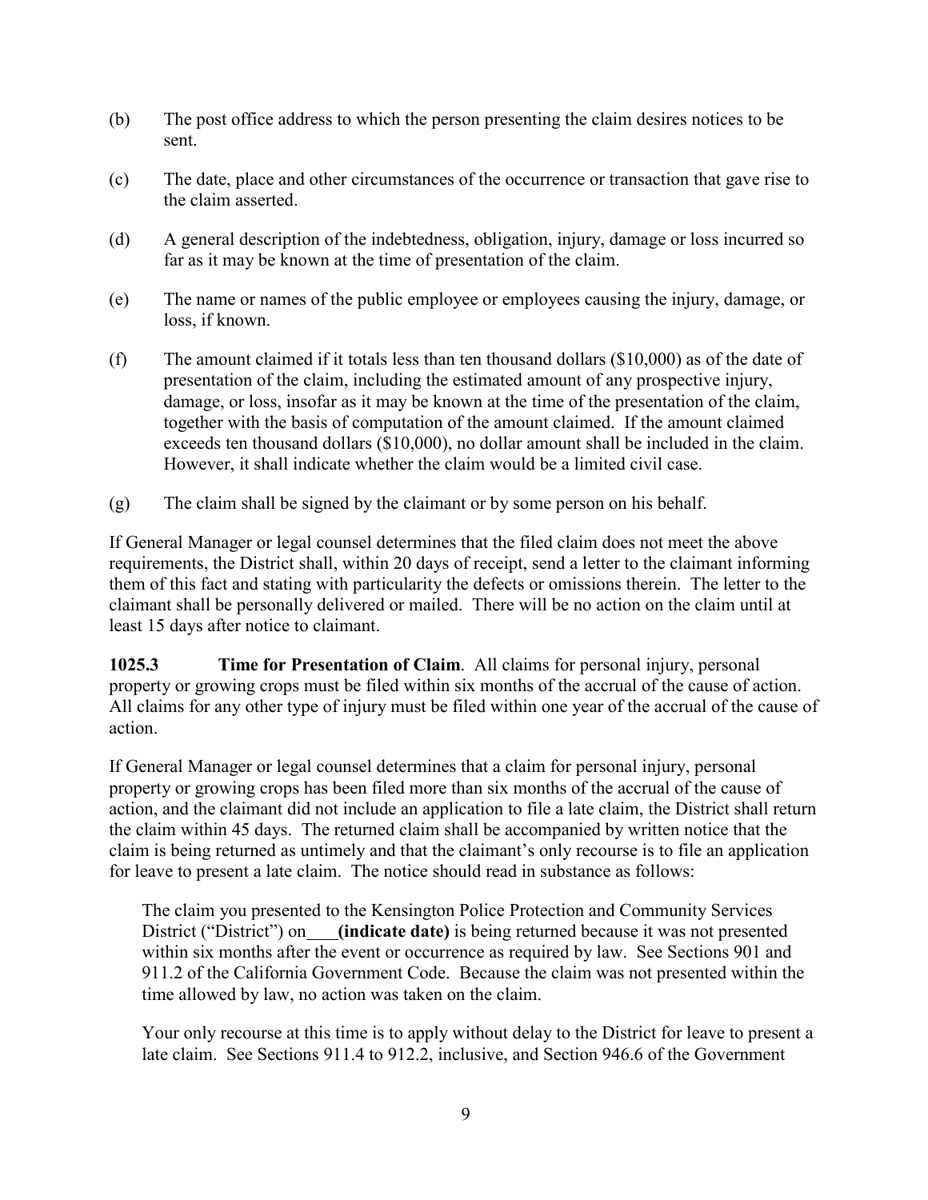(b) The post office address to which the person presenting the claim desires notices to be sent.

(c) The date, place and other circumstances of the occurrence or transaction that gave rise to the claim asserted.

(d) A general description of the indebtedness, obligation, injury, damage or loss incurred so far as it may be known at the time of presentation of the claim.

(e) The name or names of the public employee or employees causing the injury, damage, or loss, if known.

(f) The amount claimed if it totals less than ten thousand dollars ($10,000) as of the date of presentation of the claim, including the estimated amount of any prospective injury, damage, or loss, insofar as it may be known at the time of the presentation of the claim, together with the basis of computation of the amount claimed. If the amount claimed exceeds ten thousand dollars ($10,000), no dollar amount shall be included in the claim. However, it shall indicate whether the claim would be a limited civil case.

(g) The claim shall be signed by the claimant or by some person on his behalf.

If General Manager or legal counsel determines that the filed claim does not meet the above requirements, the District shall, within 20 days of receipt, send a letter to the claimant informing them of this fact and stating with particularity the defects or omissions therein. The letter to the claimant shall be personally delivered or mailed. There will be no action on the claim until at least 15 days after notice to claimant.

**1025.3 Time for Presentation of Claim**. All claims for personal injury, personal property or growing crops must be filed within six months of the accrual of the cause of action. All claims for any other type of injury must be filed within one year of the accrual of the cause of action.

If General Manager or legal counsel determines that a claim for personal injury, personal property or growing crops has been filed more than six months of the accrual of the cause of action, and the claimant did not include an application to file a late claim, the District shall return the claim within 45 days. The returned claim shall be accompanied by written notice that the claim is being returned as untimely and that the claimant's only recourse is to file an application for leave to present a late claim. The notice should read in substance as follows:

> The claim you presented to the Kensington Police Protection and Community Services District ("District") on\_\_\_**(indicate date)** is being returned because it was not presented within six months after the event or occurrence as required by law. See Sections 901 and 911.2 of the California Government Code. Because the claim was not presented within the time allowed by law, no action was taken on the claim.
>
> Your only recourse at this time is to apply without delay to the District for leave to present a late claim. See Sections 911.4 to 912.2, inclusive, and Section 946.6 of the Government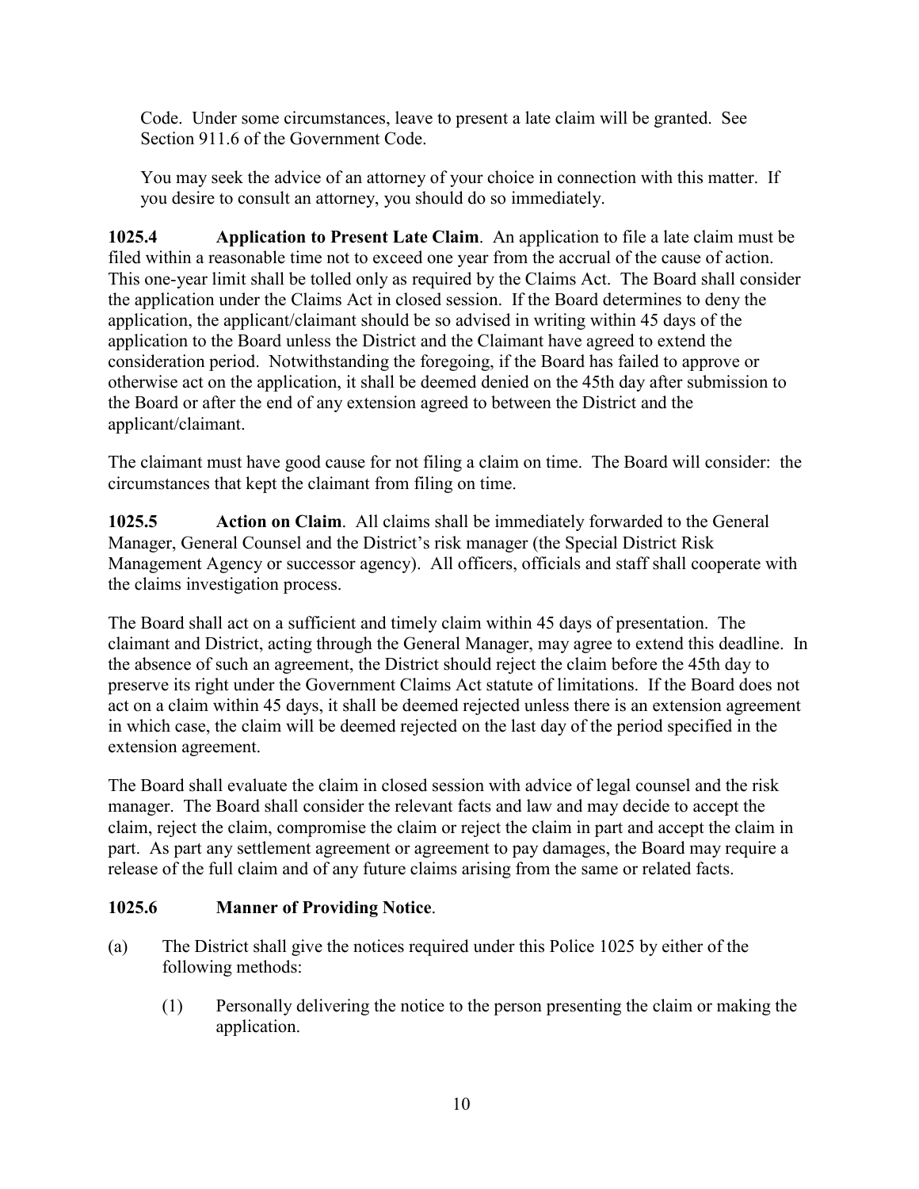Code. Under some circumstances, leave to present a late claim will be granted. See Section 911.6 of the Government Code.

You may seek the advice of an attorney of your choice in connection with this matter. If you desire to consult an attorney, you should do so immediately.

**1025.4 Application to Present Late Claim**. An application to file a late claim must be filed within a reasonable time not to exceed one year from the accrual of the cause of action. This one-year limit shall be tolled only as required by the Claims Act. The Board shall consider the application under the Claims Act in closed session. If the Board determines to deny the application, the applicant/claimant should be so advised in writing within 45 days of the application to the Board unless the District and the Claimant have agreed to extend the consideration period. Notwithstanding the foregoing, if the Board has failed to approve or otherwise act on the application, it shall be deemed denied on the 45th day after submission to the Board or after the end of any extension agreed to between the District and the applicant/claimant.

The claimant must have good cause for not filing a claim on time. The Board will consider: the circumstances that kept the claimant from filing on time.

**1025.5 Action on Claim**. All claims shall be immediately forwarded to the General Manager, General Counsel and the District's risk manager (the Special District Risk Management Agency or successor agency). All officers, officials and staff shall cooperate with the claims investigation process.

The Board shall act on a sufficient and timely claim within 45 days of presentation. The claimant and District, acting through the General Manager, may agree to extend this deadline. In the absence of such an agreement, the District should reject the claim before the 45th day to preserve its right under the Government Claims Act statute of limitations. If the Board does not act on a claim within 45 days, it shall be deemed rejected unless there is an extension agreement in which case, the claim will be deemed rejected on the last day of the period specified in the extension agreement.

The Board shall evaluate the claim in closed session with advice of legal counsel and the risk manager. The Board shall consider the relevant facts and law and may decide to accept the claim, reject the claim, compromise the claim or reject the claim in part and accept the claim in part. As part any settlement agreement or agreement to pay damages, the Board may require a release of the full claim and of any future claims arising from the same or related facts.

**1025.6 Manner of Providing Notice**.

(a) The District shall give the notices required under this Police 1025 by either of the following methods:

(1) Personally delivering the notice to the person presenting the claim or making the application.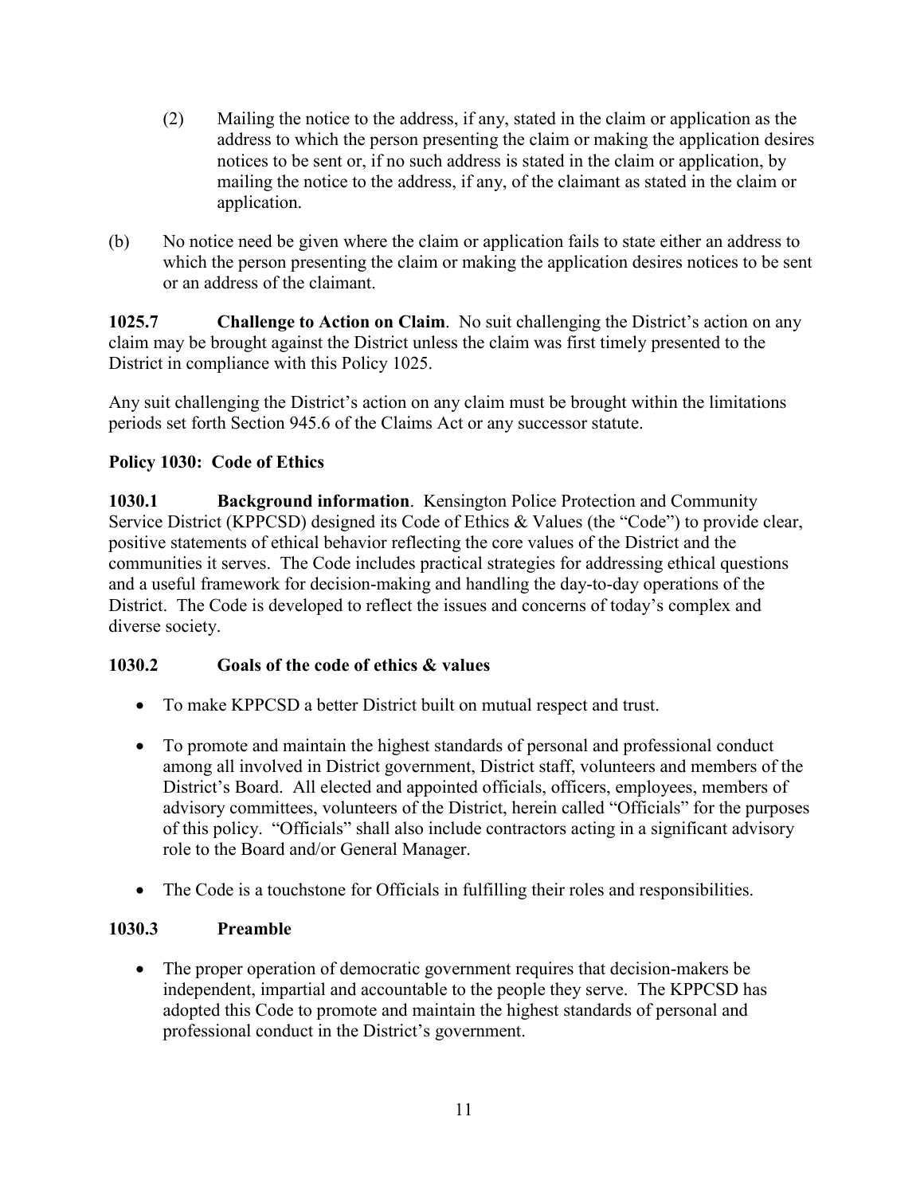(2) Mailing the notice to the address, if any, stated in the claim or application as the address to which the person presenting the claim or making the application desires notices to be sent or, if no such address is stated in the claim or application, by mailing the notice to the address, if any, of the claimant as stated in the claim or application.

(b) No notice need be given where the claim or application fails to state either an address to which the person presenting the claim or making the application desires notices to be sent or an address of the claimant.

**1025.7 Challenge to Action on Claim**. No suit challenging the District's action on any claim may be brought against the District unless the claim was first timely presented to the District in compliance with this Policy 1025.

Any suit challenging the District's action on any claim must be brought within the limitations periods set forth Section 945.6 of the Claims Act or any successor statute.

**Policy 1030: Code of Ethics**

**1030.1 Background information**. Kensington Police Protection and Community Service District (KPPCSD) designed its Code of Ethics & Values (the "Code") to provide clear, positive statements of ethical behavior reflecting the core values of the District and the communities it serves. The Code includes practical strategies for addressing ethical questions and a useful framework for decision-making and handling the day-to-day operations of the District. The Code is developed to reflect the issues and concerns of today's complex and diverse society.

**1030.2 Goals of the code of ethics & values**

- To make KPPCSD a better District built on mutual respect and trust.
- To promote and maintain the highest standards of personal and professional conduct among all involved in District government, District staff, volunteers and members of the District's Board. All elected and appointed officials, officers, employees, members of advisory committees, volunteers of the District, herein called "Officials" for the purposes of this policy. "Officials" shall also include contractors acting in a significant advisory role to the Board and/or General Manager.
- The Code is a touchstone for Officials in fulfilling their roles and responsibilities.

**1030.3 Preamble**

- The proper operation of democratic government requires that decision-makers be independent, impartial and accountable to the people they serve. The KPPCSD has adopted this Code to promote and maintain the highest standards of personal and professional conduct in the District's government.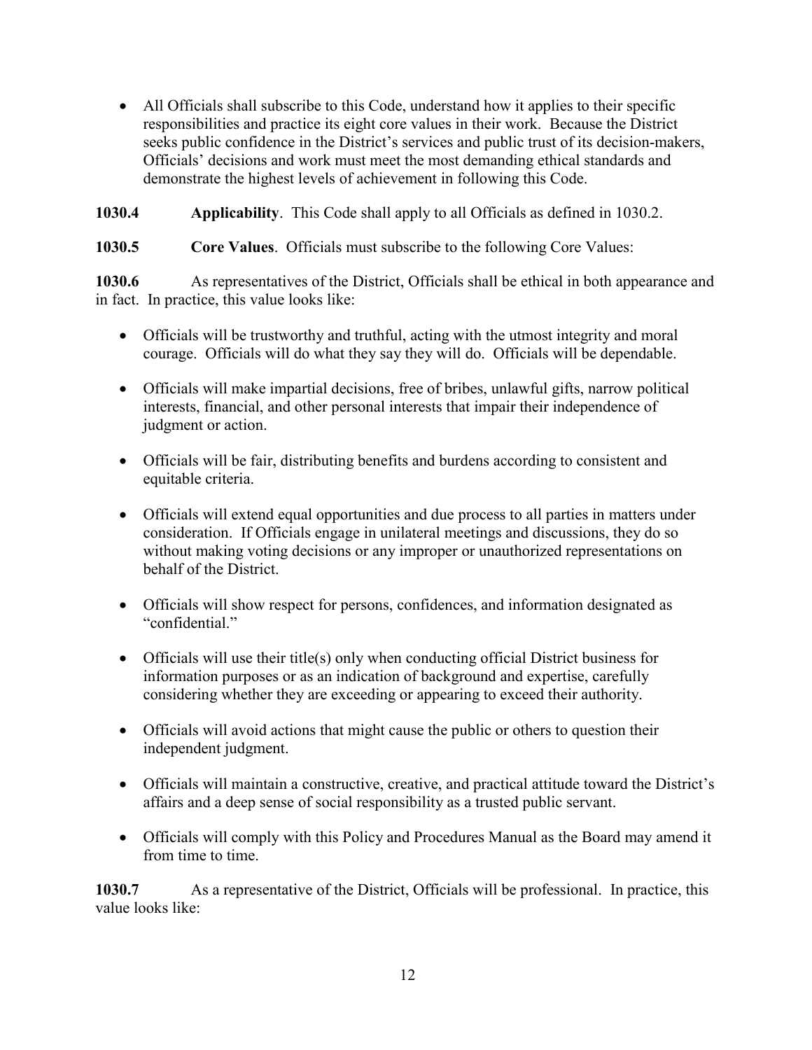- All Officials shall subscribe to this Code, understand how it applies to their specific responsibilities and practice its eight core values in their work. Because the District seeks public confidence in the District's services and public trust of its decision-makers, Officials' decisions and work must meet the most demanding ethical standards and demonstrate the highest levels of achievement in following this Code.

**1030.4** **Applicability**. This Code shall apply to all Officials as defined in 1030.2.

**1030.5** **Core Values**. Officials must subscribe to the following Core Values:

**1030.6** As representatives of the District, Officials shall be ethical in both appearance and in fact. In practice, this value looks like:

- Officials will be trustworthy and truthful, acting with the utmost integrity and moral courage. Officials will do what they say they will do. Officials will be dependable.
- Officials will make impartial decisions, free of bribes, unlawful gifts, narrow political interests, financial, and other personal interests that impair their independence of judgment or action.
- Officials will be fair, distributing benefits and burdens according to consistent and equitable criteria.
- Officials will extend equal opportunities and due process to all parties in matters under consideration. If Officials engage in unilateral meetings and discussions, they do so without making voting decisions or any improper or unauthorized representations on behalf of the District.
- Officials will show respect for persons, confidences, and information designated as "confidential."
- Officials will use their title(s) only when conducting official District business for information purposes or as an indication of background and expertise, carefully considering whether they are exceeding or appearing to exceed their authority.
- Officials will avoid actions that might cause the public or others to question their independent judgment.
- Officials will maintain a constructive, creative, and practical attitude toward the District's affairs and a deep sense of social responsibility as a trusted public servant.
- Officials will comply with this Policy and Procedures Manual as the Board may amend it from time to time.

**1030.7** As a representative of the District, Officials will be professional. In practice, this value looks like: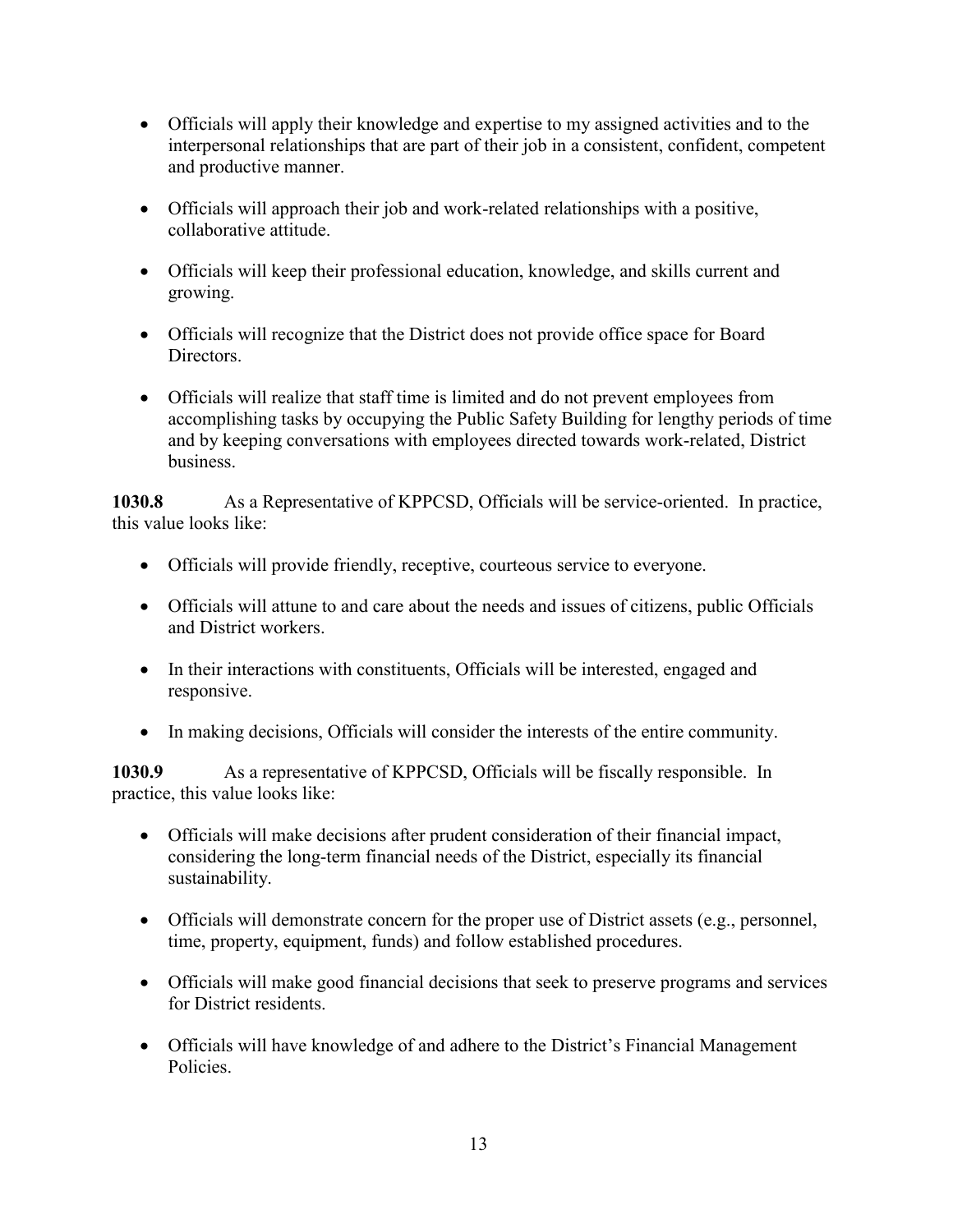- Officials will apply their knowledge and expertise to my assigned activities and to the interpersonal relationships that are part of their job in a consistent, confident, competent and productive manner.

- Officials will approach their job and work-related relationships with a positive, collaborative attitude.

- Officials will keep their professional education, knowledge, and skills current and growing.

- Officials will recognize that the District does not provide office space for Board Directors.

- Officials will realize that staff time is limited and do not prevent employees from accomplishing tasks by occupying the Public Safety Building for lengthy periods of time and by keeping conversations with employees directed towards work-related, District business.

**1030.8** As a Representative of KPPCSD, Officials will be service-oriented. In practice, this value looks like:

- Officials will provide friendly, receptive, courteous service to everyone.

- Officials will attune to and care about the needs and issues of citizens, public Officials and District workers.

- In their interactions with constituents, Officials will be interested, engaged and responsive.

- In making decisions, Officials will consider the interests of the entire community.

**1030.9** As a representative of KPPCSD, Officials will be fiscally responsible. In practice, this value looks like:

- Officials will make decisions after prudent consideration of their financial impact, considering the long-term financial needs of the District, especially its financial sustainability.

- Officials will demonstrate concern for the proper use of District assets (e.g., personnel, time, property, equipment, funds) and follow established procedures.

- Officials will make good financial decisions that seek to preserve programs and services for District residents.

- Officials will have knowledge of and adhere to the District's Financial Management Policies.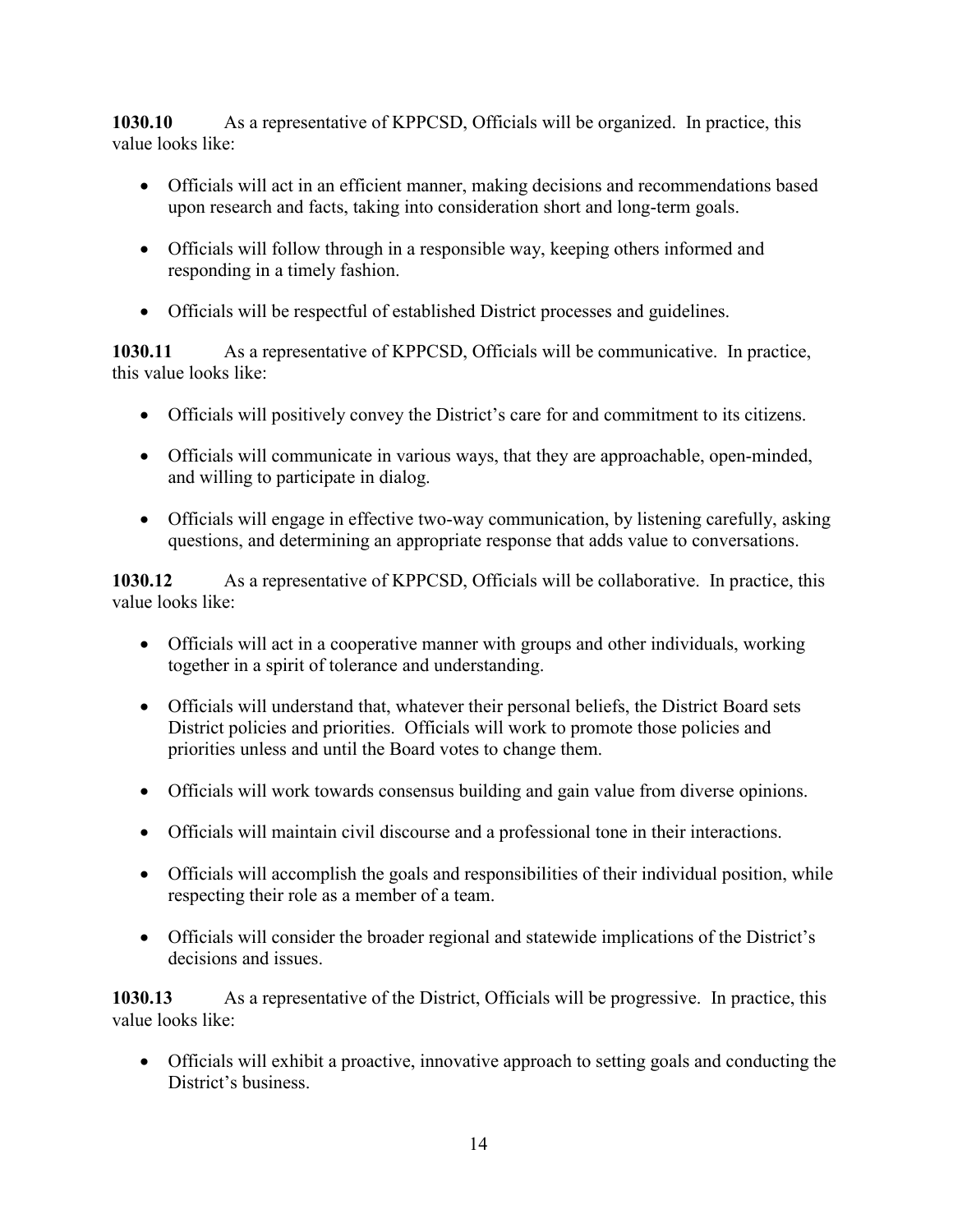**1030.10** As a representative of KPPCSD, Officials will be organized. In practice, this value looks like:

- Officials will act in an efficient manner, making decisions and recommendations based upon research and facts, taking into consideration short and long-term goals.
- Officials will follow through in a responsible way, keeping others informed and responding in a timely fashion.
- Officials will be respectful of established District processes and guidelines.

**1030.11** As a representative of KPPCSD, Officials will be communicative. In practice, this value looks like:

- Officials will positively convey the District's care for and commitment to its citizens.
- Officials will communicate in various ways, that they are approachable, open-minded, and willing to participate in dialog.
- Officials will engage in effective two-way communication, by listening carefully, asking questions, and determining an appropriate response that adds value to conversations.

**1030.12** As a representative of KPPCSD, Officials will be collaborative. In practice, this value looks like:

- Officials will act in a cooperative manner with groups and other individuals, working together in a spirit of tolerance and understanding.
- Officials will understand that, whatever their personal beliefs, the District Board sets District policies and priorities. Officials will work to promote those policies and priorities unless and until the Board votes to change them.
- Officials will work towards consensus building and gain value from diverse opinions.
- Officials will maintain civil discourse and a professional tone in their interactions.
- Officials will accomplish the goals and responsibilities of their individual position, while respecting their role as a member of a team.
- Officials will consider the broader regional and statewide implications of the District's decisions and issues.

**1030.13** As a representative of the District, Officials will be progressive. In practice, this value looks like:

- Officials will exhibit a proactive, innovative approach to setting goals and conducting the District's business.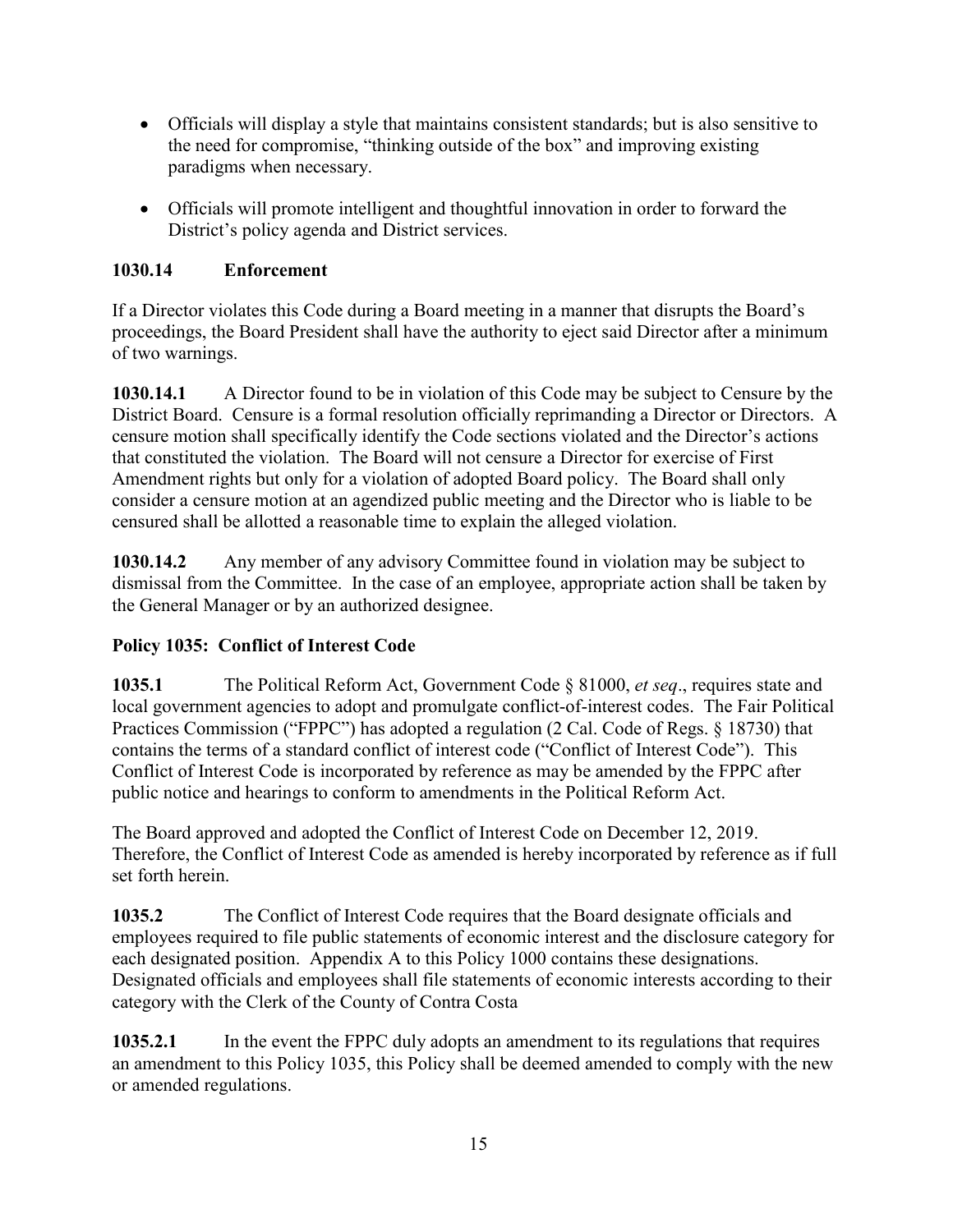- Officials will display a style that maintains consistent standards; but is also sensitive to the need for compromise, "thinking outside of the box" and improving existing paradigms when necessary.
- Officials will promote intelligent and thoughtful innovation in order to forward the District's policy agenda and District services.

**1030.14 Enforcement**

If a Director violates this Code during a Board meeting in a manner that disrupts the Board's proceedings, the Board President shall have the authority to eject said Director after a minimum of two warnings.

**1030.14.1** A Director found to be in violation of this Code may be subject to Censure by the District Board. Censure is a formal resolution officially reprimanding a Director or Directors. A censure motion shall specifically identify the Code sections violated and the Director's actions that constituted the violation. The Board will not censure a Director for exercise of First Amendment rights but only for a violation of adopted Board policy. The Board shall only consider a censure motion at an agendized public meeting and the Director who is liable to be censured shall be allotted a reasonable time to explain the alleged violation.

**1030.14.2** Any member of any advisory Committee found in violation may be subject to dismissal from the Committee. In the case of an employee, appropriate action shall be taken by the General Manager or by an authorized designee.

**Policy 1035: Conflict of Interest Code**

**1035.1** The Political Reform Act, Government Code § 81000, *et seq*., requires state and local government agencies to adopt and promulgate conflict-of-interest codes. The Fair Political Practices Commission ("FPPC") has adopted a regulation (2 Cal. Code of Regs. § 18730) that contains the terms of a standard conflict of interest code ("Conflict of Interest Code"). This Conflict of Interest Code is incorporated by reference as may be amended by the FPPC after public notice and hearings to conform to amendments in the Political Reform Act.

The Board approved and adopted the Conflict of Interest Code on December 12, 2019. Therefore, the Conflict of Interest Code as amended is hereby incorporated by reference as if full set forth herein.

**1035.2** The Conflict of Interest Code requires that the Board designate officials and employees required to file public statements of economic interest and the disclosure category for each designated position. Appendix A to this Policy 1000 contains these designations. Designated officials and employees shall file statements of economic interests according to their category with the Clerk of the County of Contra Costa

**1035.2.1** In the event the FPPC duly adopts an amendment to its regulations that requires an amendment to this Policy 1035, this Policy shall be deemed amended to comply with the new or amended regulations.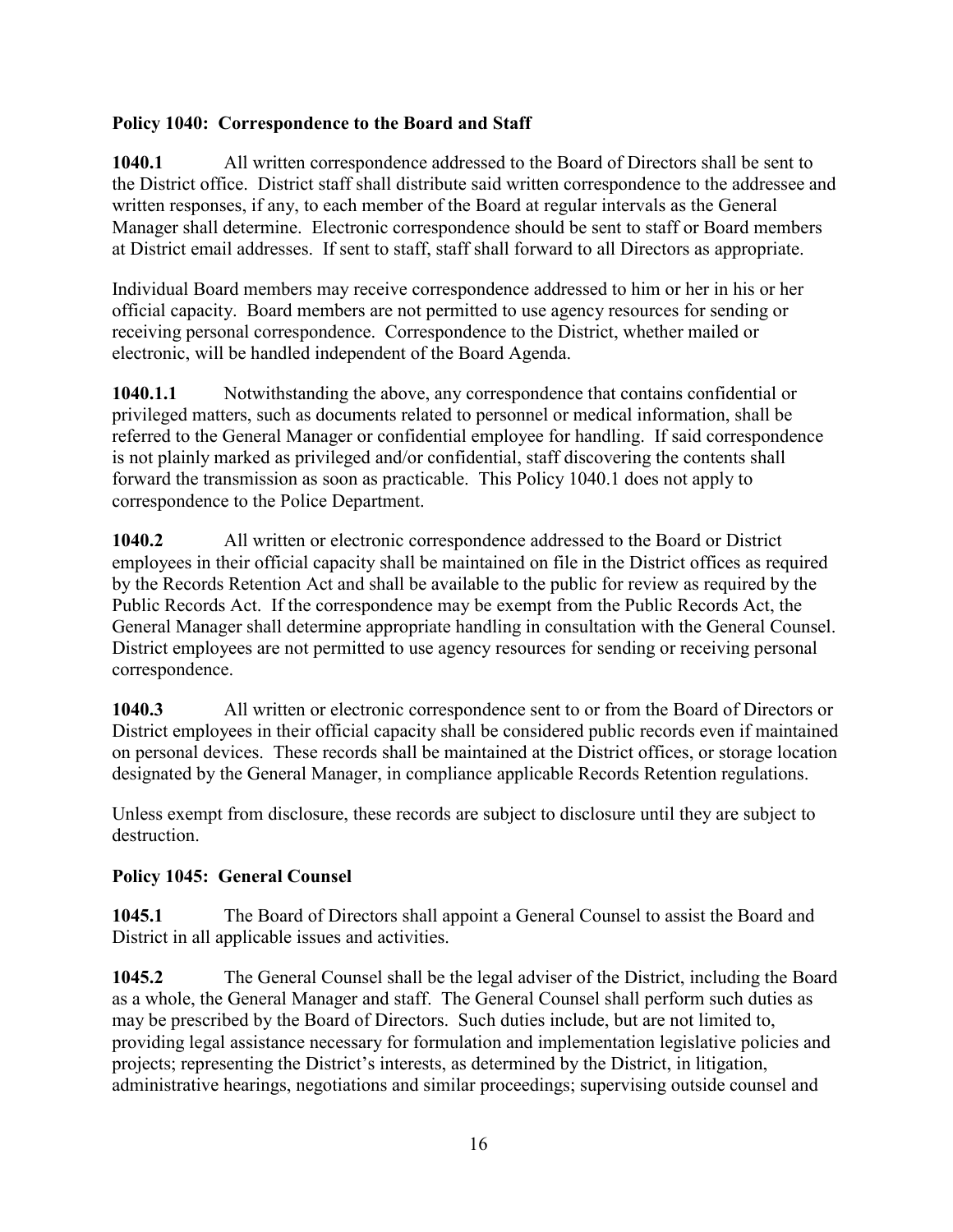### Policy 1040: Correspondence to the Board and Staff

**1040.1** All written correspondence addressed to the Board of Directors shall be sent to the District office. District staff shall distribute said written correspondence to the addressee and written responses, if any, to each member of the Board at regular intervals as the General Manager shall determine. Electronic correspondence should be sent to staff or Board members at District email addresses. If sent to staff, staff shall forward to all Directors as appropriate.

Individual Board members may receive correspondence addressed to him or her in his or her official capacity. Board members are not permitted to use agency resources for sending or receiving personal correspondence. Correspondence to the District, whether mailed or electronic, will be handled independent of the Board Agenda.

**1040.1.1** Notwithstanding the above, any correspondence that contains confidential or privileged matters, such as documents related to personnel or medical information, shall be referred to the General Manager or confidential employee for handling. If said correspondence is not plainly marked as privileged and/or confidential, staff discovering the contents shall forward the transmission as soon as practicable. This Policy 1040.1 does not apply to correspondence to the Police Department.

**1040.2** All written or electronic correspondence addressed to the Board or District employees in their official capacity shall be maintained on file in the District offices as required by the Records Retention Act and shall be available to the public for review as required by the Public Records Act. If the correspondence may be exempt from the Public Records Act, the General Manager shall determine appropriate handling in consultation with the General Counsel. District employees are not permitted to use agency resources for sending or receiving personal correspondence.

**1040.3** All written or electronic correspondence sent to or from the Board of Directors or District employees in their official capacity shall be considered public records even if maintained on personal devices. These records shall be maintained at the District offices, or storage location designated by the General Manager, in compliance applicable Records Retention regulations.

Unless exempt from disclosure, these records are subject to disclosure until they are subject to destruction.

### Policy 1045: General Counsel

**1045.1** The Board of Directors shall appoint a General Counsel to assist the Board and District in all applicable issues and activities.

**1045.2** The General Counsel shall be the legal adviser of the District, including the Board as a whole, the General Manager and staff. The General Counsel shall perform such duties as may be prescribed by the Board of Directors. Such duties include, but are not limited to, providing legal assistance necessary for formulation and implementation legislative policies and projects; representing the District's interests, as determined by the District, in litigation, administrative hearings, negotiations and similar proceedings; supervising outside counsel and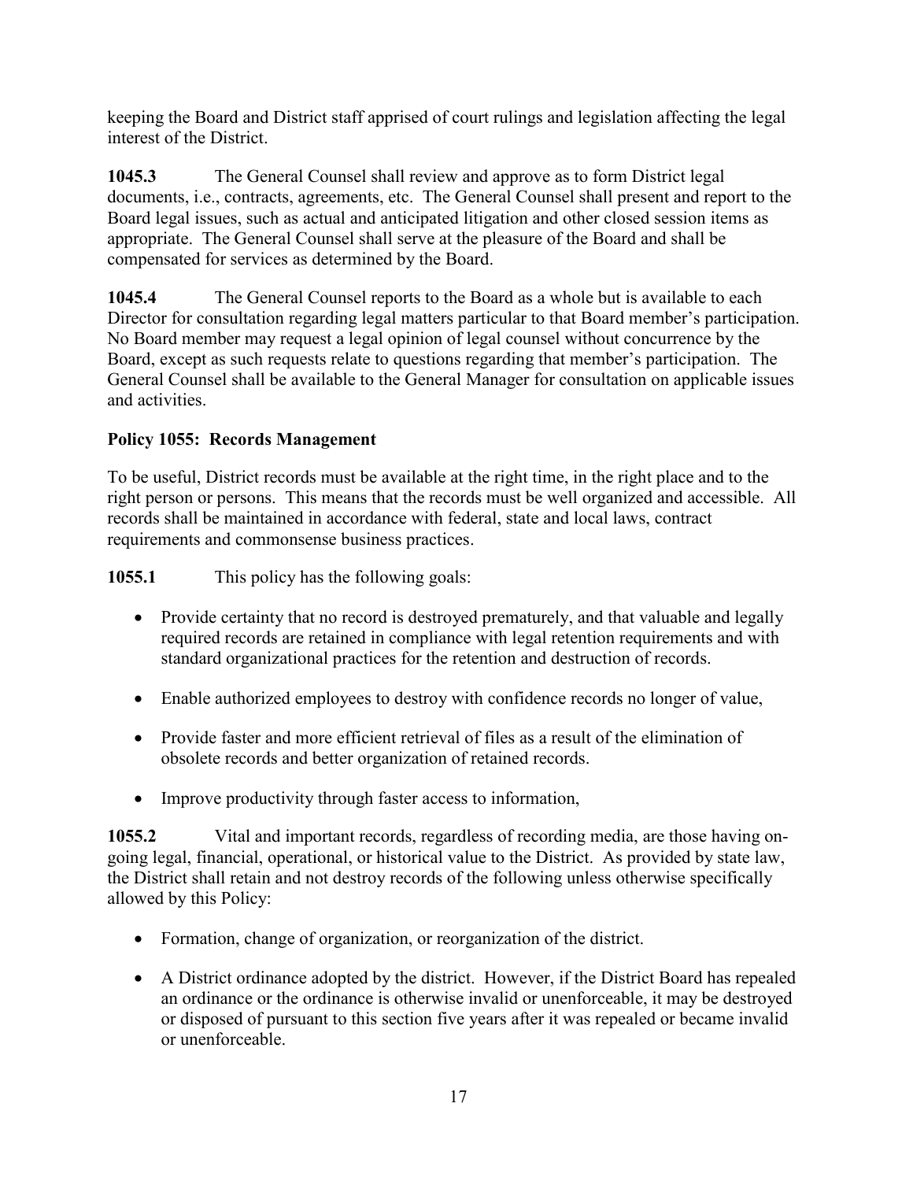keeping the Board and District staff apprised of court rulings and legislation affecting the legal interest of the District.

**1045.3** The General Counsel shall review and approve as to form District legal documents, i.e., contracts, agreements, etc. The General Counsel shall present and report to the Board legal issues, such as actual and anticipated litigation and other closed session items as appropriate. The General Counsel shall serve at the pleasure of the Board and shall be compensated for services as determined by the Board.

**1045.4** The General Counsel reports to the Board as a whole but is available to each Director for consultation regarding legal matters particular to that Board member's participation. No Board member may request a legal opinion of legal counsel without concurrence by the Board, except as such requests relate to questions regarding that member's participation. The General Counsel shall be available to the General Manager for consultation on applicable issues and activities.

### Policy 1055: Records Management

To be useful, District records must be available at the right time, in the right place and to the right person or persons. This means that the records must be well organized and accessible. All records shall be maintained in accordance with federal, state and local laws, contract requirements and commonsense business practices.

**1055.1** This policy has the following goals:

- Provide certainty that no record is destroyed prematurely, and that valuable and legally required records are retained in compliance with legal retention requirements and with standard organizational practices for the retention and destruction of records.
- Enable authorized employees to destroy with confidence records no longer of value,
- Provide faster and more efficient retrieval of files as a result of the elimination of obsolete records and better organization of retained records.
- Improve productivity through faster access to information,

**1055.2** Vital and important records, regardless of recording media, are those having on-going legal, financial, operational, or historical value to the District. As provided by state law, the District shall retain and not destroy records of the following unless otherwise specifically allowed by this Policy:

- Formation, change of organization, or reorganization of the district.
- A District ordinance adopted by the district. However, if the District Board has repealed an ordinance or the ordinance is otherwise invalid or unenforceable, it may be destroyed or disposed of pursuant to this section five years after it was repealed or became invalid or unenforceable.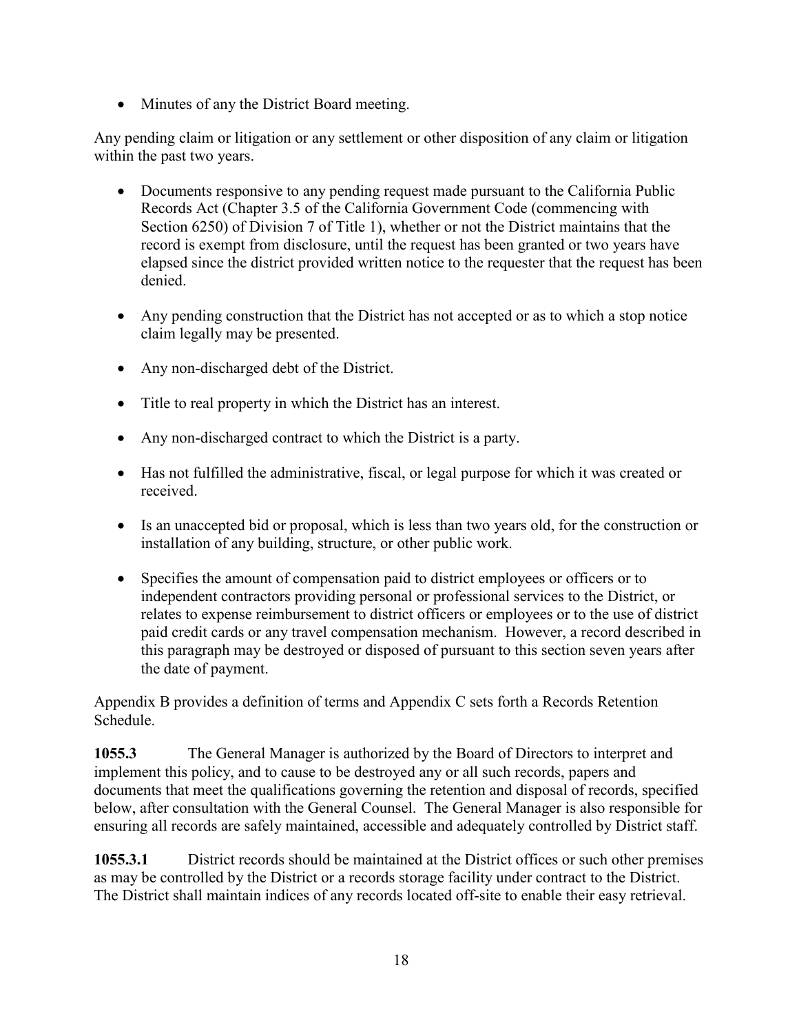- Minutes of any the District Board meeting.

Any pending claim or litigation or any settlement or other disposition of any claim or litigation within the past two years.

- Documents responsive to any pending request made pursuant to the California Public Records Act (Chapter 3.5 of the California Government Code (commencing with Section 6250) of Division 7 of Title 1), whether or not the District maintains that the record is exempt from disclosure, until the request has been granted or two years have elapsed since the district provided written notice to the requester that the request has been denied.

- Any pending construction that the District has not accepted or as to which a stop notice claim legally may be presented.

- Any non-discharged debt of the District.

- Title to real property in which the District has an interest.

- Any non-discharged contract to which the District is a party.

- Has not fulfilled the administrative, fiscal, or legal purpose for which it was created or received.

- Is an unaccepted bid or proposal, which is less than two years old, for the construction or installation of any building, structure, or other public work.

- Specifies the amount of compensation paid to district employees or officers or to independent contractors providing personal or professional services to the District, or relates to expense reimbursement to district officers or employees or to the use of district paid credit cards or any travel compensation mechanism. However, a record described in this paragraph may be destroyed or disposed of pursuant to this section seven years after the date of payment.

Appendix B provides a definition of terms and Appendix C sets forth a Records Retention Schedule.

**1055.3** The General Manager is authorized by the Board of Directors to interpret and implement this policy, and to cause to be destroyed any or all such records, papers and documents that meet the qualifications governing the retention and disposal of records, specified below, after consultation with the General Counsel. The General Manager is also responsible for ensuring all records are safely maintained, accessible and adequately controlled by District staff.

**1055.3.1** District records should be maintained at the District offices or such other premises as may be controlled by the District or a records storage facility under contract to the District. The District shall maintain indices of any records located off-site to enable their easy retrieval.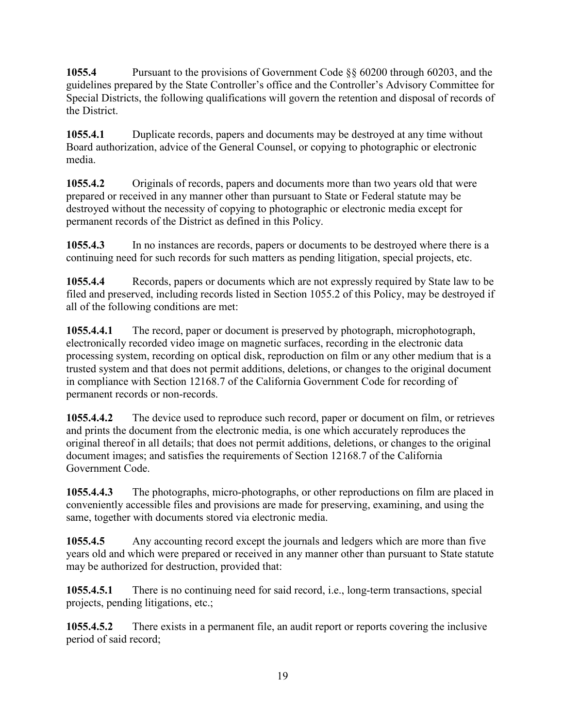**1055.4** Pursuant to the provisions of Government Code §§ 60200 through 60203, and the guidelines prepared by the State Controller's office and the Controller's Advisory Committee for Special Districts, the following qualifications will govern the retention and disposal of records of the District.

**1055.4.1** Duplicate records, papers and documents may be destroyed at any time without Board authorization, advice of the General Counsel, or copying to photographic or electronic media.

**1055.4.2** Originals of records, papers and documents more than two years old that were prepared or received in any manner other than pursuant to State or Federal statute may be destroyed without the necessity of copying to photographic or electronic media except for permanent records of the District as defined in this Policy.

**1055.4.3** In no instances are records, papers or documents to be destroyed where there is a continuing need for such records for such matters as pending litigation, special projects, etc.

**1055.4.4** Records, papers or documents which are not expressly required by State law to be filed and preserved, including records listed in Section 1055.2 of this Policy, may be destroyed if all of the following conditions are met:

**1055.4.4.1** The record, paper or document is preserved by photograph, microphotograph, electronically recorded video image on magnetic surfaces, recording in the electronic data processing system, recording on optical disk, reproduction on film or any other medium that is a trusted system and that does not permit additions, deletions, or changes to the original document in compliance with Section 12168.7 of the California Government Code for recording of permanent records or non-records.

**1055.4.4.2** The device used to reproduce such record, paper or document on film, or retrieves and prints the document from the electronic media, is one which accurately reproduces the original thereof in all details; that does not permit additions, deletions, or changes to the original document images; and satisfies the requirements of Section 12168.7 of the California Government Code.

**1055.4.4.3** The photographs, micro-photographs, or other reproductions on film are placed in conveniently accessible files and provisions are made for preserving, examining, and using the same, together with documents stored via electronic media.

**1055.4.5** Any accounting record except the journals and ledgers which are more than five years old and which were prepared or received in any manner other than pursuant to State statute may be authorized for destruction, provided that:

**1055.4.5.1** There is no continuing need for said record, i.e., long-term transactions, special projects, pending litigations, etc.;

**1055.4.5.2** There exists in a permanent file, an audit report or reports covering the inclusive period of said record;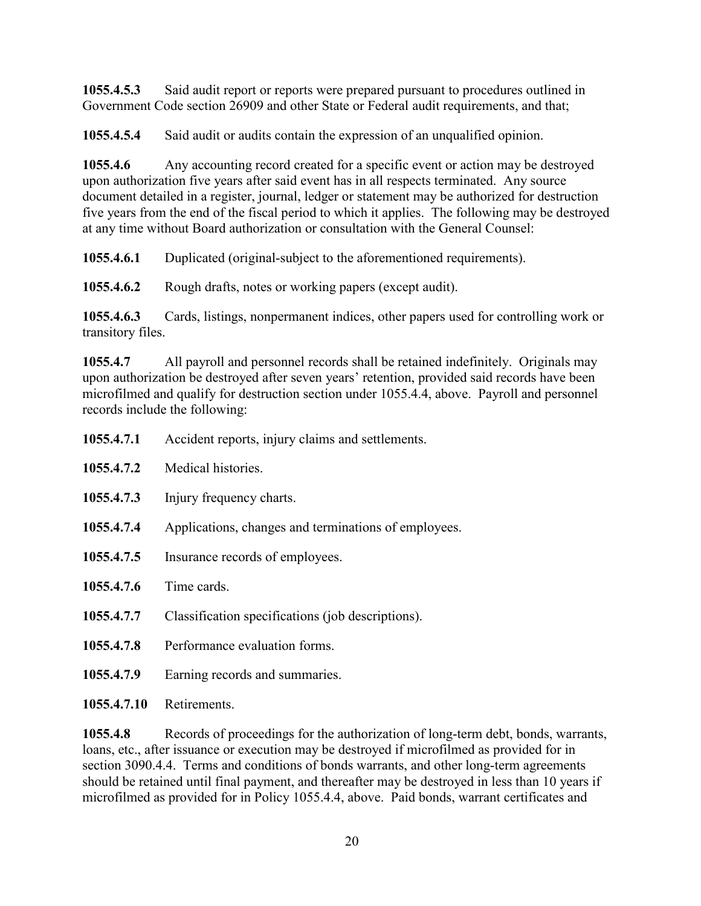**1055.4.5.3** Said audit report or reports were prepared pursuant to procedures outlined in Government Code section 26909 and other State or Federal audit requirements, and that;

**1055.4.5.4** Said audit or audits contain the expression of an unqualified opinion.

**1055.4.6** Any accounting record created for a specific event or action may be destroyed upon authorization five years after said event has in all respects terminated. Any source document detailed in a register, journal, ledger or statement may be authorized for destruction five years from the end of the fiscal period to which it applies. The following may be destroyed at any time without Board authorization or consultation with the General Counsel:

**1055.4.6.1** Duplicated (original-subject to the aforementioned requirements).

**1055.4.6.2** Rough drafts, notes or working papers (except audit).

**1055.4.6.3** Cards, listings, nonpermanent indices, other papers used for controlling work or transitory files.

**1055.4.7** All payroll and personnel records shall be retained indefinitely. Originals may upon authorization be destroyed after seven years' retention, provided said records have been microfilmed and qualify for destruction section under 1055.4.4, above. Payroll and personnel records include the following:

**1055.4.7.1** Accident reports, injury claims and settlements.

**1055.4.7.2** Medical histories.

**1055.4.7.3** Injury frequency charts.

**1055.4.7.4** Applications, changes and terminations of employees.

**1055.4.7.5** Insurance records of employees.

**1055.4.7.6** Time cards.

**1055.4.7.7** Classification specifications (job descriptions).

**1055.4.7.8** Performance evaluation forms.

**1055.4.7.9** Earning records and summaries.

**1055.4.7.10** Retirements.

**1055.4.8** Records of proceedings for the authorization of long-term debt, bonds, warrants, loans, etc., after issuance or execution may be destroyed if microfilmed as provided for in section 3090.4.4. Terms and conditions of bonds warrants, and other long-term agreements should be retained until final payment, and thereafter may be destroyed in less than 10 years if microfilmed as provided for in Policy 1055.4.4, above. Paid bonds, warrant certificates and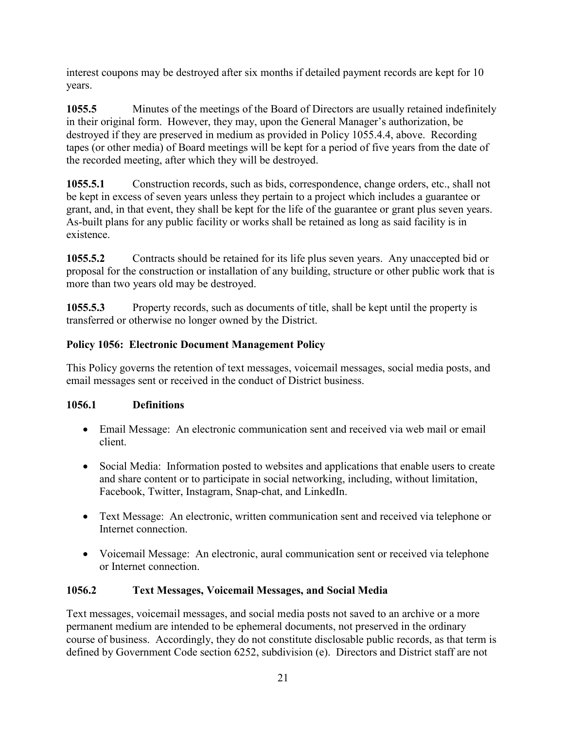interest coupons may be destroyed after six months if detailed payment records are kept for 10 years.

**1055.5** Minutes of the meetings of the Board of Directors are usually retained indefinitely in their original form. However, they may, upon the General Manager's authorization, be destroyed if they are preserved in medium as provided in Policy 1055.4.4, above. Recording tapes (or other media) of Board meetings will be kept for a period of five years from the date of the recorded meeting, after which they will be destroyed.

**1055.5.1** Construction records, such as bids, correspondence, change orders, etc., shall not be kept in excess of seven years unless they pertain to a project which includes a guarantee or grant, and, in that event, they shall be kept for the life of the guarantee or grant plus seven years. As-built plans for any public facility or works shall be retained as long as said facility is in existence.

**1055.5.2** Contracts should be retained for its life plus seven years. Any unaccepted bid or proposal for the construction or installation of any building, structure or other public work that is more than two years old may be destroyed.

**1055.5.3** Property records, such as documents of title, shall be kept until the property is transferred or otherwise no longer owned by the District.

### Policy 1056: Electronic Document Management Policy

This Policy governs the retention of text messages, voicemail messages, social media posts, and email messages sent or received in the conduct of District business.

#### 1056.1 Definitions

- Email Message: An electronic communication sent and received via web mail or email client.
- Social Media: Information posted to websites and applications that enable users to create and share content or to participate in social networking, including, without limitation, Facebook, Twitter, Instagram, Snap-chat, and LinkedIn.
- Text Message: An electronic, written communication sent and received via telephone or Internet connection.
- Voicemail Message: An electronic, aural communication sent or received via telephone or Internet connection.

#### 1056.2 Text Messages, Voicemail Messages, and Social Media

Text messages, voicemail messages, and social media posts not saved to an archive or a more permanent medium are intended to be ephemeral documents, not preserved in the ordinary course of business. Accordingly, they do not constitute disclosable public records, as that term is defined by Government Code section 6252, subdivision (e). Directors and District staff are not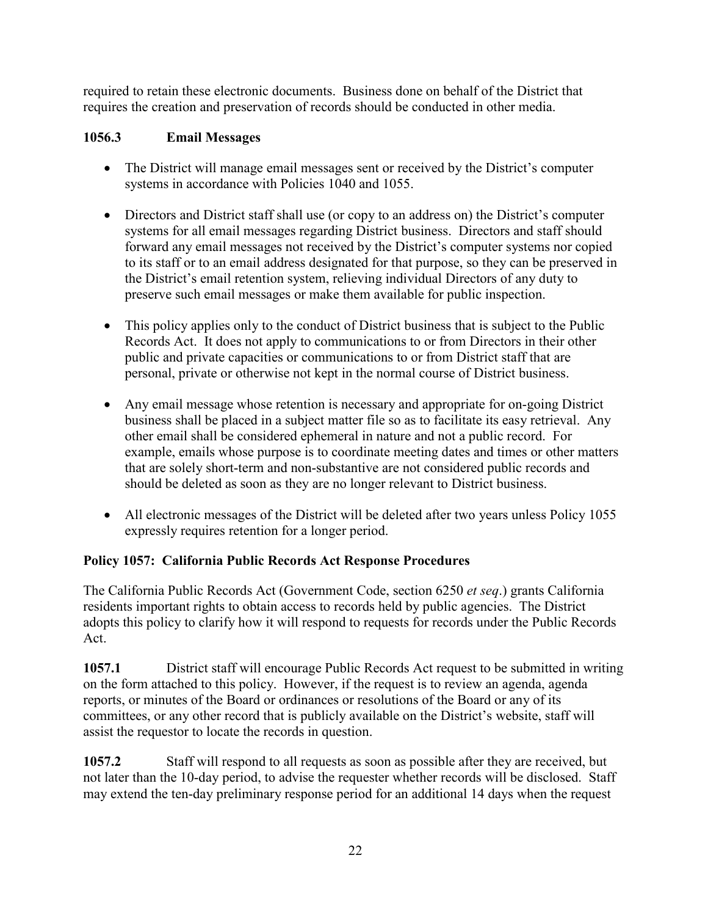required to retain these electronic documents. Business done on behalf of the District that requires the creation and preservation of records should be conducted in other media.

### 1056.3 Email Messages

- The District will manage email messages sent or received by the District's computer systems in accordance with Policies 1040 and 1055.

- Directors and District staff shall use (or copy to an address on) the District's computer systems for all email messages regarding District business. Directors and staff should forward any email messages not received by the District's computer systems nor copied to its staff or to an email address designated for that purpose, so they can be preserved in the District's email retention system, relieving individual Directors of any duty to preserve such email messages or make them available for public inspection.

- This policy applies only to the conduct of District business that is subject to the Public Records Act. It does not apply to communications to or from Directors in their other public and private capacities or communications to or from District staff that are personal, private or otherwise not kept in the normal course of District business.

- Any email message whose retention is necessary and appropriate for on-going District business shall be placed in a subject matter file so as to facilitate its easy retrieval. Any other email shall be considered ephemeral in nature and not a public record. For example, emails whose purpose is to coordinate meeting dates and times or other matters that are solely short-term and non-substantive are not considered public records and should be deleted as soon as they are no longer relevant to District business.

- All electronic messages of the District will be deleted after two years unless Policy 1055 expressly requires retention for a longer period.

## Policy 1057: California Public Records Act Response Procedures

The California Public Records Act (Government Code, section 6250 *et seq*.) grants California residents important rights to obtain access to records held by public agencies. The District adopts this policy to clarify how it will respond to requests for records under the Public Records Act.

**1057.1** District staff will encourage Public Records Act request to be submitted in writing on the form attached to this policy. However, if the request is to review an agenda, agenda reports, or minutes of the Board or ordinances or resolutions of the Board or any of its committees, or any other record that is publicly available on the District's website, staff will assist the requestor to locate the records in question.

**1057.2** Staff will respond to all requests as soon as possible after they are received, but not later than the 10-day period, to advise the requester whether records will be disclosed. Staff may extend the ten-day preliminary response period for an additional 14 days when the request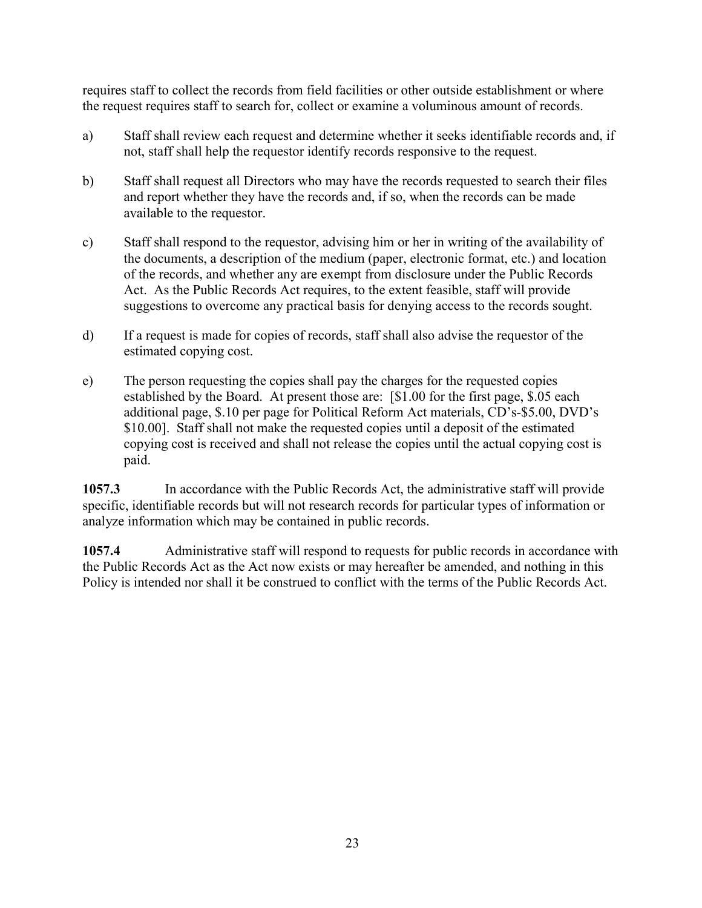requires staff to collect the records from field facilities or other outside establishment or where the request requires staff to search for, collect or examine a voluminous amount of records.

a) Staff shall review each request and determine whether it seeks identifiable records and, if not, staff shall help the requestor identify records responsive to the request.

b) Staff shall request all Directors who may have the records requested to search their files and report whether they have the records and, if so, when the records can be made available to the requestor.

c) Staff shall respond to the requestor, advising him or her in writing of the availability of the documents, a description of the medium (paper, electronic format, etc.) and location of the records, and whether any are exempt from disclosure under the Public Records Act. As the Public Records Act requires, to the extent feasible, staff will provide suggestions to overcome any practical basis for denying access to the records sought.

d) If a request is made for copies of records, staff shall also advise the requestor of the estimated copying cost.

e) The person requesting the copies shall pay the charges for the requested copies established by the Board. At present those are: [$1.00 for the first page, $.05 each additional page, $.10 per page for Political Reform Act materials, CD's-$5.00, DVD's $10.00]. Staff shall not make the requested copies until a deposit of the estimated copying cost is received and shall not release the copies until the actual copying cost is paid.

**1057.3** In accordance with the Public Records Act, the administrative staff will provide specific, identifiable records but will not research records for particular types of information or analyze information which may be contained in public records.

**1057.4** Administrative staff will respond to requests for public records in accordance with the Public Records Act as the Act now exists or may hereafter be amended, and nothing in this Policy is intended nor shall it be construed to conflict with the terms of the Public Records Act.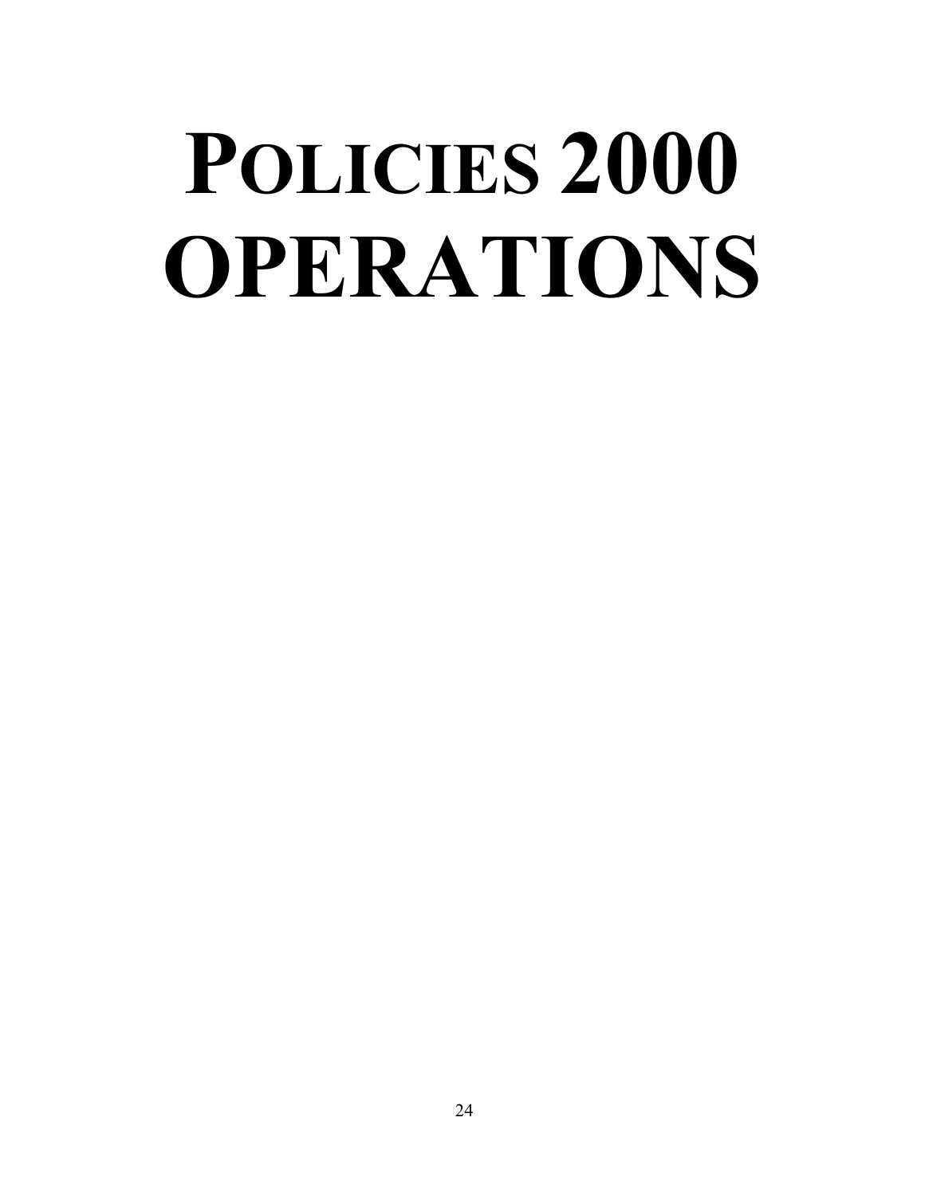# POLICIES 2000 OPERATIONS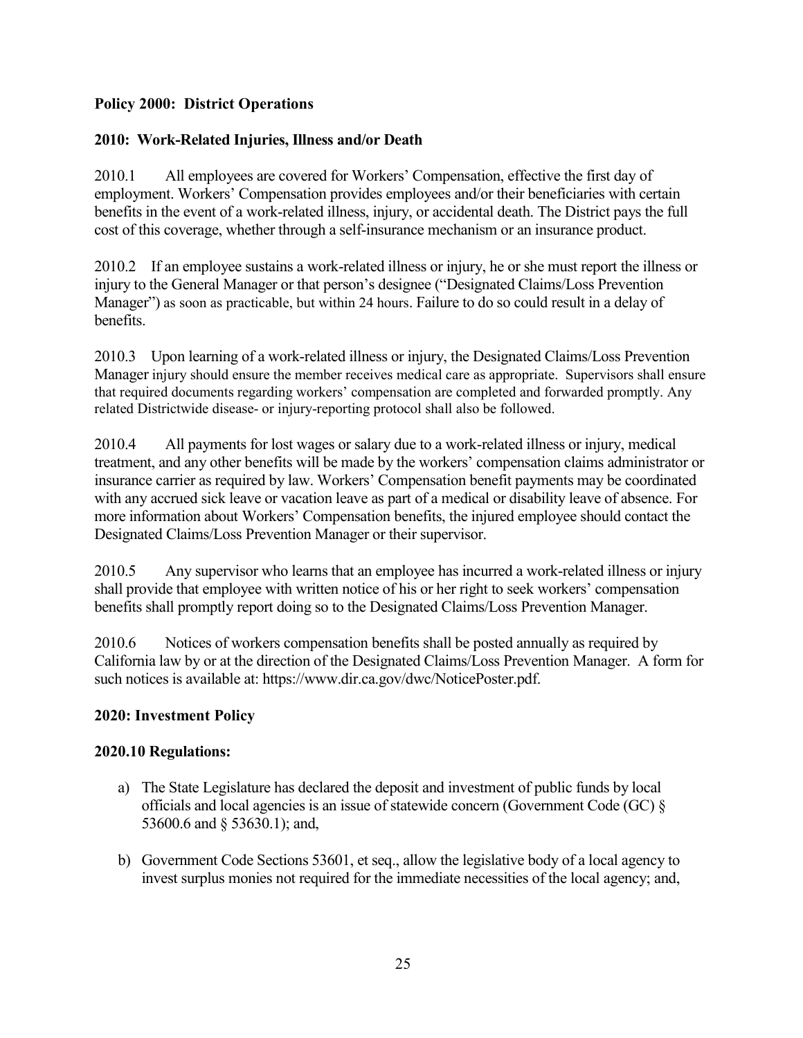**Policy 2000: District Operations**

**2010: Work-Related Injuries, Illness and/or Death**

2010.1 All employees are covered for Workers' Compensation, effective the first day of employment. Workers' Compensation provides employees and/or their beneficiaries with certain benefits in the event of a work-related illness, injury, or accidental death. The District pays the full cost of this coverage, whether through a self-insurance mechanism or an insurance product.

2010.2 If an employee sustains a work-related illness or injury, he or she must report the illness or injury to the General Manager or that person's designee ("Designated Claims/Loss Prevention Manager") as soon as practicable, but within 24 hours. Failure to do so could result in a delay of benefits.

2010.3 Upon learning of a work-related illness or injury, the Designated Claims/Loss Prevention Manager injury should ensure the member receives medical care as appropriate. Supervisors shall ensure that required documents regarding workers' compensation are completed and forwarded promptly. Any related Districtwide disease- or injury-reporting protocol shall also be followed.

2010.4 All payments for lost wages or salary due to a work-related illness or injury, medical treatment, and any other benefits will be made by the workers' compensation claims administrator or insurance carrier as required by law. Workers' Compensation benefit payments may be coordinated with any accrued sick leave or vacation leave as part of a medical or disability leave of absence. For more information about Workers' Compensation benefits, the injured employee should contact the Designated Claims/Loss Prevention Manager or their supervisor.

2010.5 Any supervisor who learns that an employee has incurred a work-related illness or injury shall provide that employee with written notice of his or her right to seek workers' compensation benefits shall promptly report doing so to the Designated Claims/Loss Prevention Manager.

2010.6 Notices of workers compensation benefits shall be posted annually as required by California law by or at the direction of the Designated Claims/Loss Prevention Manager. A form for such notices is available at: https://www.dir.ca.gov/dwc/NoticePoster.pdf.

**2020: Investment Policy**

**2020.10 Regulations:**

a) The State Legislature has declared the deposit and investment of public funds by local officials and local agencies is an issue of statewide concern (Government Code (GC) § 53600.6 and § 53630.1); and,

b) Government Code Sections 53601, et seq., allow the legislative body of a local agency to invest surplus monies not required for the immediate necessities of the local agency; and,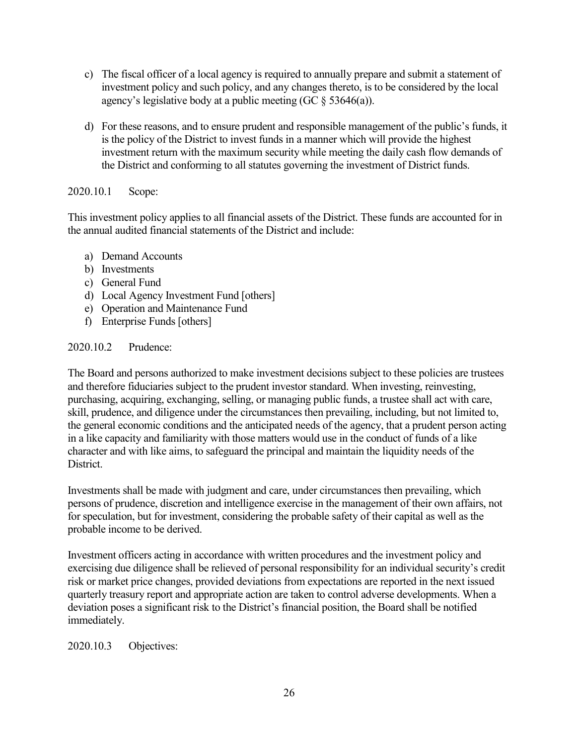c) The fiscal officer of a local agency is required to annually prepare and submit a statement of investment policy and such policy, and any changes thereto, is to be considered by the local agency's legislative body at a public meeting (GC § 53646(a)).

d) For these reasons, and to ensure prudent and responsible management of the public's funds, it is the policy of the District to invest funds in a manner which will provide the highest investment return with the maximum security while meeting the daily cash flow demands of the District and conforming to all statutes governing the investment of District funds.

2020.10.1 Scope:

This investment policy applies to all financial assets of the District. These funds are accounted for in the annual audited financial statements of the District and include:

a) Demand Accounts
b) Investments
c) General Fund
d) Local Agency Investment Fund [others]
e) Operation and Maintenance Fund
f) Enterprise Funds [others]

2020.10.2 Prudence:

The Board and persons authorized to make investment decisions subject to these policies are trustees and therefore fiduciaries subject to the prudent investor standard. When investing, reinvesting, purchasing, acquiring, exchanging, selling, or managing public funds, a trustee shall act with care, skill, prudence, and diligence under the circumstances then prevailing, including, but not limited to, the general economic conditions and the anticipated needs of the agency, that a prudent person acting in a like capacity and familiarity with those matters would use in the conduct of funds of a like character and with like aims, to safeguard the principal and maintain the liquidity needs of the District.

Investments shall be made with judgment and care, under circumstances then prevailing, which persons of prudence, discretion and intelligence exercise in the management of their own affairs, not for speculation, but for investment, considering the probable safety of their capital as well as the probable income to be derived.

Investment officers acting in accordance with written procedures and the investment policy and exercising due diligence shall be relieved of personal responsibility for an individual security's credit risk or market price changes, provided deviations from expectations are reported in the next issued quarterly treasury report and appropriate action are taken to control adverse developments. When a deviation poses a significant risk to the District's financial position, the Board shall be notified immediately.

2020.10.3 Objectives: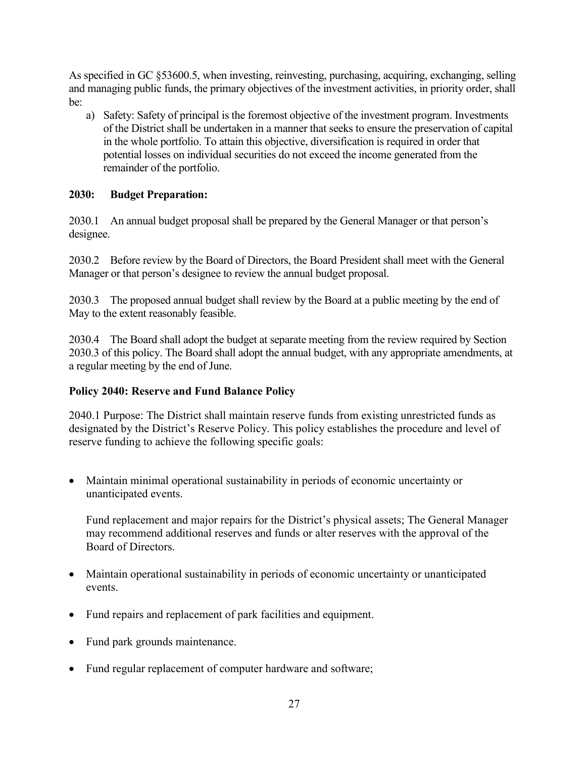As specified in GC §53600.5, when investing, reinvesting, purchasing, acquiring, exchanging, selling and managing public funds, the primary objectives of the investment activities, in priority order, shall be:

a) Safety: Safety of principal is the foremost objective of the investment program. Investments of the District shall be undertaken in a manner that seeks to ensure the preservation of capital in the whole portfolio. To attain this objective, diversification is required in order that potential losses on individual securities do not exceed the income generated from the remainder of the portfolio.

**2030: Budget Preparation:**

2030.1 An annual budget proposal shall be prepared by the General Manager or that person's designee.

2030.2 Before review by the Board of Directors, the Board President shall meet with the General Manager or that person's designee to review the annual budget proposal.

2030.3 The proposed annual budget shall review by the Board at a public meeting by the end of May to the extent reasonably feasible.

2030.4 The Board shall adopt the budget at separate meeting from the review required by Section 2030.3 of this policy. The Board shall adopt the annual budget, with any appropriate amendments, at a regular meeting by the end of June.

**Policy 2040: Reserve and Fund Balance Policy**

2040.1 Purpose: The District shall maintain reserve funds from existing unrestricted funds as designated by the District's Reserve Policy. This policy establishes the procedure and level of reserve funding to achieve the following specific goals:

- Maintain minimal operational sustainability in periods of economic uncertainty or unanticipated events.

  Fund replacement and major repairs for the District's physical assets; The General Manager may recommend additional reserves and funds or alter reserves with the approval of the Board of Directors.

- Maintain operational sustainability in periods of economic uncertainty or unanticipated events.
- Fund repairs and replacement of park facilities and equipment.
- Fund park grounds maintenance.
- Fund regular replacement of computer hardware and software;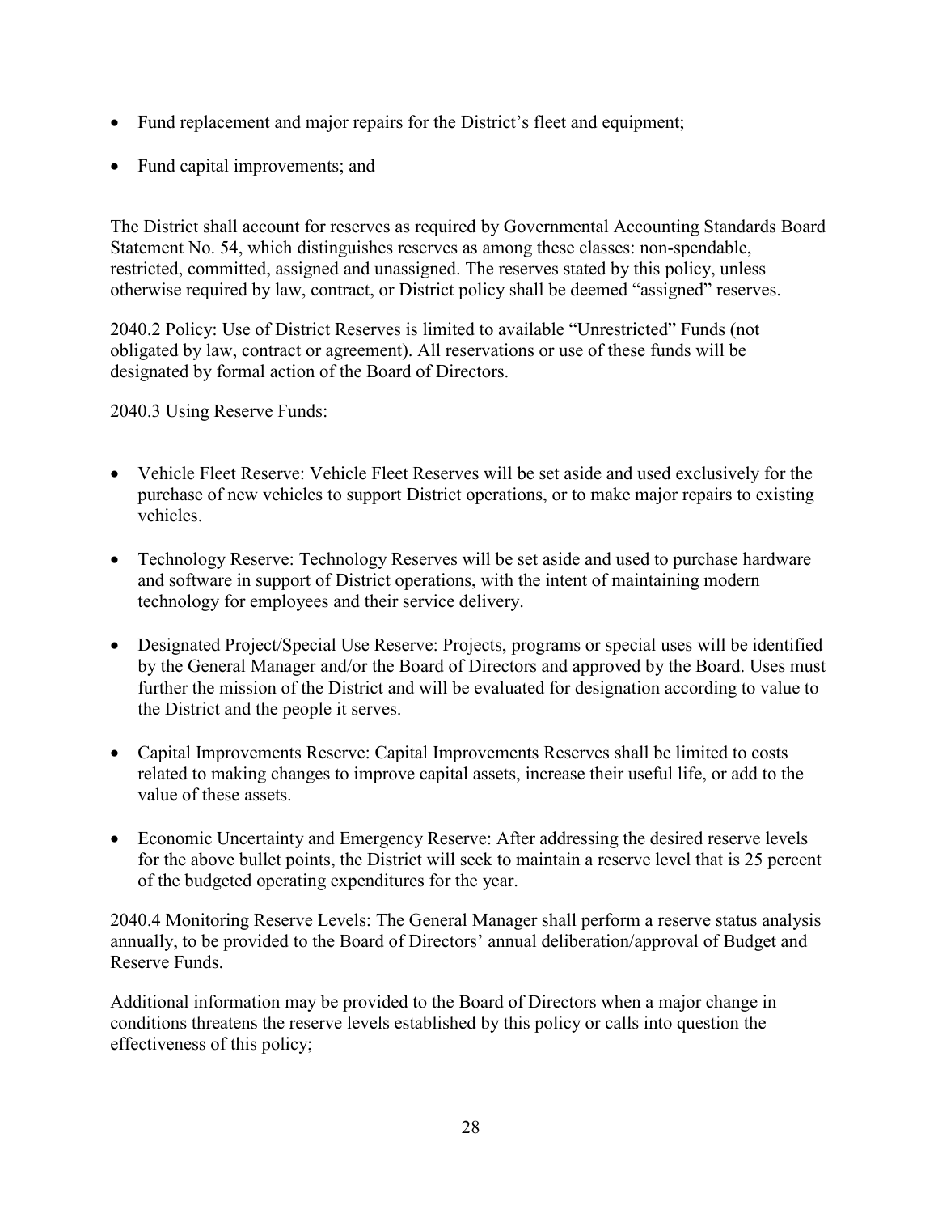- Fund replacement and major repairs for the District's fleet and equipment;
- Fund capital improvements; and

The District shall account for reserves as required by Governmental Accounting Standards Board Statement No. 54, which distinguishes reserves as among these classes: non-spendable, restricted, committed, assigned and unassigned. The reserves stated by this policy, unless otherwise required by law, contract, or District policy shall be deemed "assigned" reserves.

2040.2 Policy: Use of District Reserves is limited to available "Unrestricted" Funds (not obligated by law, contract or agreement). All reservations or use of these funds will be designated by formal action of the Board of Directors.

2040.3 Using Reserve Funds:

- Vehicle Fleet Reserve: Vehicle Fleet Reserves will be set aside and used exclusively for the purchase of new vehicles to support District operations, or to make major repairs to existing vehicles.
- Technology Reserve: Technology Reserves will be set aside and used to purchase hardware and software in support of District operations, with the intent of maintaining modern technology for employees and their service delivery.
- Designated Project/Special Use Reserve: Projects, programs or special uses will be identified by the General Manager and/or the Board of Directors and approved by the Board. Uses must further the mission of the District and will be evaluated for designation according to value to the District and the people it serves.
- Capital Improvements Reserve: Capital Improvements Reserves shall be limited to costs related to making changes to improve capital assets, increase their useful life, or add to the value of these assets.
- Economic Uncertainty and Emergency Reserve: After addressing the desired reserve levels for the above bullet points, the District will seek to maintain a reserve level that is 25 percent of the budgeted operating expenditures for the year.

2040.4 Monitoring Reserve Levels: The General Manager shall perform a reserve status analysis annually, to be provided to the Board of Directors' annual deliberation/approval of Budget and Reserve Funds.

Additional information may be provided to the Board of Directors when a major change in conditions threatens the reserve levels established by this policy or calls into question the effectiveness of this policy;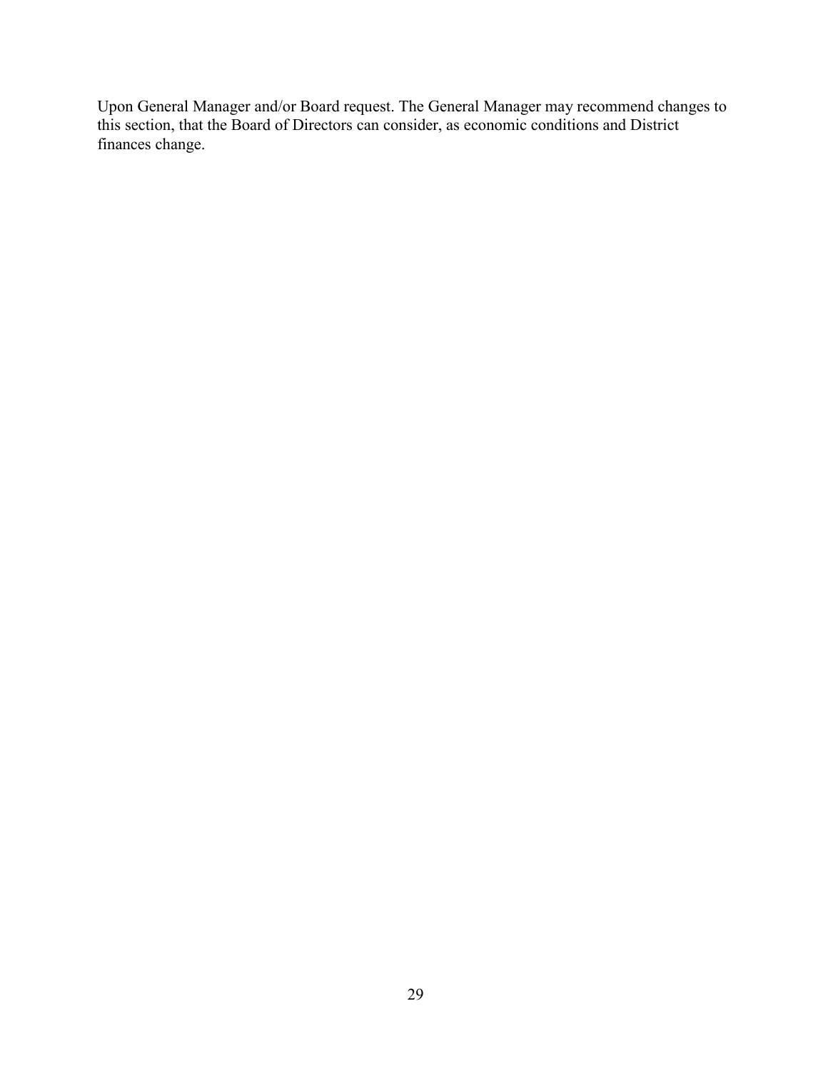Upon General Manager and/or Board request. The General Manager may recommend changes to this section, that the Board of Directors can consider, as economic conditions and District finances change.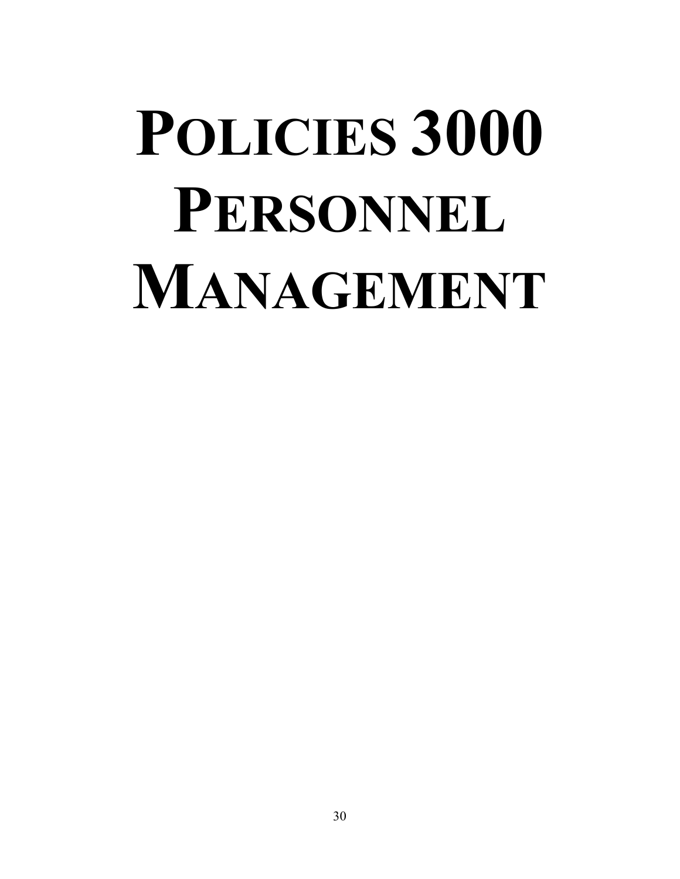# POLICIES 3000 PERSONNEL MANAGEMENT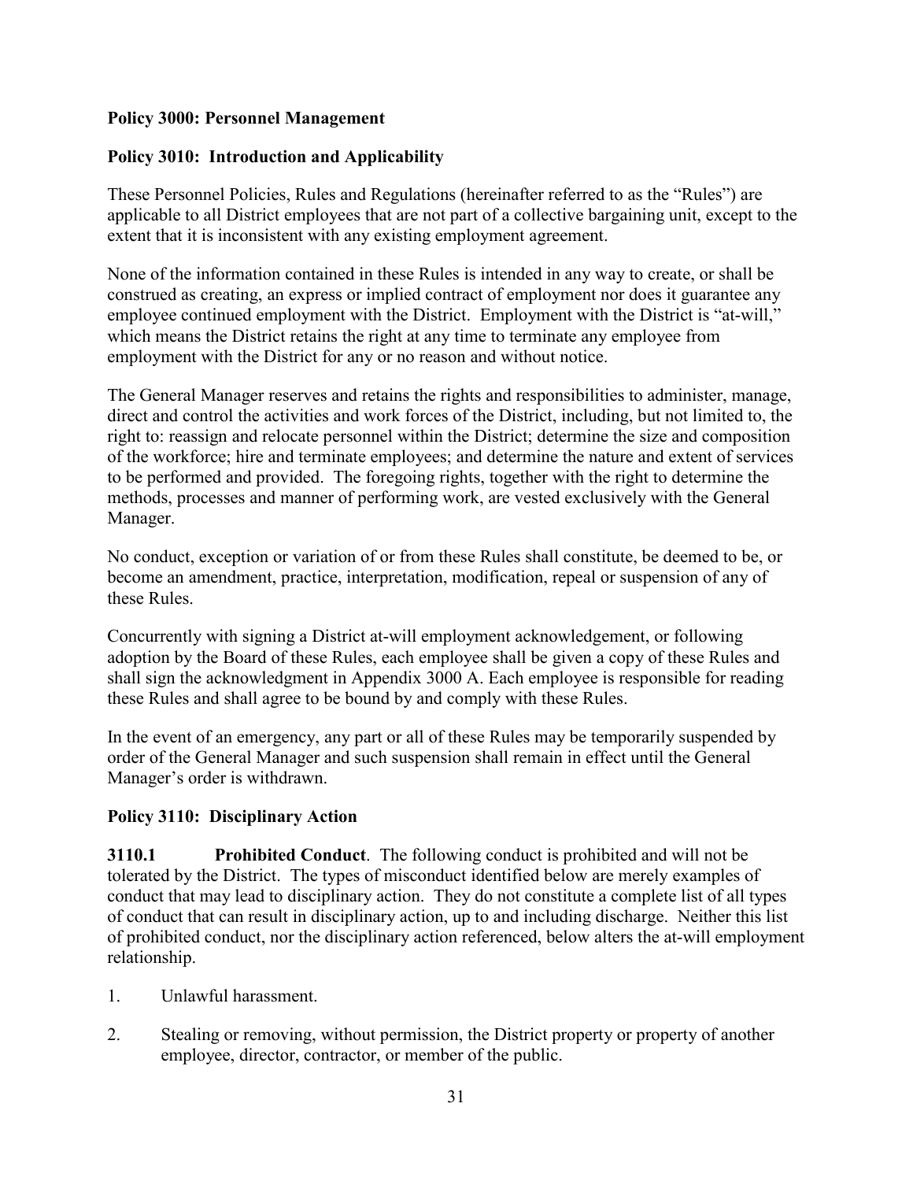**Policy 3000: Personnel Management**

**Policy 3010: Introduction and Applicability**

These Personnel Policies, Rules and Regulations (hereinafter referred to as the "Rules") are applicable to all District employees that are not part of a collective bargaining unit, except to the extent that it is inconsistent with any existing employment agreement.

None of the information contained in these Rules is intended in any way to create, or shall be construed as creating, an express or implied contract of employment nor does it guarantee any employee continued employment with the District. Employment with the District is "at-will," which means the District retains the right at any time to terminate any employee from employment with the District for any or no reason and without notice.

The General Manager reserves and retains the rights and responsibilities to administer, manage, direct and control the activities and work forces of the District, including, but not limited to, the right to: reassign and relocate personnel within the District; determine the size and composition of the workforce; hire and terminate employees; and determine the nature and extent of services to be performed and provided. The foregoing rights, together with the right to determine the methods, processes and manner of performing work, are vested exclusively with the General Manager.

No conduct, exception or variation of or from these Rules shall constitute, be deemed to be, or become an amendment, practice, interpretation, modification, repeal or suspension of any of these Rules.

Concurrently with signing a District at-will employment acknowledgement, or following adoption by the Board of these Rules, each employee shall be given a copy of these Rules and shall sign the acknowledgment in Appendix 3000 A. Each employee is responsible for reading these Rules and shall agree to be bound by and comply with these Rules.

In the event of an emergency, any part or all of these Rules may be temporarily suspended by order of the General Manager and such suspension shall remain in effect until the General Manager's order is withdrawn.

**Policy 3110: Disciplinary Action**

**3110.1 Prohibited Conduct**. The following conduct is prohibited and will not be tolerated by the District. The types of misconduct identified below are merely examples of conduct that may lead to disciplinary action. They do not constitute a complete list of all types of conduct that can result in disciplinary action, up to and including discharge. Neither this list of prohibited conduct, nor the disciplinary action referenced, below alters the at-will employment relationship.

1. Unlawful harassment.
2. Stealing or removing, without permission, the District property or property of another employee, director, contractor, or member of the public.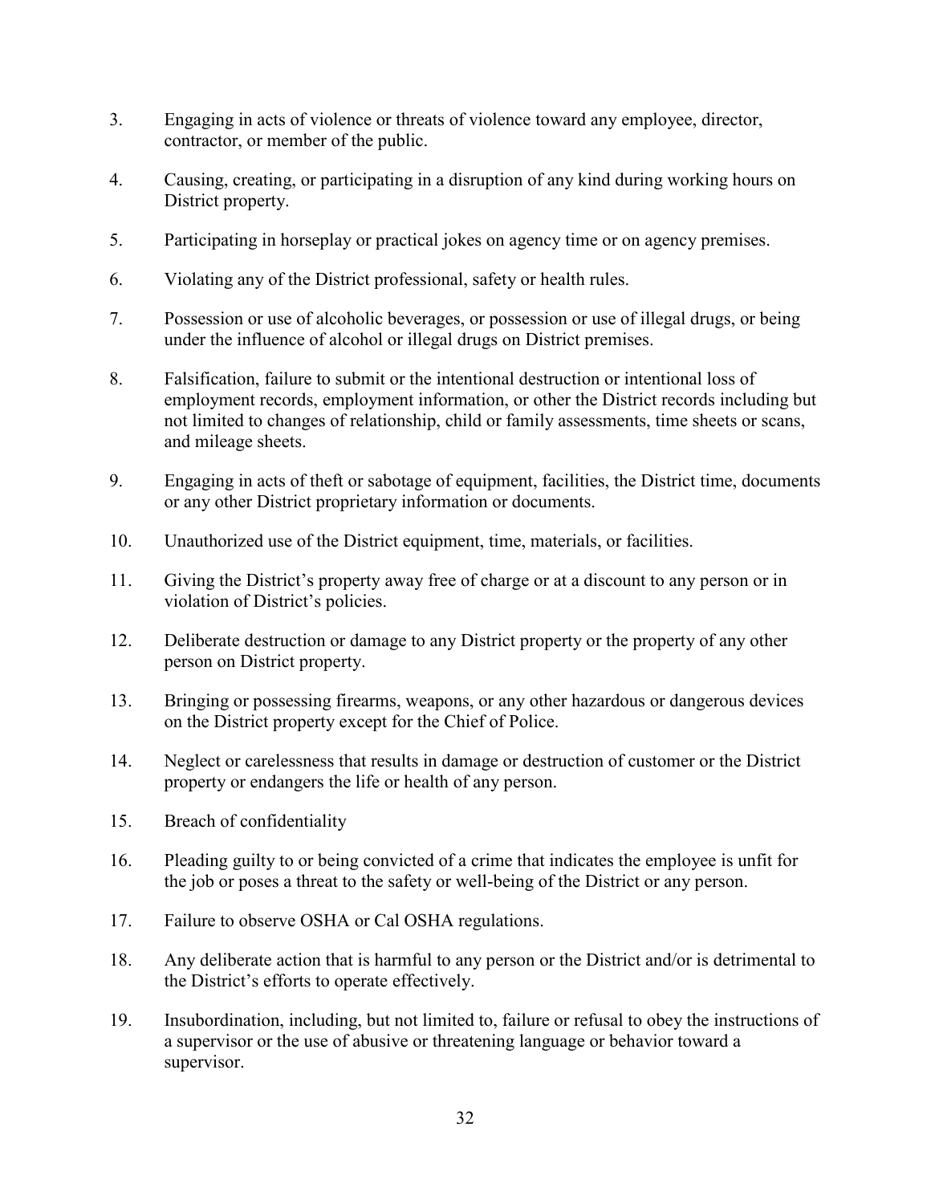3. Engaging in acts of violence or threats of violence toward any employee, director, contractor, or member of the public.

4. Causing, creating, or participating in a disruption of any kind during working hours on District property.

5. Participating in horseplay or practical jokes on agency time or on agency premises.

6. Violating any of the District professional, safety or health rules.

7. Possession or use of alcoholic beverages, or possession or use of illegal drugs, or being under the influence of alcohol or illegal drugs on District premises.

8. Falsification, failure to submit or the intentional destruction or intentional loss of employment records, employment information, or other the District records including but not limited to changes of relationship, child or family assessments, time sheets or scans, and mileage sheets.

9. Engaging in acts of theft or sabotage of equipment, facilities, the District time, documents or any other District proprietary information or documents.

10. Unauthorized use of the District equipment, time, materials, or facilities.

11. Giving the District's property away free of charge or at a discount to any person or in violation of District's policies.

12. Deliberate destruction or damage to any District property or the property of any other person on District property.

13. Bringing or possessing firearms, weapons, or any other hazardous or dangerous devices on the District property except for the Chief of Police.

14. Neglect or carelessness that results in damage or destruction of customer or the District property or endangers the life or health of any person.

15. Breach of confidentiality

16. Pleading guilty to or being convicted of a crime that indicates the employee is unfit for the job or poses a threat to the safety or well-being of the District or any person.

17. Failure to observe OSHA or Cal OSHA regulations.

18. Any deliberate action that is harmful to any person or the District and/or is detrimental to the District's efforts to operate effectively.

19. Insubordination, including, but not limited to, failure or refusal to obey the instructions of a supervisor or the use of abusive or threatening language or behavior toward a supervisor.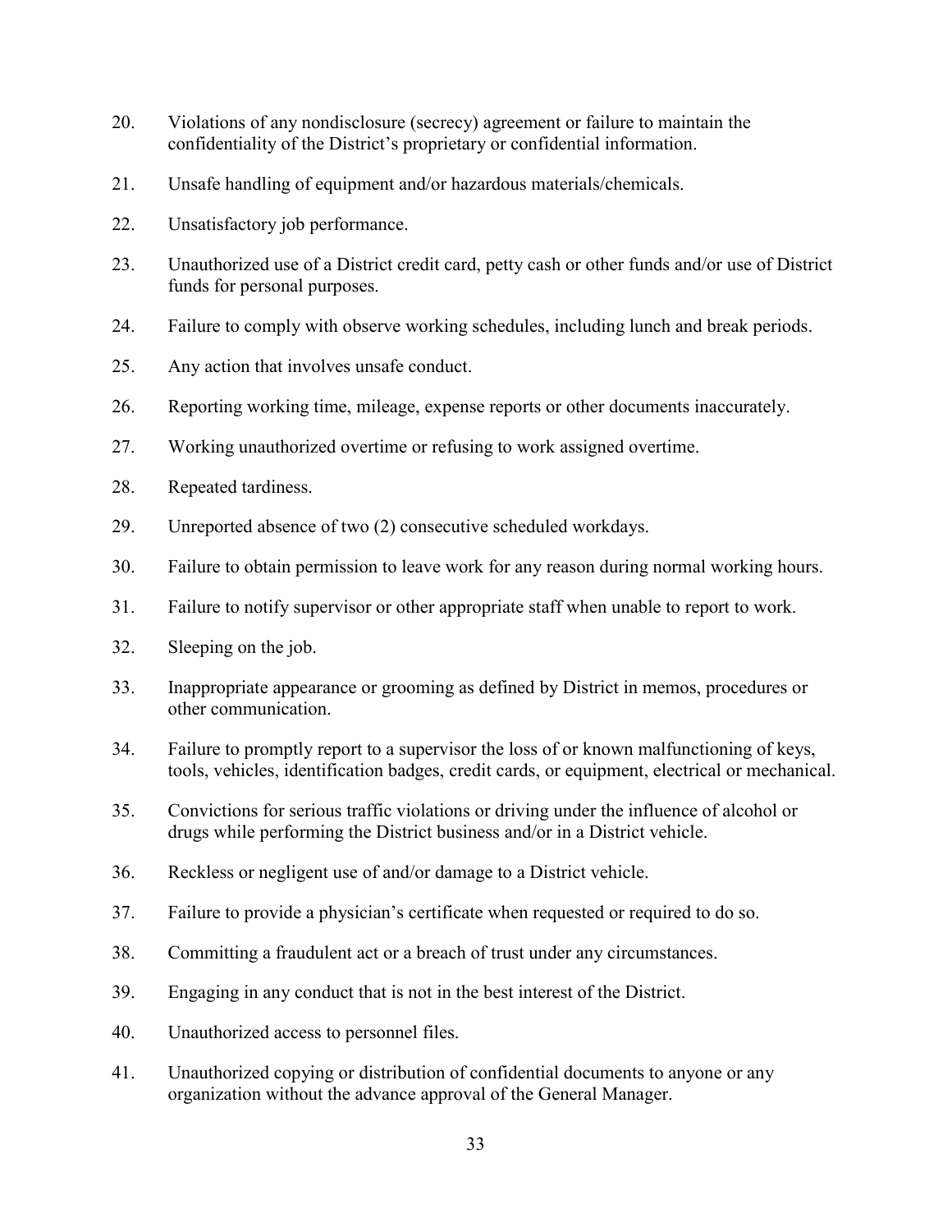20. Violations of any nondisclosure (secrecy) agreement or failure to maintain the confidentiality of the District's proprietary or confidential information.

21. Unsafe handling of equipment and/or hazardous materials/chemicals.

22. Unsatisfactory job performance.

23. Unauthorized use of a District credit card, petty cash or other funds and/or use of District funds for personal purposes.

24. Failure to comply with observe working schedules, including lunch and break periods.

25. Any action that involves unsafe conduct.

26. Reporting working time, mileage, expense reports or other documents inaccurately.

27. Working unauthorized overtime or refusing to work assigned overtime.

28. Repeated tardiness.

29. Unreported absence of two (2) consecutive scheduled workdays.

30. Failure to obtain permission to leave work for any reason during normal working hours.

31. Failure to notify supervisor or other appropriate staff when unable to report to work.

32. Sleeping on the job.

33. Inappropriate appearance or grooming as defined by District in memos, procedures or other communication.

34. Failure to promptly report to a supervisor the loss of or known malfunctioning of keys, tools, vehicles, identification badges, credit cards, or equipment, electrical or mechanical.

35. Convictions for serious traffic violations or driving under the influence of alcohol or drugs while performing the District business and/or in a District vehicle.

36. Reckless or negligent use of and/or damage to a District vehicle.

37. Failure to provide a physician's certificate when requested or required to do so.

38. Committing a fraudulent act or a breach of trust under any circumstances.

39. Engaging in any conduct that is not in the best interest of the District.

40. Unauthorized access to personnel files.

41. Unauthorized copying or distribution of confidential documents to anyone or any organization without the advance approval of the General Manager.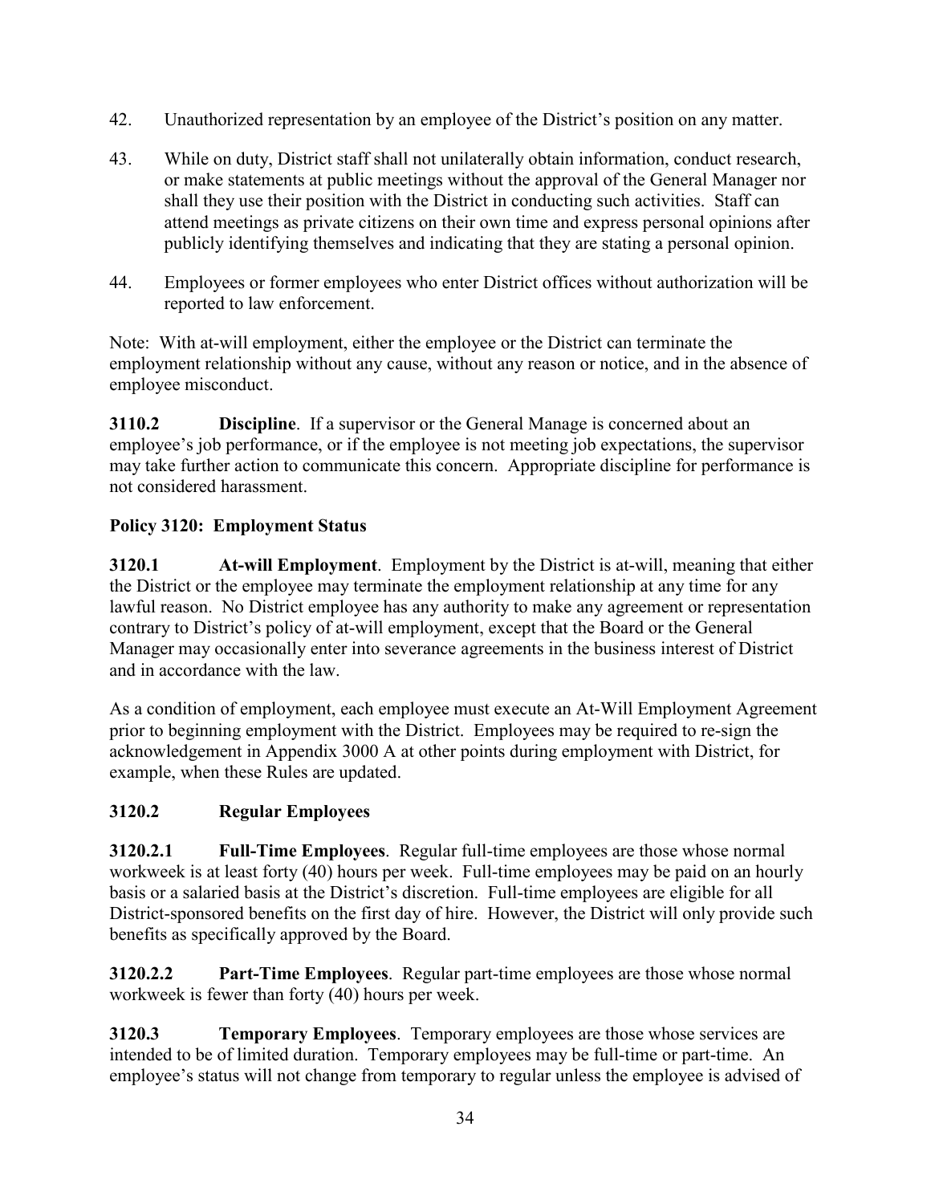42. Unauthorized representation by an employee of the District's position on any matter.

43. While on duty, District staff shall not unilaterally obtain information, conduct research, or make statements at public meetings without the approval of the General Manager nor shall they use their position with the District in conducting such activities. Staff can attend meetings as private citizens on their own time and express personal opinions after publicly identifying themselves and indicating that they are stating a personal opinion.

44. Employees or former employees who enter District offices without authorization will be reported to law enforcement.

Note: With at-will employment, either the employee or the District can terminate the employment relationship without any cause, without any reason or notice, and in the absence of employee misconduct.

**3110.2 Discipline**. If a supervisor or the General Manage is concerned about an employee's job performance, or if the employee is not meeting job expectations, the supervisor may take further action to communicate this concern. Appropriate discipline for performance is not considered harassment.

### Policy 3120: Employment Status

**3120.1 At-will Employment**. Employment by the District is at-will, meaning that either the District or the employee may terminate the employment relationship at any time for any lawful reason. No District employee has any authority to make any agreement or representation contrary to District's policy of at-will employment, except that the Board or the General Manager may occasionally enter into severance agreements in the business interest of District and in accordance with the law.

As a condition of employment, each employee must execute an At-Will Employment Agreement prior to beginning employment with the District. Employees may be required to re-sign the acknowledgement in Appendix 3000 A at other points during employment with District, for example, when these Rules are updated.

**3120.2 Regular Employees**

**3120.2.1 Full-Time Employees**. Regular full-time employees are those whose normal workweek is at least forty (40) hours per week. Full-time employees may be paid on an hourly basis or a salaried basis at the District's discretion. Full-time employees are eligible for all District-sponsored benefits on the first day of hire. However, the District will only provide such benefits as specifically approved by the Board.

**3120.2.2 Part-Time Employees**. Regular part-time employees are those whose normal workweek is fewer than forty (40) hours per week.

**3120.3 Temporary Employees**. Temporary employees are those whose services are intended to be of limited duration. Temporary employees may be full-time or part-time. An employee's status will not change from temporary to regular unless the employee is advised of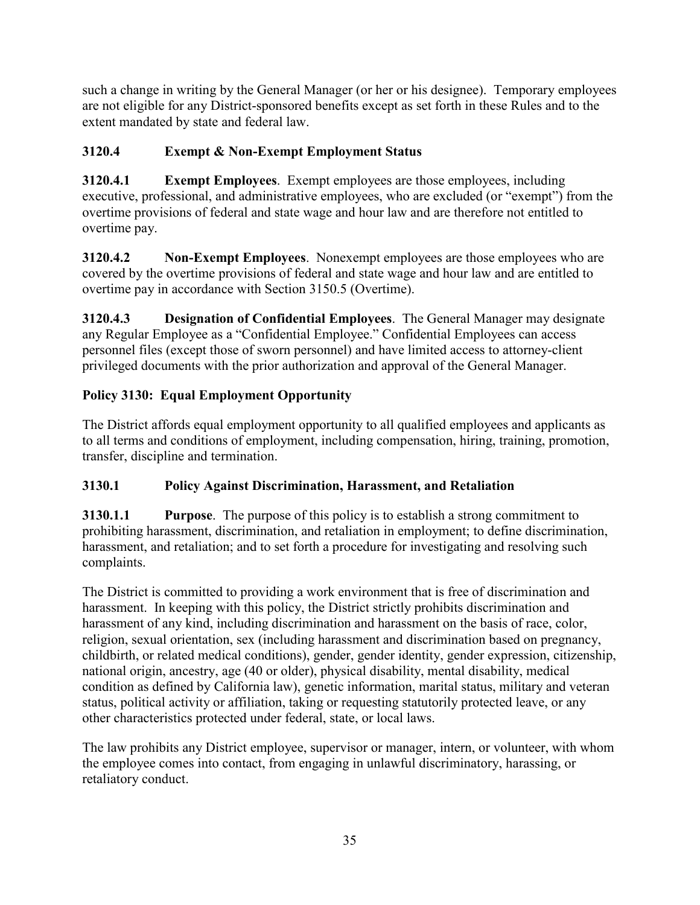such a change in writing by the General Manager (or her or his designee). Temporary employees are not eligible for any District-sponsored benefits except as set forth in these Rules and to the extent mandated by state and federal law.

### 3120.4 Exempt & Non-Exempt Employment Status

**3120.4.1 Exempt Employees**. Exempt employees are those employees, including executive, professional, and administrative employees, who are excluded (or "exempt") from the overtime provisions of federal and state wage and hour law and are therefore not entitled to overtime pay.

**3120.4.2 Non-Exempt Employees**. Nonexempt employees are those employees who are covered by the overtime provisions of federal and state wage and hour law and are entitled to overtime pay in accordance with Section 3150.5 (Overtime).

**3120.4.3 Designation of Confidential Employees**. The General Manager may designate any Regular Employee as a "Confidential Employee." Confidential Employees can access personnel files (except those of sworn personnel) and have limited access to attorney-client privileged documents with the prior authorization and approval of the General Manager.

## Policy 3130: Equal Employment Opportunity

The District affords equal employment opportunity to all qualified employees and applicants as to all terms and conditions of employment, including compensation, hiring, training, promotion, transfer, discipline and termination.

### 3130.1 Policy Against Discrimination, Harassment, and Retaliation

**3130.1.1 Purpose**. The purpose of this policy is to establish a strong commitment to prohibiting harassment, discrimination, and retaliation in employment; to define discrimination, harassment, and retaliation; and to set forth a procedure for investigating and resolving such complaints.

The District is committed to providing a work environment that is free of discrimination and harassment. In keeping with this policy, the District strictly prohibits discrimination and harassment of any kind, including discrimination and harassment on the basis of race, color, religion, sexual orientation, sex (including harassment and discrimination based on pregnancy, childbirth, or related medical conditions), gender, gender identity, gender expression, citizenship, national origin, ancestry, age (40 or older), physical disability, mental disability, medical condition as defined by California law), genetic information, marital status, military and veteran status, political activity or affiliation, taking or requesting statutorily protected leave, or any other characteristics protected under federal, state, or local laws.

The law prohibits any District employee, supervisor or manager, intern, or volunteer, with whom the employee comes into contact, from engaging in unlawful discriminatory, harassing, or retaliatory conduct.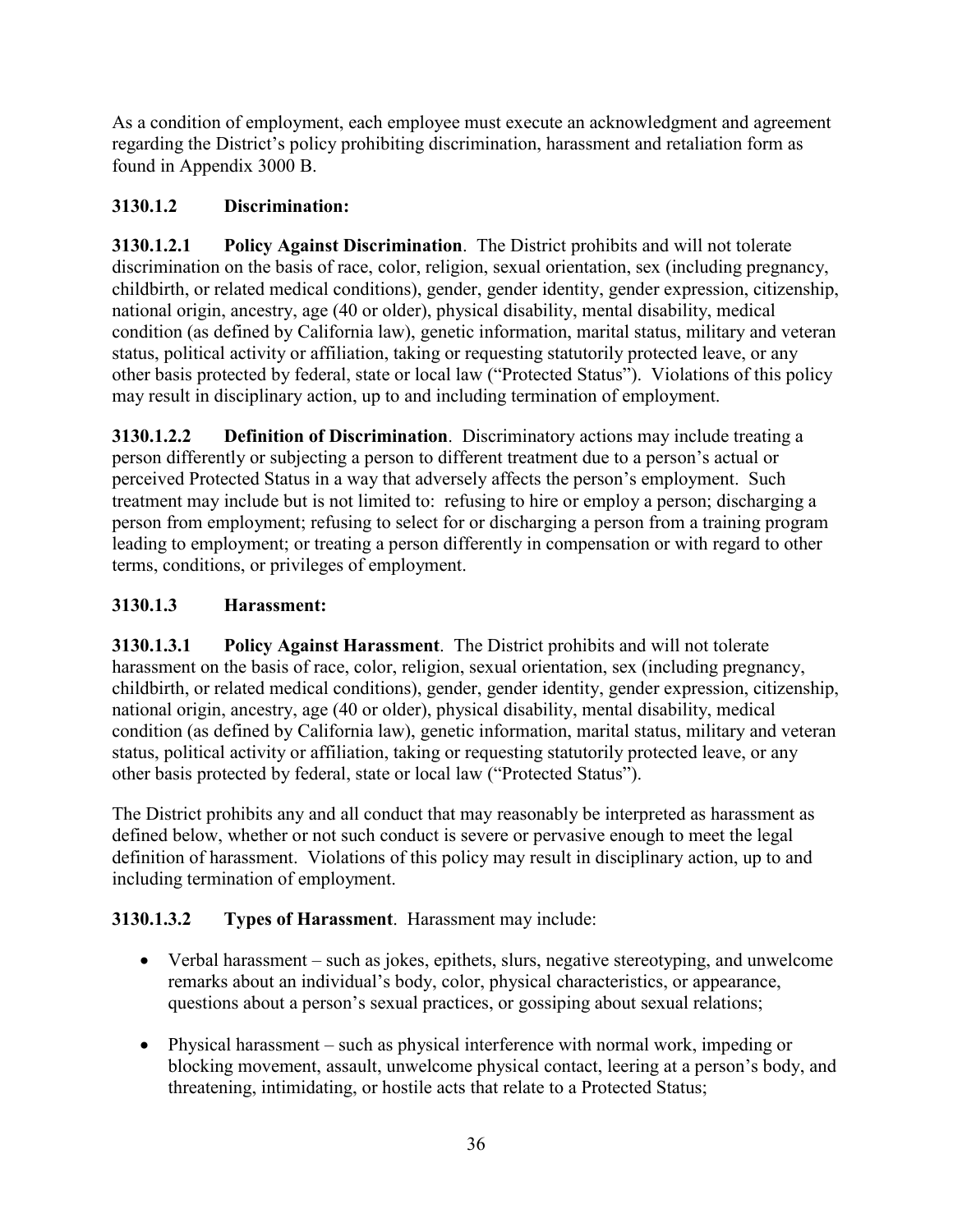As a condition of employment, each employee must execute an acknowledgment and agreement regarding the District's policy prohibiting discrimination, harassment and retaliation form as found in Appendix 3000 B.

### 3130.1.2 Discrimination:

**3130.1.2.1 Policy Against Discrimination**. The District prohibits and will not tolerate discrimination on the basis of race, color, religion, sexual orientation, sex (including pregnancy, childbirth, or related medical conditions), gender, gender identity, gender expression, citizenship, national origin, ancestry, age (40 or older), physical disability, mental disability, medical condition (as defined by California law), genetic information, marital status, military and veteran status, political activity or affiliation, taking or requesting statutorily protected leave, or any other basis protected by federal, state or local law ("Protected Status"). Violations of this policy may result in disciplinary action, up to and including termination of employment.

**3130.1.2.2 Definition of Discrimination**. Discriminatory actions may include treating a person differently or subjecting a person to different treatment due to a person's actual or perceived Protected Status in a way that adversely affects the person's employment. Such treatment may include but is not limited to: refusing to hire or employ a person; discharging a person from employment; refusing to select for or discharging a person from a training program leading to employment; or treating a person differently in compensation or with regard to other terms, conditions, or privileges of employment.

### 3130.1.3 Harassment:

**3130.1.3.1 Policy Against Harassment**. The District prohibits and will not tolerate harassment on the basis of race, color, religion, sexual orientation, sex (including pregnancy, childbirth, or related medical conditions), gender, gender identity, gender expression, citizenship, national origin, ancestry, age (40 or older), physical disability, mental disability, medical condition (as defined by California law), genetic information, marital status, military and veteran status, political activity or affiliation, taking or requesting statutorily protected leave, or any other basis protected by federal, state or local law ("Protected Status").

The District prohibits any and all conduct that may reasonably be interpreted as harassment as defined below, whether or not such conduct is severe or pervasive enough to meet the legal definition of harassment. Violations of this policy may result in disciplinary action, up to and including termination of employment.

**3130.1.3.2 Types of Harassment**. Harassment may include:

- Verbal harassment – such as jokes, epithets, slurs, negative stereotyping, and unwelcome remarks about an individual's body, color, physical characteristics, or appearance, questions about a person's sexual practices, or gossiping about sexual relations;
- Physical harassment – such as physical interference with normal work, impeding or blocking movement, assault, unwelcome physical contact, leering at a person's body, and threatening, intimidating, or hostile acts that relate to a Protected Status;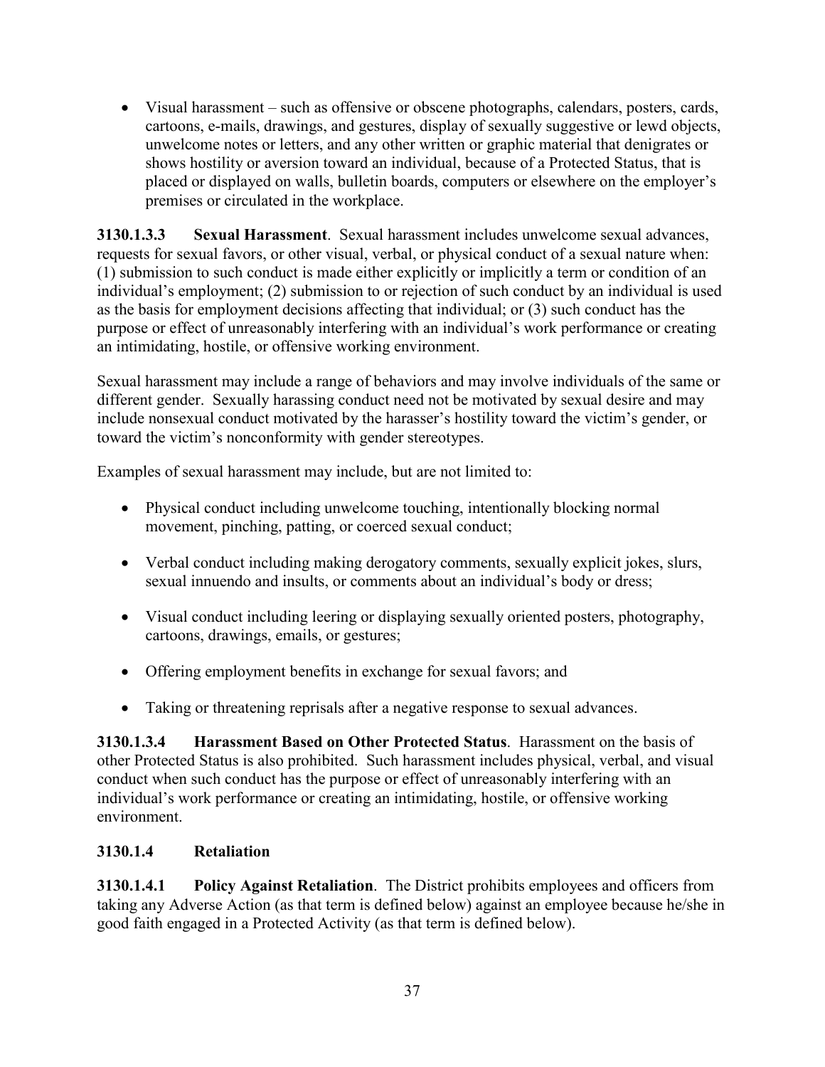- Visual harassment – such as offensive or obscene photographs, calendars, posters, cards, cartoons, e-mails, drawings, and gestures, display of sexually suggestive or lewd objects, unwelcome notes or letters, and any other written or graphic material that denigrates or shows hostility or aversion toward an individual, because of a Protected Status, that is placed or displayed on walls, bulletin boards, computers or elsewhere on the employer's premises or circulated in the workplace.

**3130.1.3.3 Sexual Harassment**. Sexual harassment includes unwelcome sexual advances, requests for sexual favors, or other visual, verbal, or physical conduct of a sexual nature when: (1) submission to such conduct is made either explicitly or implicitly a term or condition of an individual's employment; (2) submission to or rejection of such conduct by an individual is used as the basis for employment decisions affecting that individual; or (3) such conduct has the purpose or effect of unreasonably interfering with an individual's work performance or creating an intimidating, hostile, or offensive working environment.

Sexual harassment may include a range of behaviors and may involve individuals of the same or different gender. Sexually harassing conduct need not be motivated by sexual desire and may include nonsexual conduct motivated by the harasser's hostility toward the victim's gender, or toward the victim's nonconformity with gender stereotypes.

Examples of sexual harassment may include, but are not limited to:

- Physical conduct including unwelcome touching, intentionally blocking normal movement, pinching, patting, or coerced sexual conduct;
- Verbal conduct including making derogatory comments, sexually explicit jokes, slurs, sexual innuendo and insults, or comments about an individual's body or dress;
- Visual conduct including leering or displaying sexually oriented posters, photography, cartoons, drawings, emails, or gestures;
- Offering employment benefits in exchange for sexual favors; and
- Taking or threatening reprisals after a negative response to sexual advances.

**3130.1.3.4 Harassment Based on Other Protected Status**. Harassment on the basis of other Protected Status is also prohibited. Such harassment includes physical, verbal, and visual conduct when such conduct has the purpose or effect of unreasonably interfering with an individual's work performance or creating an intimidating, hostile, or offensive working environment.

**3130.1.4 Retaliation**

**3130.1.4.1 Policy Against Retaliation**. The District prohibits employees and officers from taking any Adverse Action (as that term is defined below) against an employee because he/she in good faith engaged in a Protected Activity (as that term is defined below).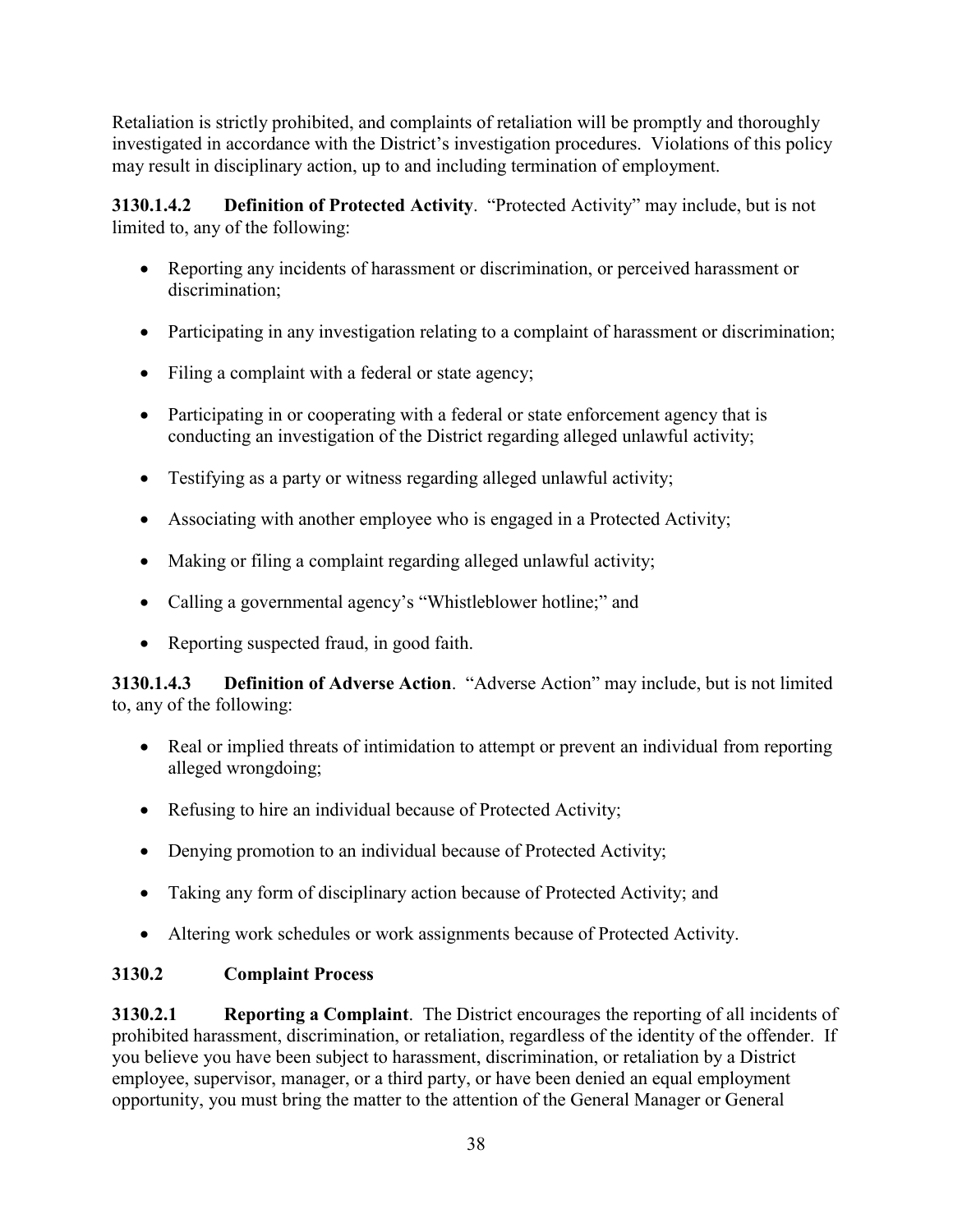Retaliation is strictly prohibited, and complaints of retaliation will be promptly and thoroughly investigated in accordance with the District's investigation procedures. Violations of this policy may result in disciplinary action, up to and including termination of employment.

**3130.1.4.2 Definition of Protected Activity**. "Protected Activity" may include, but is not limited to, any of the following:

- Reporting any incidents of harassment or discrimination, or perceived harassment or discrimination;
- Participating in any investigation relating to a complaint of harassment or discrimination;
- Filing a complaint with a federal or state agency;
- Participating in or cooperating with a federal or state enforcement agency that is conducting an investigation of the District regarding alleged unlawful activity;
- Testifying as a party or witness regarding alleged unlawful activity;
- Associating with another employee who is engaged in a Protected Activity;
- Making or filing a complaint regarding alleged unlawful activity;
- Calling a governmental agency's "Whistleblower hotline;" and
- Reporting suspected fraud, in good faith.

**3130.1.4.3 Definition of Adverse Action**. "Adverse Action" may include, but is not limited to, any of the following:

- Real or implied threats of intimidation to attempt or prevent an individual from reporting alleged wrongdoing;
- Refusing to hire an individual because of Protected Activity;
- Denying promotion to an individual because of Protected Activity;
- Taking any form of disciplinary action because of Protected Activity; and
- Altering work schedules or work assignments because of Protected Activity.

### 3130.2 Complaint Process

**3130.2.1 Reporting a Complaint**. The District encourages the reporting of all incidents of prohibited harassment, discrimination, or retaliation, regardless of the identity of the offender. If you believe you have been subject to harassment, discrimination, or retaliation by a District employee, supervisor, manager, or a third party, or have been denied an equal employment opportunity, you must bring the matter to the attention of the General Manager or General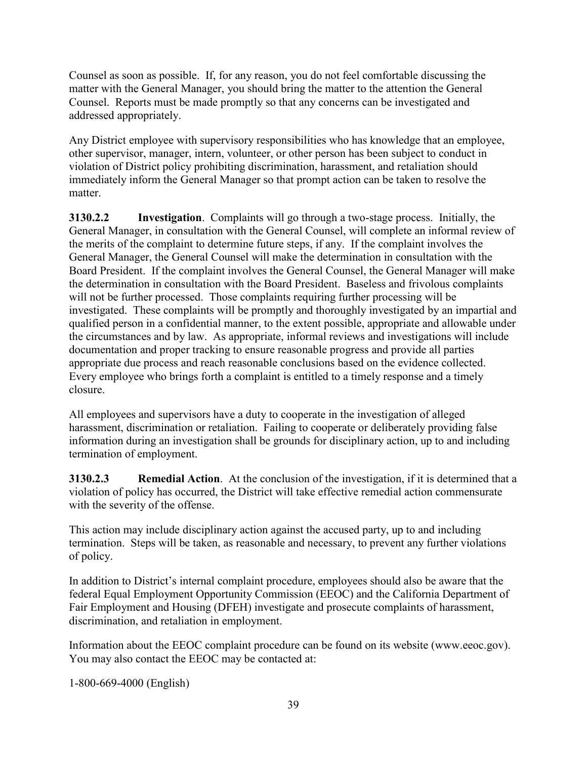Counsel as soon as possible. If, for any reason, you do not feel comfortable discussing the matter with the General Manager, you should bring the matter to the attention the General Counsel. Reports must be made promptly so that any concerns can be investigated and addressed appropriately.

Any District employee with supervisory responsibilities who has knowledge that an employee, other supervisor, manager, intern, volunteer, or other person has been subject to conduct in violation of District policy prohibiting discrimination, harassment, and retaliation should immediately inform the General Manager so that prompt action can be taken to resolve the matter.

**3130.2.2 Investigation**. Complaints will go through a two-stage process. Initially, the General Manager, in consultation with the General Counsel, will complete an informal review of the merits of the complaint to determine future steps, if any. If the complaint involves the General Manager, the General Counsel will make the determination in consultation with the Board President. If the complaint involves the General Counsel, the General Manager will make the determination in consultation with the Board President. Baseless and frivolous complaints will not be further processed. Those complaints requiring further processing will be investigated. These complaints will be promptly and thoroughly investigated by an impartial and qualified person in a confidential manner, to the extent possible, appropriate and allowable under the circumstances and by law. As appropriate, informal reviews and investigations will include documentation and proper tracking to ensure reasonable progress and provide all parties appropriate due process and reach reasonable conclusions based on the evidence collected. Every employee who brings forth a complaint is entitled to a timely response and a timely closure.

All employees and supervisors have a duty to cooperate in the investigation of alleged harassment, discrimination or retaliation. Failing to cooperate or deliberately providing false information during an investigation shall be grounds for disciplinary action, up to and including termination of employment.

**3130.2.3 Remedial Action**. At the conclusion of the investigation, if it is determined that a violation of policy has occurred, the District will take effective remedial action commensurate with the severity of the offense.

This action may include disciplinary action against the accused party, up to and including termination. Steps will be taken, as reasonable and necessary, to prevent any further violations of policy.

In addition to District's internal complaint procedure, employees should also be aware that the federal Equal Employment Opportunity Commission (EEOC) and the California Department of Fair Employment and Housing (DFEH) investigate and prosecute complaints of harassment, discrimination, and retaliation in employment.

Information about the EEOC complaint procedure can be found on its website (www.eeoc.gov). You may also contact the EEOC may be contacted at:

1-800-669-4000 (English)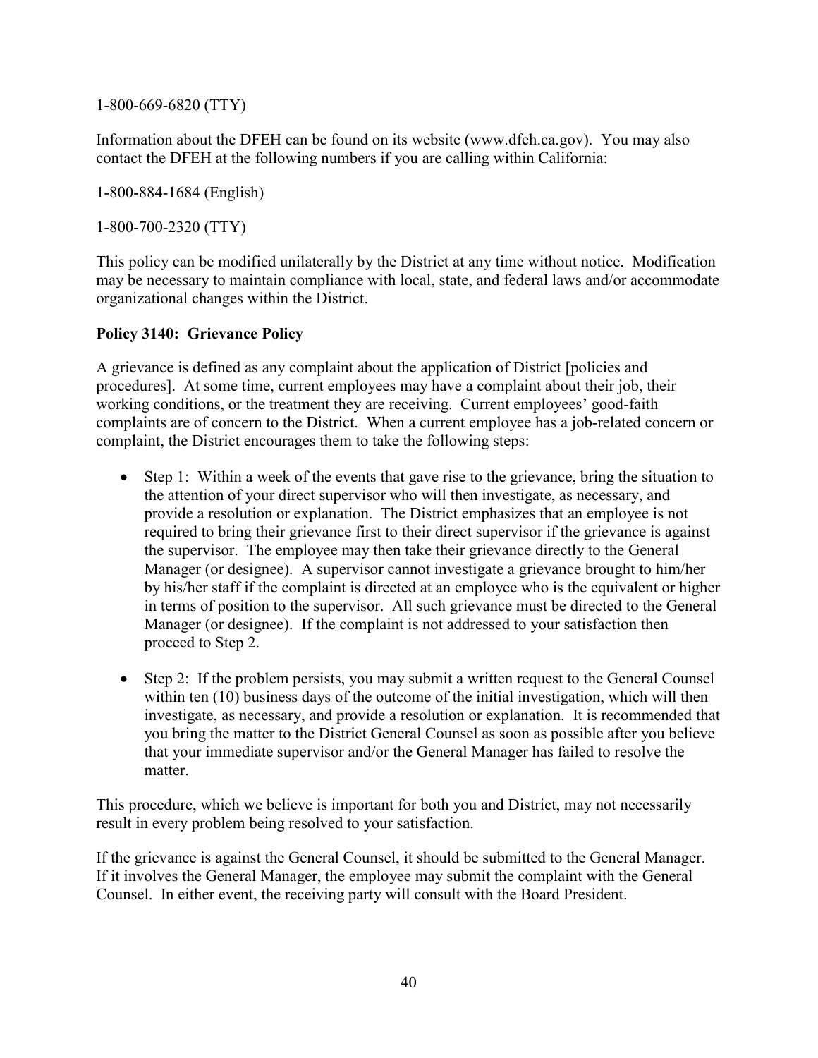1-800-669-6820 (TTY)

Information about the DFEH can be found on its website (www.dfeh.ca.gov). You may also contact the DFEH at the following numbers if you are calling within California:

1-800-884-1684 (English)

1-800-700-2320 (TTY)

This policy can be modified unilaterally by the District at any time without notice. Modification may be necessary to maintain compliance with local, state, and federal laws and/or accommodate organizational changes within the District.

**Policy 3140: Grievance Policy**

A grievance is defined as any complaint about the application of District [policies and procedures]. At some time, current employees may have a complaint about their job, their working conditions, or the treatment they are receiving. Current employees' good-faith complaints are of concern to the District. When a current employee has a job-related concern or complaint, the District encourages them to take the following steps:

- Step 1: Within a week of the events that gave rise to the grievance, bring the situation to the attention of your direct supervisor who will then investigate, as necessary, and provide a resolution or explanation. The District emphasizes that an employee is not required to bring their grievance first to their direct supervisor if the grievance is against the supervisor. The employee may then take their grievance directly to the General Manager (or designee). A supervisor cannot investigate a grievance brought to him/her by his/her staff if the complaint is directed at an employee who is the equivalent or higher in terms of position to the supervisor. All such grievance must be directed to the General Manager (or designee). If the complaint is not addressed to your satisfaction then proceed to Step 2.

- Step 2: If the problem persists, you may submit a written request to the General Counsel within ten (10) business days of the outcome of the initial investigation, which will then investigate, as necessary, and provide a resolution or explanation. It is recommended that you bring the matter to the District General Counsel as soon as possible after you believe that your immediate supervisor and/or the General Manager has failed to resolve the matter.

This procedure, which we believe is important for both you and District, may not necessarily result in every problem being resolved to your satisfaction.

If the grievance is against the General Counsel, it should be submitted to the General Manager. If it involves the General Manager, the employee may submit the complaint with the General Counsel. In either event, the receiving party will consult with the Board President.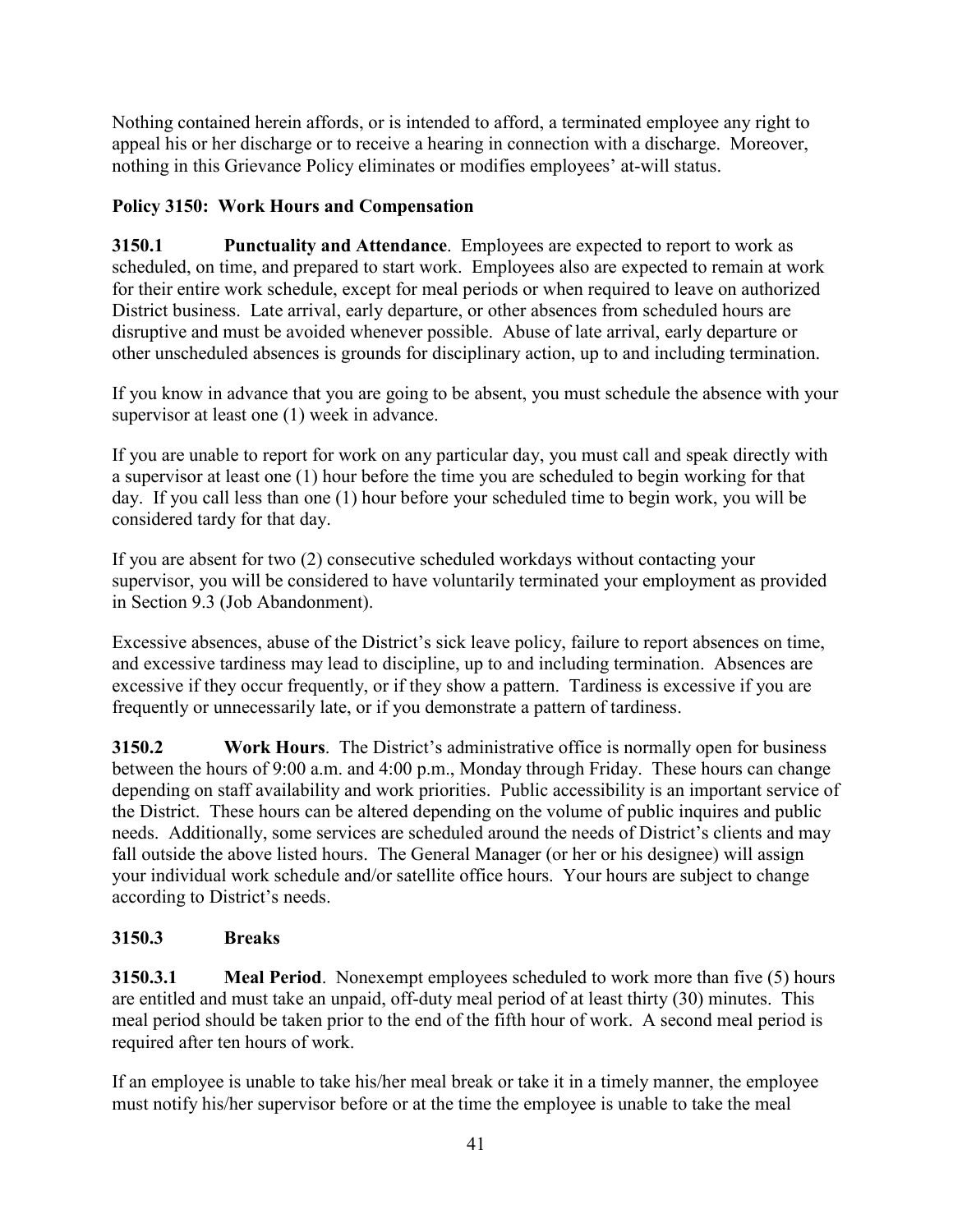Nothing contained herein affords, or is intended to afford, a terminated employee any right to appeal his or her discharge or to receive a hearing in connection with a discharge. Moreover, nothing in this Grievance Policy eliminates or modifies employees' at-will status.

### Policy 3150: Work Hours and Compensation

**3150.1 Punctuality and Attendance**. Employees are expected to report to work as scheduled, on time, and prepared to start work. Employees also are expected to remain at work for their entire work schedule, except for meal periods or when required to leave on authorized District business. Late arrival, early departure, or other absences from scheduled hours are disruptive and must be avoided whenever possible. Abuse of late arrival, early departure or other unscheduled absences is grounds for disciplinary action, up to and including termination.

If you know in advance that you are going to be absent, you must schedule the absence with your supervisor at least one (1) week in advance.

If you are unable to report for work on any particular day, you must call and speak directly with a supervisor at least one (1) hour before the time you are scheduled to begin working for that day. If you call less than one (1) hour before your scheduled time to begin work, you will be considered tardy for that day.

If you are absent for two (2) consecutive scheduled workdays without contacting your supervisor, you will be considered to have voluntarily terminated your employment as provided in Section 9.3 (Job Abandonment).

Excessive absences, abuse of the District's sick leave policy, failure to report absences on time, and excessive tardiness may lead to discipline, up to and including termination. Absences are excessive if they occur frequently, or if they show a pattern. Tardiness is excessive if you are frequently or unnecessarily late, or if you demonstrate a pattern of tardiness.

**3150.2 Work Hours**. The District's administrative office is normally open for business between the hours of 9:00 a.m. and 4:00 p.m., Monday through Friday. These hours can change depending on staff availability and work priorities. Public accessibility is an important service of the District. These hours can be altered depending on the volume of public inquires and public needs. Additionally, some services are scheduled around the needs of District's clients and may fall outside the above listed hours. The General Manager (or her or his designee) will assign your individual work schedule and/or satellite office hours. Your hours are subject to change according to District's needs.

**3150.3 Breaks**

**3150.3.1 Meal Period**. Nonexempt employees scheduled to work more than five (5) hours are entitled and must take an unpaid, off-duty meal period of at least thirty (30) minutes. This meal period should be taken prior to the end of the fifth hour of work. A second meal period is required after ten hours of work.

If an employee is unable to take his/her meal break or take it in a timely manner, the employee must notify his/her supervisor before or at the time the employee is unable to take the meal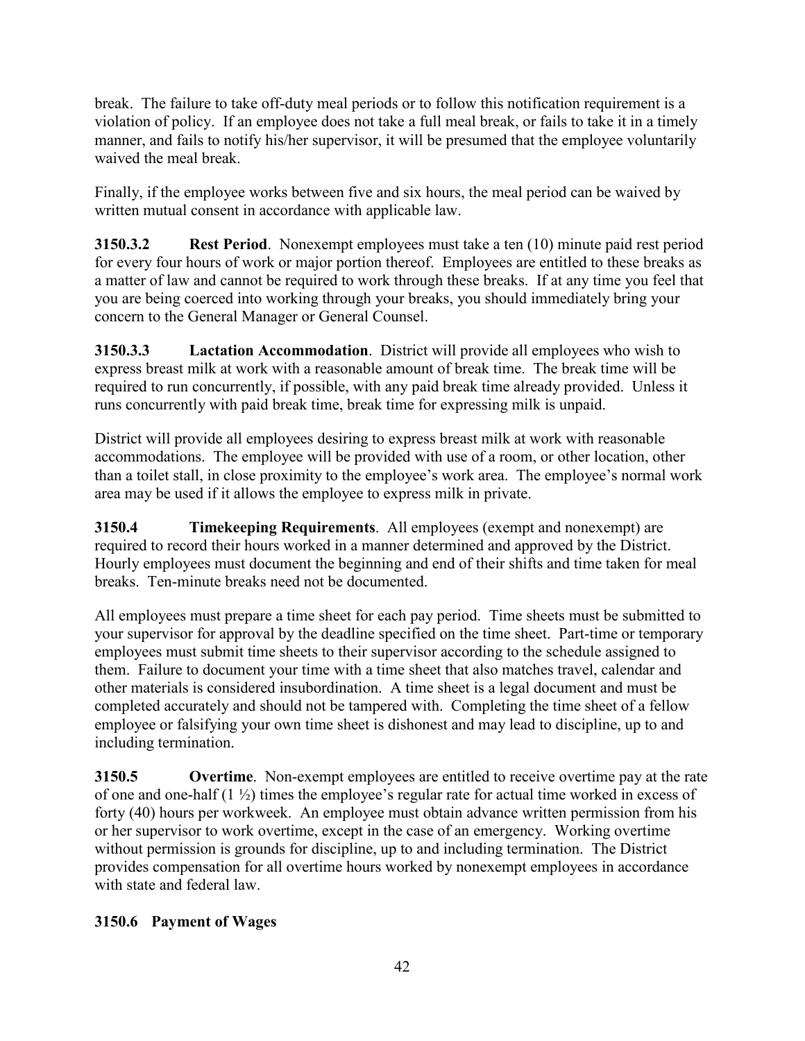break. The failure to take off-duty meal periods or to follow this notification requirement is a violation of policy. If an employee does not take a full meal break, or fails to take it in a timely manner, and fails to notify his/her supervisor, it will be presumed that the employee voluntarily waived the meal break.

Finally, if the employee works between five and six hours, the meal period can be waived by written mutual consent in accordance with applicable law.

**3150.3.2 Rest Period**. Nonexempt employees must take a ten (10) minute paid rest period for every four hours of work or major portion thereof. Employees are entitled to these breaks as a matter of law and cannot be required to work through these breaks. If at any time you feel that you are being coerced into working through your breaks, you should immediately bring your concern to the General Manager or General Counsel.

**3150.3.3 Lactation Accommodation**. District will provide all employees who wish to express breast milk at work with a reasonable amount of break time. The break time will be required to run concurrently, if possible, with any paid break time already provided. Unless it runs concurrently with paid break time, break time for expressing milk is unpaid.

District will provide all employees desiring to express breast milk at work with reasonable accommodations. The employee will be provided with use of a room, or other location, other than a toilet stall, in close proximity to the employee's work area. The employee's normal work area may be used if it allows the employee to express milk in private.

**3150.4 Timekeeping Requirements**. All employees (exempt and nonexempt) are required to record their hours worked in a manner determined and approved by the District. Hourly employees must document the beginning and end of their shifts and time taken for meal breaks. Ten-minute breaks need not be documented.

All employees must prepare a time sheet for each pay period. Time sheets must be submitted to your supervisor for approval by the deadline specified on the time sheet. Part-time or temporary employees must submit time sheets to their supervisor according to the schedule assigned to them. Failure to document your time with a time sheet that also matches travel, calendar and other materials is considered insubordination. A time sheet is a legal document and must be completed accurately and should not be tampered with. Completing the time sheet of a fellow employee or falsifying your own time sheet is dishonest and may lead to discipline, up to and including termination.

**3150.5 Overtime**. Non-exempt employees are entitled to receive overtime pay at the rate of one and one-half (1 ½) times the employee's regular rate for actual time worked in excess of forty (40) hours per workweek. An employee must obtain advance written permission from his or her supervisor to work overtime, except in the case of an emergency. Working overtime without permission is grounds for discipline, up to and including termination. The District provides compensation for all overtime hours worked by nonexempt employees in accordance with state and federal law.

**3150.6 Payment of Wages**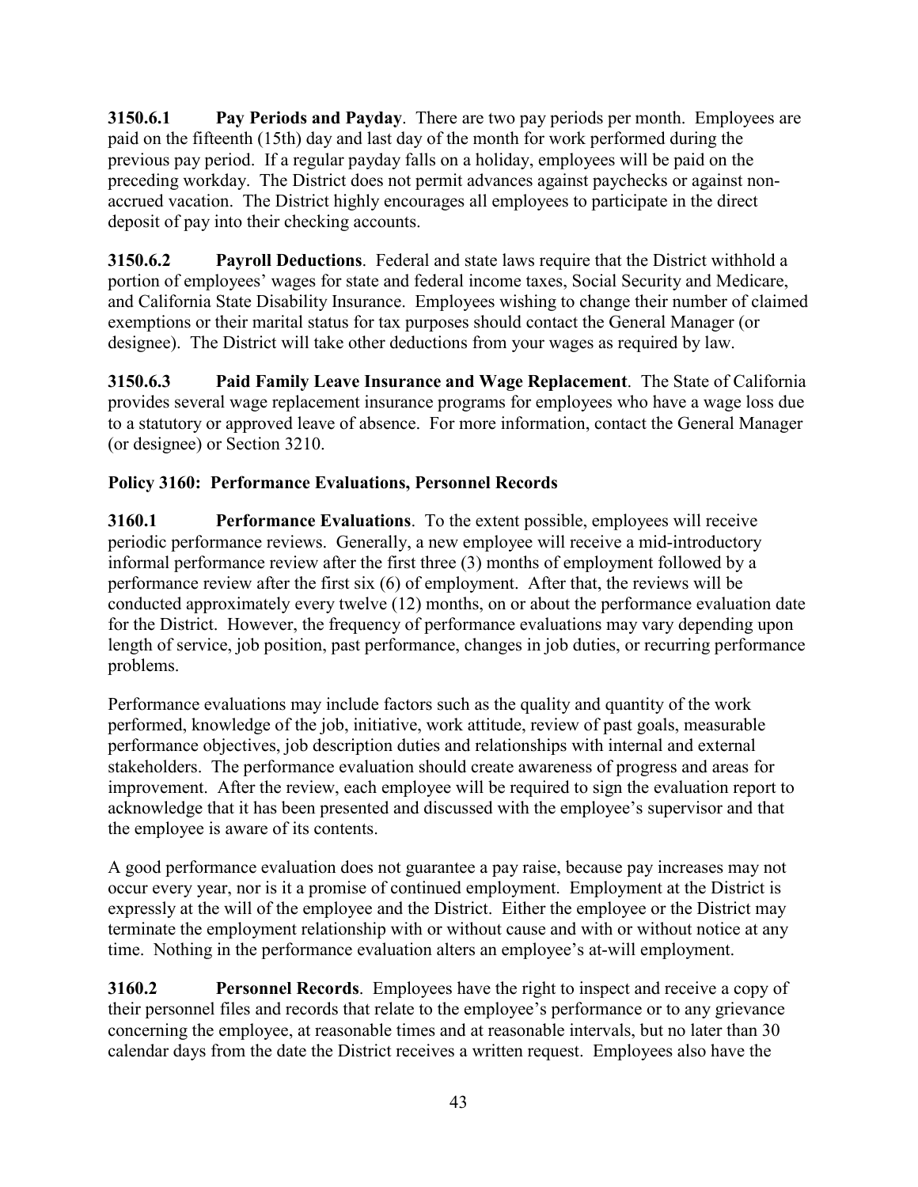**3150.6.1 Pay Periods and Payday**. There are two pay periods per month. Employees are paid on the fifteenth (15th) day and last day of the month for work performed during the previous pay period. If a regular payday falls on a holiday, employees will be paid on the preceding workday. The District does not permit advances against paychecks or against non-accrued vacation. The District highly encourages all employees to participate in the direct deposit of pay into their checking accounts.

**3150.6.2 Payroll Deductions**. Federal and state laws require that the District withhold a portion of employees' wages for state and federal income taxes, Social Security and Medicare, and California State Disability Insurance. Employees wishing to change their number of claimed exemptions or their marital status for tax purposes should contact the General Manager (or designee). The District will take other deductions from your wages as required by law.

**3150.6.3 Paid Family Leave Insurance and Wage Replacement**. The State of California provides several wage replacement insurance programs for employees who have a wage loss due to a statutory or approved leave of absence. For more information, contact the General Manager (or designee) or Section 3210.

## Policy 3160: Performance Evaluations, Personnel Records

**3160.1 Performance Evaluations**. To the extent possible, employees will receive periodic performance reviews. Generally, a new employee will receive a mid-introductory informal performance review after the first three (3) months of employment followed by a performance review after the first six (6) of employment. After that, the reviews will be conducted approximately every twelve (12) months, on or about the performance evaluation date for the District. However, the frequency of performance evaluations may vary depending upon length of service, job position, past performance, changes in job duties, or recurring performance problems.

Performance evaluations may include factors such as the quality and quantity of the work performed, knowledge of the job, initiative, work attitude, review of past goals, measurable performance objectives, job description duties and relationships with internal and external stakeholders. The performance evaluation should create awareness of progress and areas for improvement. After the review, each employee will be required to sign the evaluation report to acknowledge that it has been presented and discussed with the employee's supervisor and that the employee is aware of its contents.

A good performance evaluation does not guarantee a pay raise, because pay increases may not occur every year, nor is it a promise of continued employment. Employment at the District is expressly at the will of the employee and the District. Either the employee or the District may terminate the employment relationship with or without cause and with or without notice at any time. Nothing in the performance evaluation alters an employee's at-will employment.

**3160.2 Personnel Records**. Employees have the right to inspect and receive a copy of their personnel files and records that relate to the employee's performance or to any grievance concerning the employee, at reasonable times and at reasonable intervals, but no later than 30 calendar days from the date the District receives a written request. Employees also have the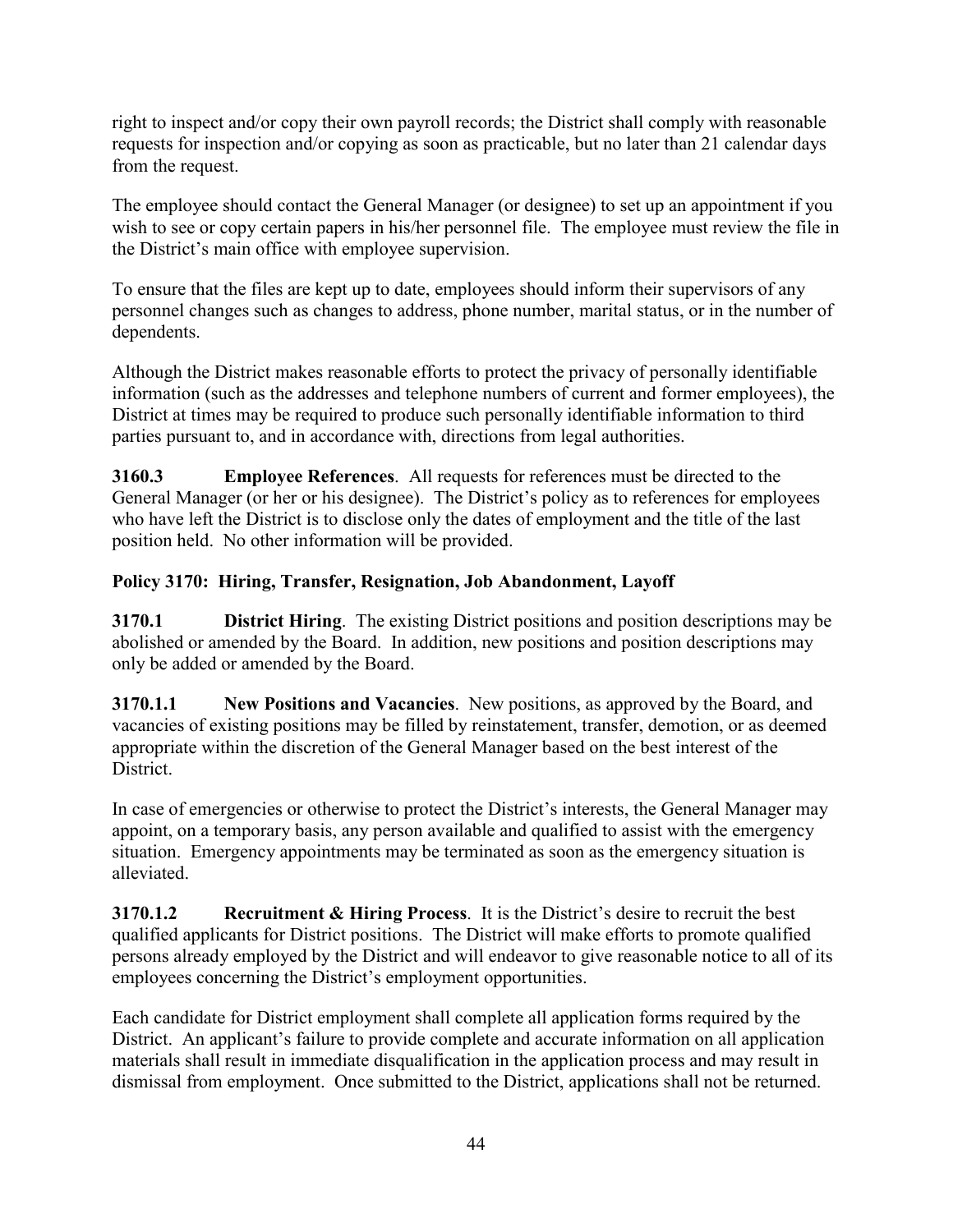right to inspect and/or copy their own payroll records; the District shall comply with reasonable requests for inspection and/or copying as soon as practicable, but no later than 21 calendar days from the request.

The employee should contact the General Manager (or designee) to set up an appointment if you wish to see or copy certain papers in his/her personnel file. The employee must review the file in the District's main office with employee supervision.

To ensure that the files are kept up to date, employees should inform their supervisors of any personnel changes such as changes to address, phone number, marital status, or in the number of dependents.

Although the District makes reasonable efforts to protect the privacy of personally identifiable information (such as the addresses and telephone numbers of current and former employees), the District at times may be required to produce such personally identifiable information to third parties pursuant to, and in accordance with, directions from legal authorities.

**3160.3 Employee References**. All requests for references must be directed to the General Manager (or her or his designee). The District's policy as to references for employees who have left the District is to disclose only the dates of employment and the title of the last position held. No other information will be provided.

## Policy 3170: Hiring, Transfer, Resignation, Job Abandonment, Layoff

**3170.1 District Hiring**. The existing District positions and position descriptions may be abolished or amended by the Board. In addition, new positions and position descriptions may only be added or amended by the Board.

**3170.1.1 New Positions and Vacancies**. New positions, as approved by the Board, and vacancies of existing positions may be filled by reinstatement, transfer, demotion, or as deemed appropriate within the discretion of the General Manager based on the best interest of the District.

In case of emergencies or otherwise to protect the District's interests, the General Manager may appoint, on a temporary basis, any person available and qualified to assist with the emergency situation. Emergency appointments may be terminated as soon as the emergency situation is alleviated.

**3170.1.2 Recruitment & Hiring Process**. It is the District's desire to recruit the best qualified applicants for District positions. The District will make efforts to promote qualified persons already employed by the District and will endeavor to give reasonable notice to all of its employees concerning the District's employment opportunities.

Each candidate for District employment shall complete all application forms required by the District. An applicant's failure to provide complete and accurate information on all application materials shall result in immediate disqualification in the application process and may result in dismissal from employment. Once submitted to the District, applications shall not be returned.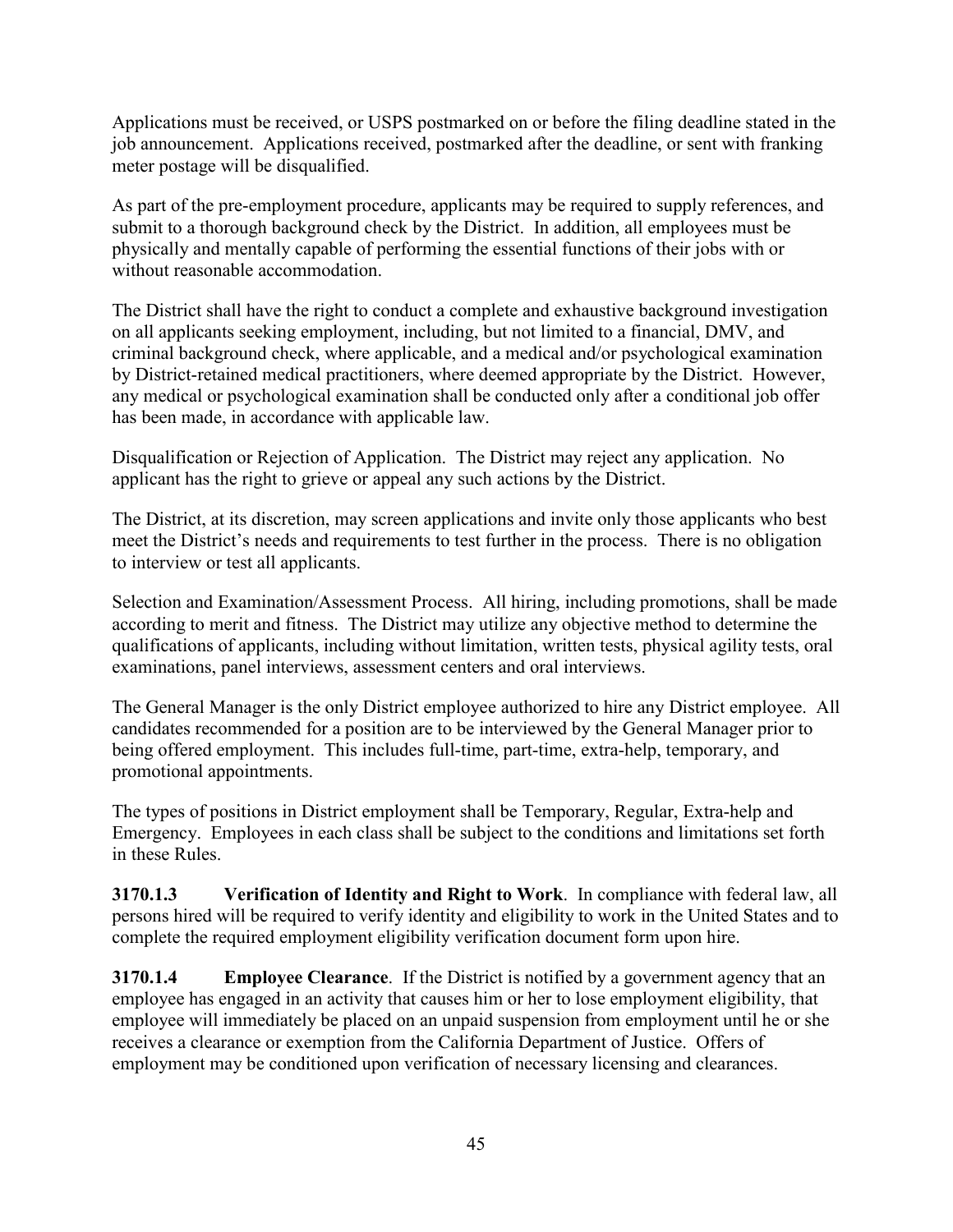Applications must be received, or USPS postmarked on or before the filing deadline stated in the job announcement. Applications received, postmarked after the deadline, or sent with franking meter postage will be disqualified.

As part of the pre-employment procedure, applicants may be required to supply references, and submit to a thorough background check by the District. In addition, all employees must be physically and mentally capable of performing the essential functions of their jobs with or without reasonable accommodation.

The District shall have the right to conduct a complete and exhaustive background investigation on all applicants seeking employment, including, but not limited to a financial, DMV, and criminal background check, where applicable, and a medical and/or psychological examination by District-retained medical practitioners, where deemed appropriate by the District. However, any medical or psychological examination shall be conducted only after a conditional job offer has been made, in accordance with applicable law.

Disqualification or Rejection of Application. The District may reject any application. No applicant has the right to grieve or appeal any such actions by the District.

The District, at its discretion, may screen applications and invite only those applicants who best meet the District's needs and requirements to test further in the process. There is no obligation to interview or test all applicants.

Selection and Examination/Assessment Process. All hiring, including promotions, shall be made according to merit and fitness. The District may utilize any objective method to determine the qualifications of applicants, including without limitation, written tests, physical agility tests, oral examinations, panel interviews, assessment centers and oral interviews.

The General Manager is the only District employee authorized to hire any District employee. All candidates recommended for a position are to be interviewed by the General Manager prior to being offered employment. This includes full-time, part-time, extra-help, temporary, and promotional appointments.

The types of positions in District employment shall be Temporary, Regular, Extra-help and Emergency. Employees in each class shall be subject to the conditions and limitations set forth in these Rules.

**3170.1.3 Verification of Identity and Right to Work**. In compliance with federal law, all persons hired will be required to verify identity and eligibility to work in the United States and to complete the required employment eligibility verification document form upon hire.

**3170.1.4 Employee Clearance**. If the District is notified by a government agency that an employee has engaged in an activity that causes him or her to lose employment eligibility, that employee will immediately be placed on an unpaid suspension from employment until he or she receives a clearance or exemption from the California Department of Justice. Offers of employment may be conditioned upon verification of necessary licensing and clearances.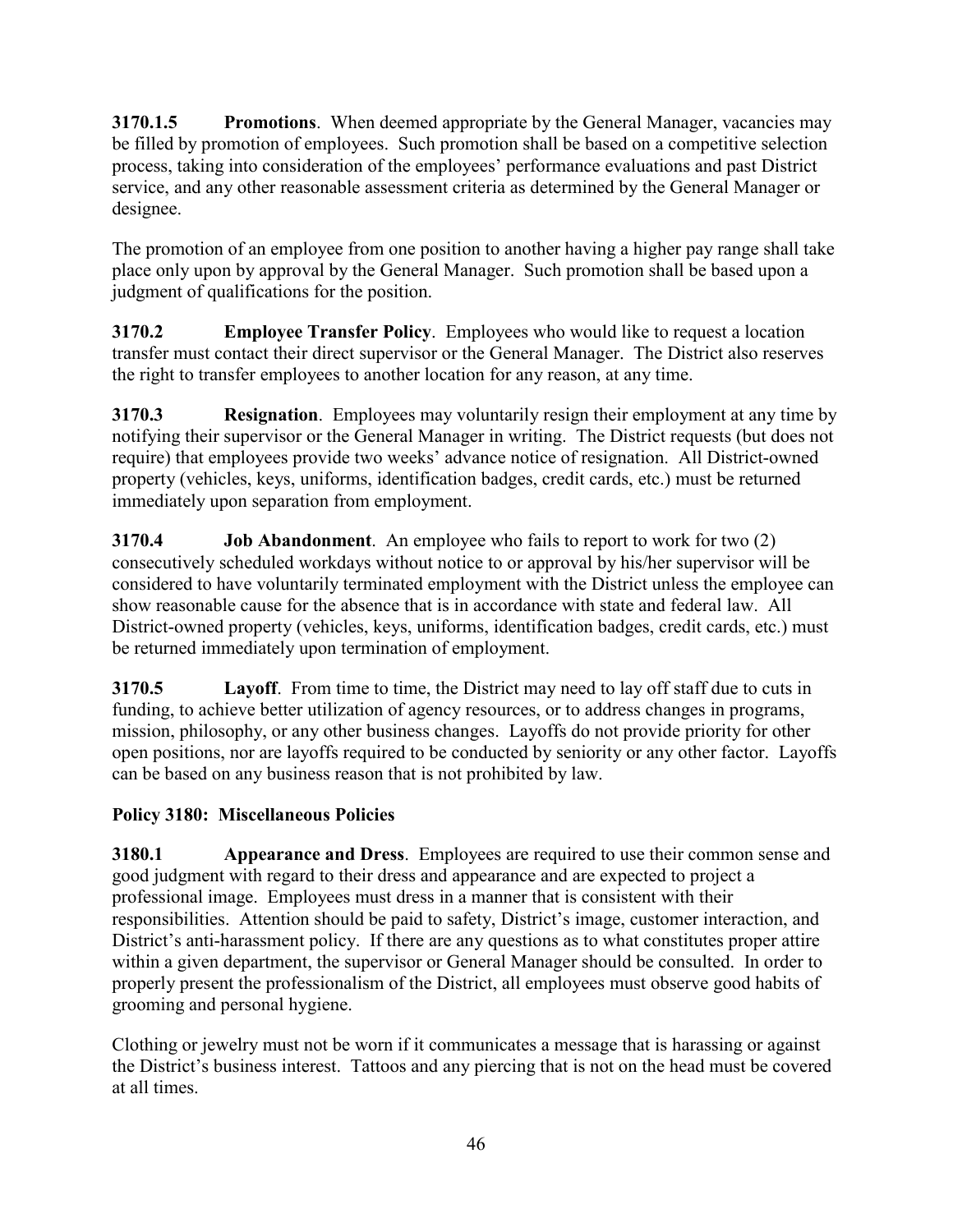**3170.1.5 Promotions**. When deemed appropriate by the General Manager, vacancies may be filled by promotion of employees. Such promotion shall be based on a competitive selection process, taking into consideration of the employees' performance evaluations and past District service, and any other reasonable assessment criteria as determined by the General Manager or designee.

The promotion of an employee from one position to another having a higher pay range shall take place only upon by approval by the General Manager. Such promotion shall be based upon a judgment of qualifications for the position.

**3170.2 Employee Transfer Policy**. Employees who would like to request a location transfer must contact their direct supervisor or the General Manager. The District also reserves the right to transfer employees to another location for any reason, at any time.

**3170.3 Resignation**. Employees may voluntarily resign their employment at any time by notifying their supervisor or the General Manager in writing. The District requests (but does not require) that employees provide two weeks' advance notice of resignation. All District-owned property (vehicles, keys, uniforms, identification badges, credit cards, etc.) must be returned immediately upon separation from employment.

**3170.4 Job Abandonment**. An employee who fails to report to work for two (2) consecutively scheduled workdays without notice to or approval by his/her supervisor will be considered to have voluntarily terminated employment with the District unless the employee can show reasonable cause for the absence that is in accordance with state and federal law. All District-owned property (vehicles, keys, uniforms, identification badges, credit cards, etc.) must be returned immediately upon termination of employment.

**3170.5 Layoff**. From time to time, the District may need to lay off staff due to cuts in funding, to achieve better utilization of agency resources, or to address changes in programs, mission, philosophy, or any other business changes. Layoffs do not provide priority for other open positions, nor are layoffs required to be conducted by seniority or any other factor. Layoffs can be based on any business reason that is not prohibited by law.

## Policy 3180: Miscellaneous Policies

**3180.1 Appearance and Dress**. Employees are required to use their common sense and good judgment with regard to their dress and appearance and are expected to project a professional image. Employees must dress in a manner that is consistent with their responsibilities. Attention should be paid to safety, District's image, customer interaction, and District's anti-harassment policy. If there are any questions as to what constitutes proper attire within a given department, the supervisor or General Manager should be consulted. In order to properly present the professionalism of the District, all employees must observe good habits of grooming and personal hygiene.

Clothing or jewelry must not be worn if it communicates a message that is harassing or against the District's business interest. Tattoos and any piercing that is not on the head must be covered at all times.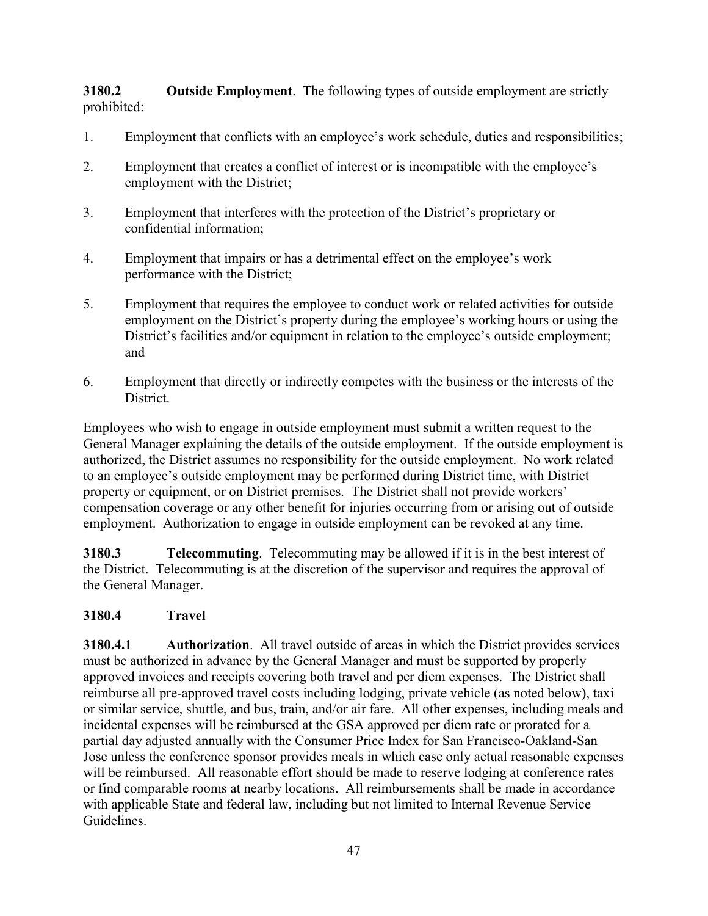**3180.2 Outside Employment**. The following types of outside employment are strictly prohibited:

1. Employment that conflicts with an employee's work schedule, duties and responsibilities;
2. Employment that creates a conflict of interest or is incompatible with the employee's employment with the District;
3. Employment that interferes with the protection of the District's proprietary or confidential information;
4. Employment that impairs or has a detrimental effect on the employee's work performance with the District;
5. Employment that requires the employee to conduct work or related activities for outside employment on the District's property during the employee's working hours or using the District's facilities and/or equipment in relation to the employee's outside employment; and
6. Employment that directly or indirectly competes with the business or the interests of the District.

Employees who wish to engage in outside employment must submit a written request to the General Manager explaining the details of the outside employment. If the outside employment is authorized, the District assumes no responsibility for the outside employment. No work related to an employee's outside employment may be performed during District time, with District property or equipment, or on District premises. The District shall not provide workers' compensation coverage or any other benefit for injuries occurring from or arising out of outside employment. Authorization to engage in outside employment can be revoked at any time.

**3180.3 Telecommuting**. Telecommuting may be allowed if it is in the best interest of the District. Telecommuting is at the discretion of the supervisor and requires the approval of the General Manager.

**3180.4 Travel**

**3180.4.1 Authorization**. All travel outside of areas in which the District provides services must be authorized in advance by the General Manager and must be supported by properly approved invoices and receipts covering both travel and per diem expenses. The District shall reimburse all pre-approved travel costs including lodging, private vehicle (as noted below), taxi or similar service, shuttle, and bus, train, and/or air fare. All other expenses, including meals and incidental expenses will be reimbursed at the GSA approved per diem rate or prorated for a partial day adjusted annually with the Consumer Price Index for San Francisco-Oakland-San Jose unless the conference sponsor provides meals in which case only actual reasonable expenses will be reimbursed. All reasonable effort should be made to reserve lodging at conference rates or find comparable rooms at nearby locations. All reimbursements shall be made in accordance with applicable State and federal law, including but not limited to Internal Revenue Service Guidelines.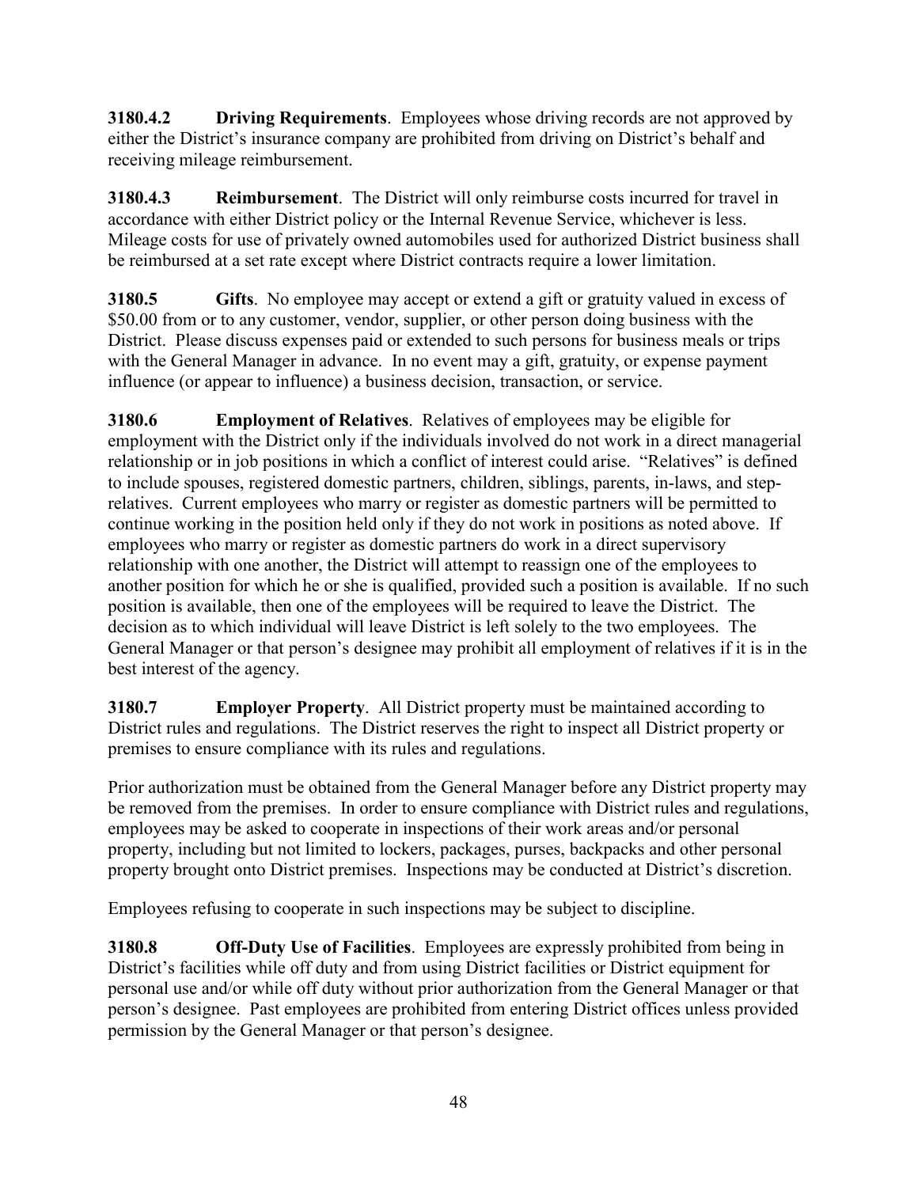**3180.4.2 Driving Requirements**. Employees whose driving records are not approved by either the District's insurance company are prohibited from driving on District's behalf and receiving mileage reimbursement.

**3180.4.3 Reimbursement**. The District will only reimburse costs incurred for travel in accordance with either District policy or the Internal Revenue Service, whichever is less. Mileage costs for use of privately owned automobiles used for authorized District business shall be reimbursed at a set rate except where District contracts require a lower limitation.

**3180.5 Gifts**. No employee may accept or extend a gift or gratuity valued in excess of $50.00 from or to any customer, vendor, supplier, or other person doing business with the District. Please discuss expenses paid or extended to such persons for business meals or trips with the General Manager in advance. In no event may a gift, gratuity, or expense payment influence (or appear to influence) a business decision, transaction, or service.

**3180.6 Employment of Relatives**. Relatives of employees may be eligible for employment with the District only if the individuals involved do not work in a direct managerial relationship or in job positions in which a conflict of interest could arise. "Relatives" is defined to include spouses, registered domestic partners, children, siblings, parents, in-laws, and step-relatives. Current employees who marry or register as domestic partners will be permitted to continue working in the position held only if they do not work in positions as noted above. If employees who marry or register as domestic partners do work in a direct supervisory relationship with one another, the District will attempt to reassign one of the employees to another position for which he or she is qualified, provided such a position is available. If no such position is available, then one of the employees will be required to leave the District. The decision as to which individual will leave District is left solely to the two employees. The General Manager or that person's designee may prohibit all employment of relatives if it is in the best interest of the agency.

**3180.7 Employer Property**. All District property must be maintained according to District rules and regulations. The District reserves the right to inspect all District property or premises to ensure compliance with its rules and regulations.

Prior authorization must be obtained from the General Manager before any District property may be removed from the premises. In order to ensure compliance with District rules and regulations, employees may be asked to cooperate in inspections of their work areas and/or personal property, including but not limited to lockers, packages, purses, backpacks and other personal property brought onto District premises. Inspections may be conducted at District's discretion.

Employees refusing to cooperate in such inspections may be subject to discipline.

**3180.8 Off-Duty Use of Facilities**. Employees are expressly prohibited from being in District's facilities while off duty and from using District facilities or District equipment for personal use and/or while off duty without prior authorization from the General Manager or that person's designee. Past employees are prohibited from entering District offices unless provided permission by the General Manager or that person's designee.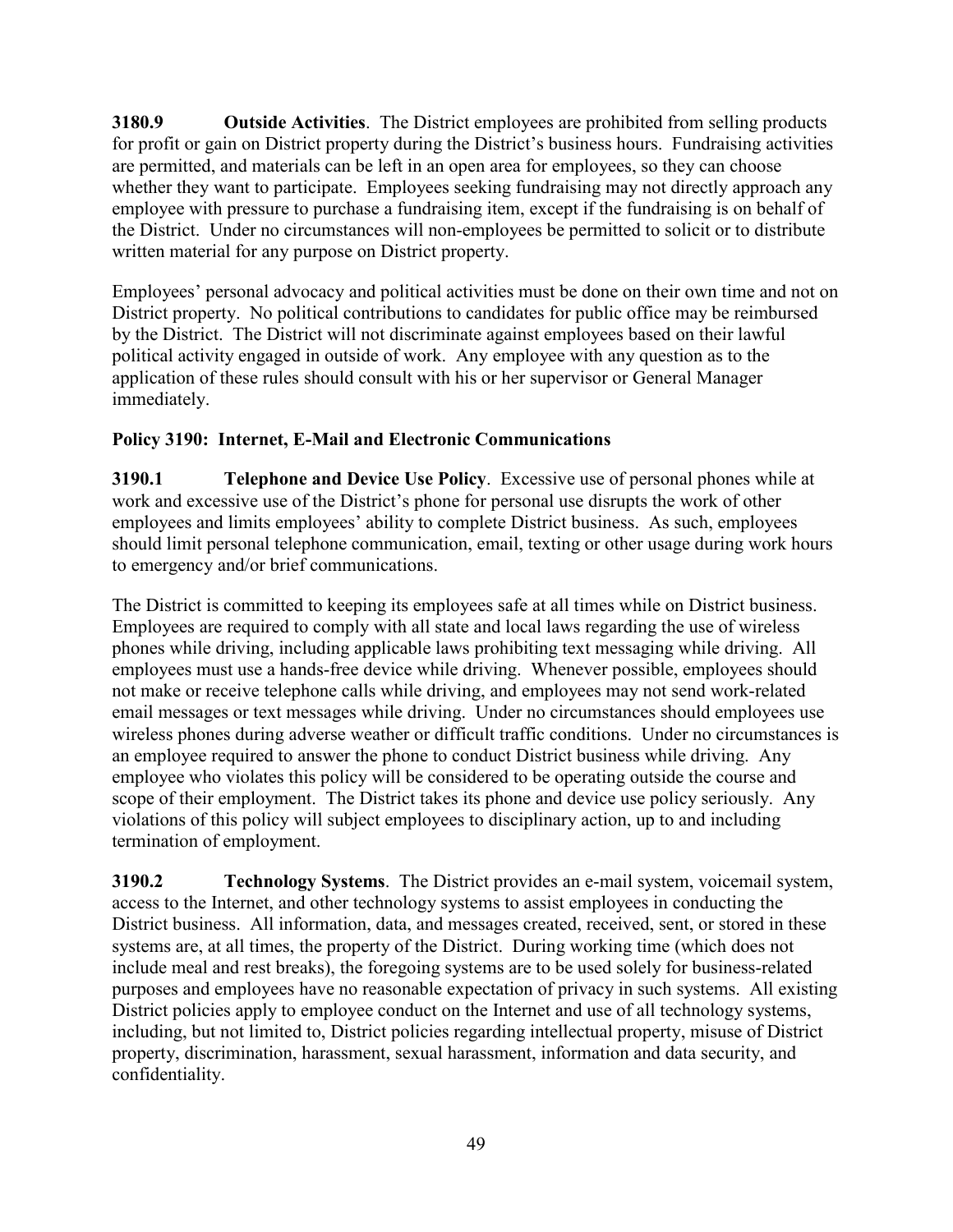**3180.9 Outside Activities**. The District employees are prohibited from selling products for profit or gain on District property during the District's business hours. Fundraising activities are permitted, and materials can be left in an open area for employees, so they can choose whether they want to participate. Employees seeking fundraising may not directly approach any employee with pressure to purchase a fundraising item, except if the fundraising is on behalf of the District. Under no circumstances will non-employees be permitted to solicit or to distribute written material for any purpose on District property.

Employees' personal advocacy and political activities must be done on their own time and not on District property. No political contributions to candidates for public office may be reimbursed by the District. The District will not discriminate against employees based on their lawful political activity engaged in outside of work. Any employee with any question as to the application of these rules should consult with his or her supervisor or General Manager immediately.

### Policy 3190: Internet, E-Mail and Electronic Communications

**3190.1 Telephone and Device Use Policy**. Excessive use of personal phones while at work and excessive use of the District's phone for personal use disrupts the work of other employees and limits employees' ability to complete District business. As such, employees should limit personal telephone communication, email, texting or other usage during work hours to emergency and/or brief communications.

The District is committed to keeping its employees safe at all times while on District business. Employees are required to comply with all state and local laws regarding the use of wireless phones while driving, including applicable laws prohibiting text messaging while driving. All employees must use a hands-free device while driving. Whenever possible, employees should not make or receive telephone calls while driving, and employees may not send work-related email messages or text messages while driving. Under no circumstances should employees use wireless phones during adverse weather or difficult traffic conditions. Under no circumstances is an employee required to answer the phone to conduct District business while driving. Any employee who violates this policy will be considered to be operating outside the course and scope of their employment. The District takes its phone and device use policy seriously. Any violations of this policy will subject employees to disciplinary action, up to and including termination of employment.

**3190.2 Technology Systems**. The District provides an e-mail system, voicemail system, access to the Internet, and other technology systems to assist employees in conducting the District business. All information, data, and messages created, received, sent, or stored in these systems are, at all times, the property of the District. During working time (which does not include meal and rest breaks), the foregoing systems are to be used solely for business-related purposes and employees have no reasonable expectation of privacy in such systems. All existing District policies apply to employee conduct on the Internet and use of all technology systems, including, but not limited to, District policies regarding intellectual property, misuse of District property, discrimination, harassment, sexual harassment, information and data security, and confidentiality.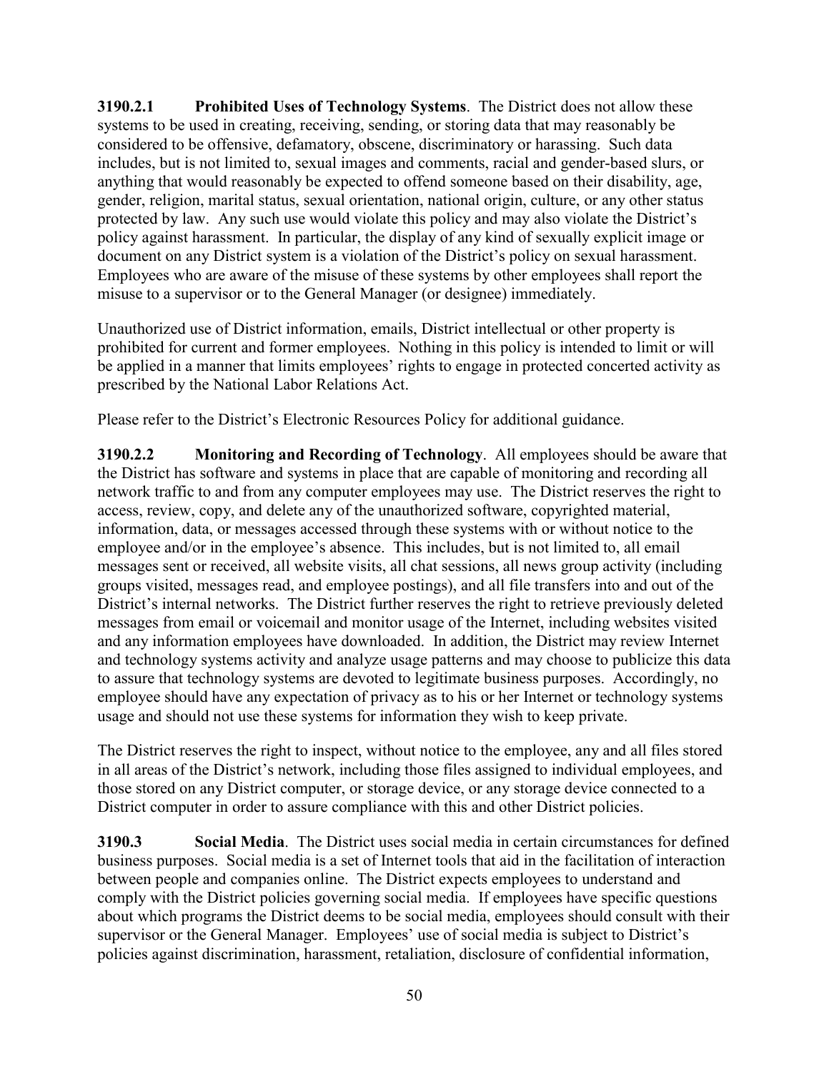**3190.2.1 Prohibited Uses of Technology Systems**. The District does not allow these systems to be used in creating, receiving, sending, or storing data that may reasonably be considered to be offensive, defamatory, obscene, discriminatory or harassing. Such data includes, but is not limited to, sexual images and comments, racial and gender-based slurs, or anything that would reasonably be expected to offend someone based on their disability, age, gender, religion, marital status, sexual orientation, national origin, culture, or any other status protected by law. Any such use would violate this policy and may also violate the District's policy against harassment. In particular, the display of any kind of sexually explicit image or document on any District system is a violation of the District's policy on sexual harassment. Employees who are aware of the misuse of these systems by other employees shall report the misuse to a supervisor or to the General Manager (or designee) immediately.

Unauthorized use of District information, emails, District intellectual or other property is prohibited for current and former employees. Nothing in this policy is intended to limit or will be applied in a manner that limits employees' rights to engage in protected concerted activity as prescribed by the National Labor Relations Act.

Please refer to the District's Electronic Resources Policy for additional guidance.

**3190.2.2 Monitoring and Recording of Technology**. All employees should be aware that the District has software and systems in place that are capable of monitoring and recording all network traffic to and from any computer employees may use. The District reserves the right to access, review, copy, and delete any of the unauthorized software, copyrighted material, information, data, or messages accessed through these systems with or without notice to the employee and/or in the employee's absence. This includes, but is not limited to, all email messages sent or received, all website visits, all chat sessions, all news group activity (including groups visited, messages read, and employee postings), and all file transfers into and out of the District's internal networks. The District further reserves the right to retrieve previously deleted messages from email or voicemail and monitor usage of the Internet, including websites visited and any information employees have downloaded. In addition, the District may review Internet and technology systems activity and analyze usage patterns and may choose to publicize this data to assure that technology systems are devoted to legitimate business purposes. Accordingly, no employee should have any expectation of privacy as to his or her Internet or technology systems usage and should not use these systems for information they wish to keep private.

The District reserves the right to inspect, without notice to the employee, any and all files stored in all areas of the District's network, including those files assigned to individual employees, and those stored on any District computer, or storage device, or any storage device connected to a District computer in order to assure compliance with this and other District policies.

**3190.3 Social Media**. The District uses social media in certain circumstances for defined business purposes. Social media is a set of Internet tools that aid in the facilitation of interaction between people and companies online. The District expects employees to understand and comply with the District policies governing social media. If employees have specific questions about which programs the District deems to be social media, employees should consult with their supervisor or the General Manager. Employees' use of social media is subject to District's policies against discrimination, harassment, retaliation, disclosure of confidential information,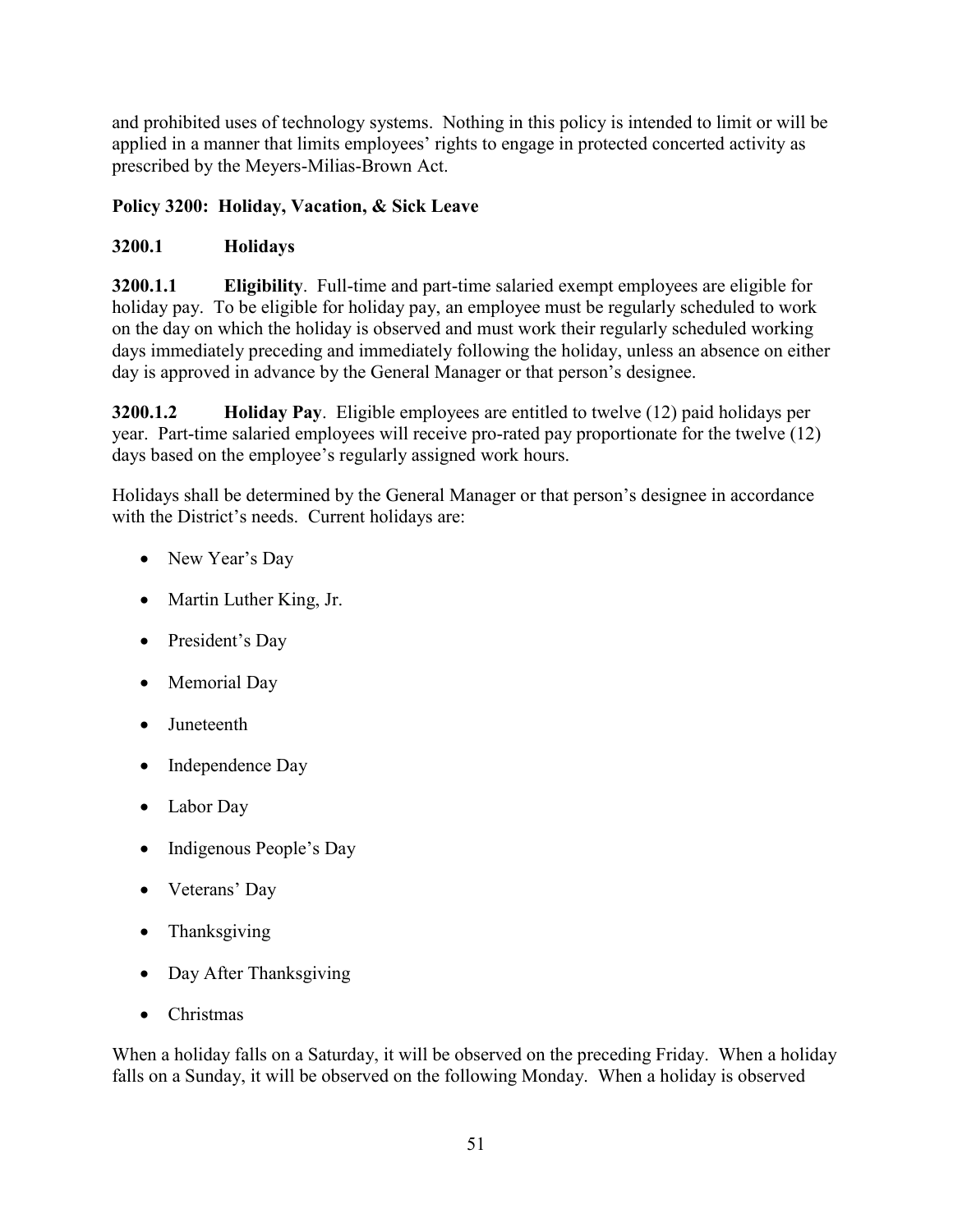and prohibited uses of technology systems. Nothing in this policy is intended to limit or will be applied in a manner that limits employees' rights to engage in protected concerted activity as prescribed by the Meyers-Milias-Brown Act.

## Policy 3200: Holiday, Vacation, & Sick Leave

### 3200.1 Holidays

**3200.1.1 Eligibility**. Full-time and part-time salaried exempt employees are eligible for holiday pay. To be eligible for holiday pay, an employee must be regularly scheduled to work on the day on which the holiday is observed and must work their regularly scheduled working days immediately preceding and immediately following the holiday, unless an absence on either day is approved in advance by the General Manager or that person's designee.

**3200.1.2 Holiday Pay**. Eligible employees are entitled to twelve (12) paid holidays per year. Part-time salaried employees will receive pro-rated pay proportionate for the twelve (12) days based on the employee's regularly assigned work hours.

Holidays shall be determined by the General Manager or that person's designee in accordance with the District's needs. Current holidays are:

- New Year's Day
- Martin Luther King, Jr.
- President's Day
- Memorial Day
- Juneteenth
- Independence Day
- Labor Day
- Indigenous People's Day
- Veterans' Day
- Thanksgiving
- Day After Thanksgiving
- Christmas

When a holiday falls on a Saturday, it will be observed on the preceding Friday. When a holiday falls on a Sunday, it will be observed on the following Monday. When a holiday is observed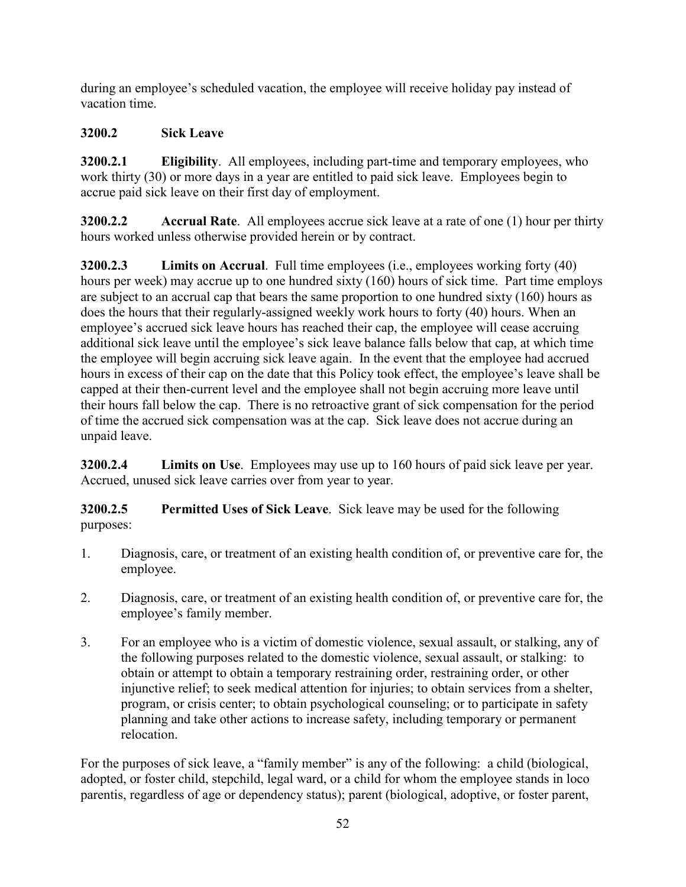during an employee's scheduled vacation, the employee will receive holiday pay instead of vacation time.

### 3200.2 Sick Leave

**3200.2.1 Eligibility**. All employees, including part-time and temporary employees, who work thirty (30) or more days in a year are entitled to paid sick leave. Employees begin to accrue paid sick leave on their first day of employment.

**3200.2.2 Accrual Rate**. All employees accrue sick leave at a rate of one (1) hour per thirty hours worked unless otherwise provided herein or by contract.

**3200.2.3 Limits on Accrual**. Full time employees (i.e., employees working forty (40) hours per week) may accrue up to one hundred sixty (160) hours of sick time. Part time employs are subject to an accrual cap that bears the same proportion to one hundred sixty (160) hours as does the hours that their regularly-assigned weekly work hours to forty (40) hours. When an employee's accrued sick leave hours has reached their cap, the employee will cease accruing additional sick leave until the employee's sick leave balance falls below that cap, at which time the employee will begin accruing sick leave again. In the event that the employee had accrued hours in excess of their cap on the date that this Policy took effect, the employee's leave shall be capped at their then-current level and the employee shall not begin accruing more leave until their hours fall below the cap. There is no retroactive grant of sick compensation for the period of time the accrued sick compensation was at the cap. Sick leave does not accrue during an unpaid leave.

**3200.2.4 Limits on Use**. Employees may use up to 160 hours of paid sick leave per year. Accrued, unused sick leave carries over from year to year.

**3200.2.5 Permitted Uses of Sick Leave**. Sick leave may be used for the following purposes:

1. Diagnosis, care, or treatment of an existing health condition of, or preventive care for, the employee.
2. Diagnosis, care, or treatment of an existing health condition of, or preventive care for, the employee's family member.
3. For an employee who is a victim of domestic violence, sexual assault, or stalking, any of the following purposes related to the domestic violence, sexual assault, or stalking: to obtain or attempt to obtain a temporary restraining order, restraining order, or other injunctive relief; to seek medical attention for injuries; to obtain services from a shelter, program, or crisis center; to obtain psychological counseling; or to participate in safety planning and take other actions to increase safety, including temporary or permanent relocation.

For the purposes of sick leave, a "family member" is any of the following: a child (biological, adopted, or foster child, stepchild, legal ward, or a child for whom the employee stands in loco parentis, regardless of age or dependency status); parent (biological, adoptive, or foster parent,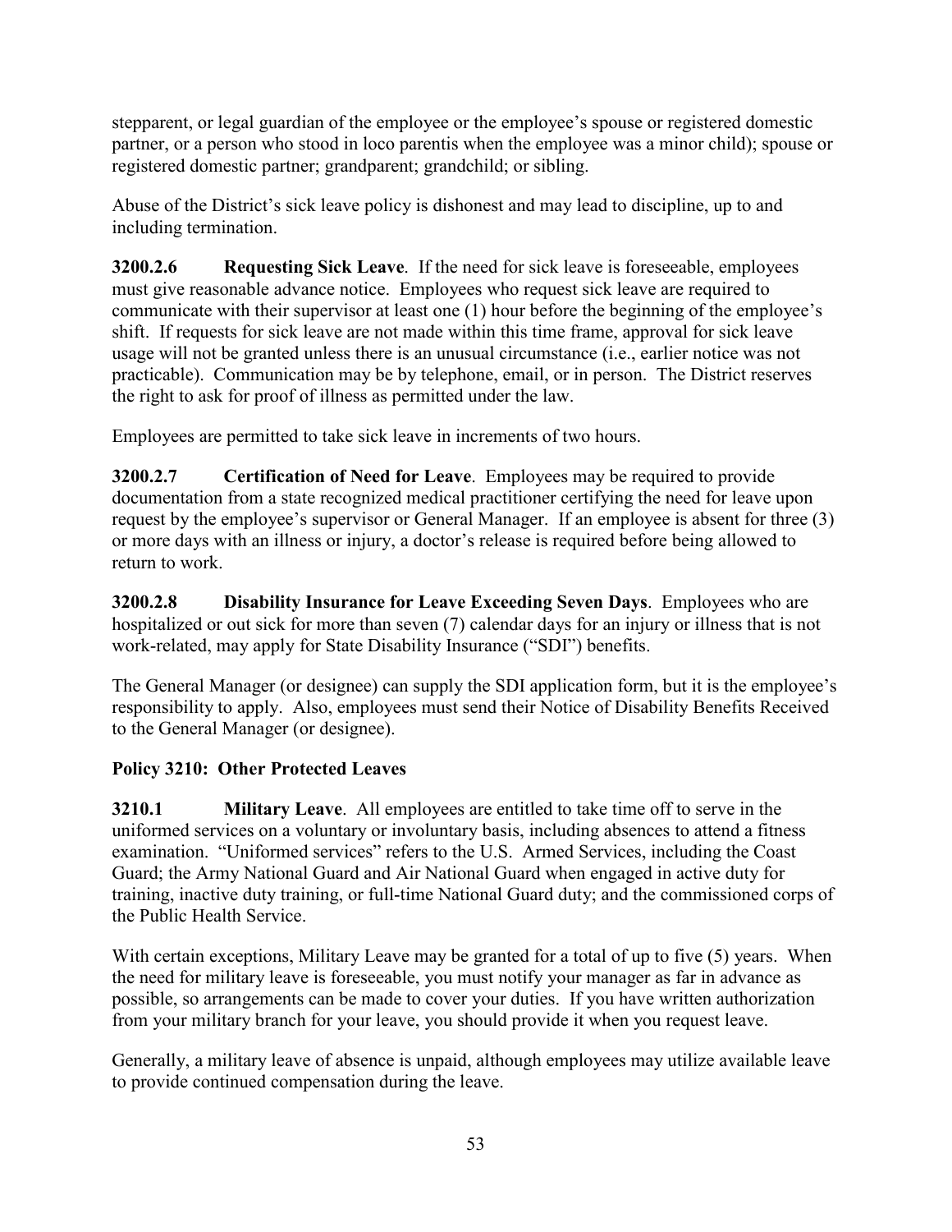stepparent, or legal guardian of the employee or the employee's spouse or registered domestic partner, or a person who stood in loco parentis when the employee was a minor child); spouse or registered domestic partner; grandparent; grandchild; or sibling.

Abuse of the District's sick leave policy is dishonest and may lead to discipline, up to and including termination.

**3200.2.6 Requesting Sick Leave**. If the need for sick leave is foreseeable, employees must give reasonable advance notice. Employees who request sick leave are required to communicate with their supervisor at least one (1) hour before the beginning of the employee's shift. If requests for sick leave are not made within this time frame, approval for sick leave usage will not be granted unless there is an unusual circumstance (i.e., earlier notice was not practicable). Communication may be by telephone, email, or in person. The District reserves the right to ask for proof of illness as permitted under the law.

Employees are permitted to take sick leave in increments of two hours.

**3200.2.7 Certification of Need for Leave**. Employees may be required to provide documentation from a state recognized medical practitioner certifying the need for leave upon request by the employee's supervisor or General Manager. If an employee is absent for three (3) or more days with an illness or injury, a doctor's release is required before being allowed to return to work.

**3200.2.8 Disability Insurance for Leave Exceeding Seven Days**. Employees who are hospitalized or out sick for more than seven (7) calendar days for an injury or illness that is not work-related, may apply for State Disability Insurance ("SDI") benefits.

The General Manager (or designee) can supply the SDI application form, but it is the employee's responsibility to apply. Also, employees must send their Notice of Disability Benefits Received to the General Manager (or designee).

## Policy 3210: Other Protected Leaves

**3210.1 Military Leave**. All employees are entitled to take time off to serve in the uniformed services on a voluntary or involuntary basis, including absences to attend a fitness examination. "Uniformed services" refers to the U.S. Armed Services, including the Coast Guard; the Army National Guard and Air National Guard when engaged in active duty for training, inactive duty training, or full-time National Guard duty; and the commissioned corps of the Public Health Service.

With certain exceptions, Military Leave may be granted for a total of up to five (5) years. When the need for military leave is foreseeable, you must notify your manager as far in advance as possible, so arrangements can be made to cover your duties. If you have written authorization from your military branch for your leave, you should provide it when you request leave.

Generally, a military leave of absence is unpaid, although employees may utilize available leave to provide continued compensation during the leave.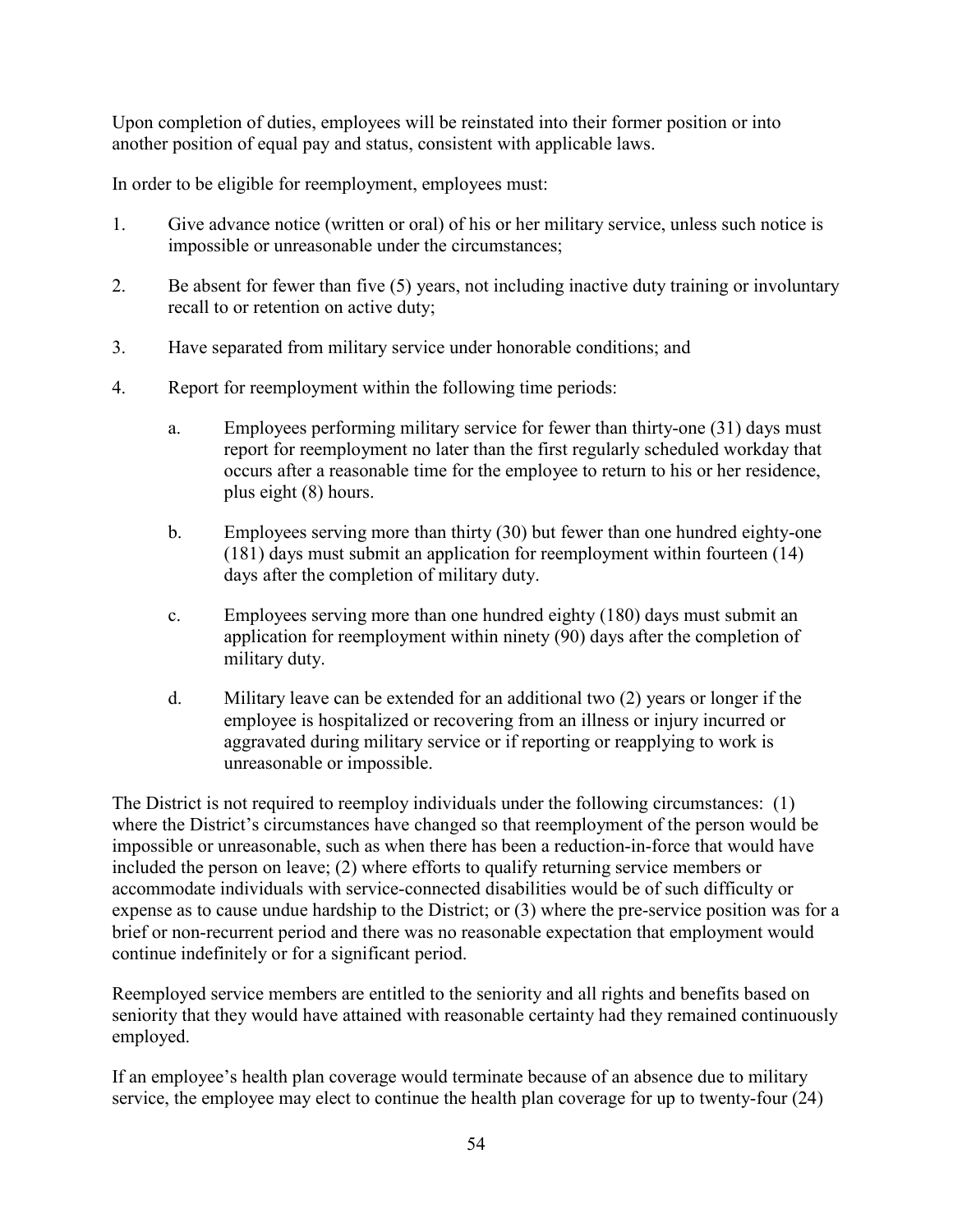Upon completion of duties, employees will be reinstated into their former position or into another position of equal pay and status, consistent with applicable laws.

In order to be eligible for reemployment, employees must:

1. Give advance notice (written or oral) of his or her military service, unless such notice is impossible or unreasonable under the circumstances;

2. Be absent for fewer than five (5) years, not including inactive duty training or involuntary recall to or retention on active duty;

3. Have separated from military service under honorable conditions; and

4. Report for reemployment within the following time periods:

   a. Employees performing military service for fewer than thirty-one (31) days must report for reemployment no later than the first regularly scheduled workday that occurs after a reasonable time for the employee to return to his or her residence, plus eight (8) hours.

   b. Employees serving more than thirty (30) but fewer than one hundred eighty-one (181) days must submit an application for reemployment within fourteen (14) days after the completion of military duty.

   c. Employees serving more than one hundred eighty (180) days must submit an application for reemployment within ninety (90) days after the completion of military duty.

   d. Military leave can be extended for an additional two (2) years or longer if the employee is hospitalized or recovering from an illness or injury incurred or aggravated during military service or if reporting or reapplying to work is unreasonable or impossible.

The District is not required to reemploy individuals under the following circumstances: (1) where the District's circumstances have changed so that reemployment of the person would be impossible or unreasonable, such as when there has been a reduction-in-force that would have included the person on leave; (2) where efforts to qualify returning service members or accommodate individuals with service-connected disabilities would be of such difficulty or expense as to cause undue hardship to the District; or (3) where the pre-service position was for a brief or non-recurrent period and there was no reasonable expectation that employment would continue indefinitely or for a significant period.

Reemployed service members are entitled to the seniority and all rights and benefits based on seniority that they would have attained with reasonable certainty had they remained continuously employed.

If an employee's health plan coverage would terminate because of an absence due to military service, the employee may elect to continue the health plan coverage for up to twenty-four (24)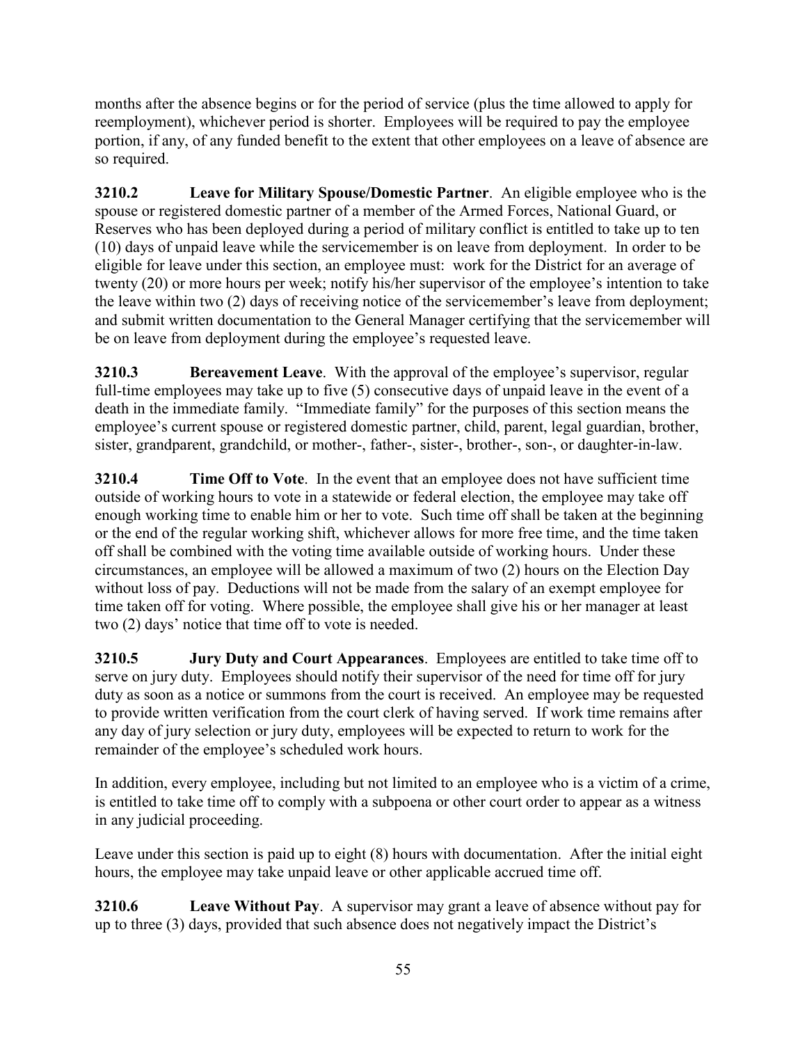months after the absence begins or for the period of service (plus the time allowed to apply for reemployment), whichever period is shorter. Employees will be required to pay the employee portion, if any, of any funded benefit to the extent that other employees on a leave of absence are so required.

**3210.2 Leave for Military Spouse/Domestic Partner**. An eligible employee who is the spouse or registered domestic partner of a member of the Armed Forces, National Guard, or Reserves who has been deployed during a period of military conflict is entitled to take up to ten (10) days of unpaid leave while the servicemember is on leave from deployment. In order to be eligible for leave under this section, an employee must: work for the District for an average of twenty (20) or more hours per week; notify his/her supervisor of the employee's intention to take the leave within two (2) days of receiving notice of the servicemember's leave from deployment; and submit written documentation to the General Manager certifying that the servicemember will be on leave from deployment during the employee's requested leave.

**3210.3 Bereavement Leave**. With the approval of the employee's supervisor, regular full-time employees may take up to five (5) consecutive days of unpaid leave in the event of a death in the immediate family. "Immediate family" for the purposes of this section means the employee's current spouse or registered domestic partner, child, parent, legal guardian, brother, sister, grandparent, grandchild, or mother-, father-, sister-, brother-, son-, or daughter-in-law.

**3210.4 Time Off to Vote**. In the event that an employee does not have sufficient time outside of working hours to vote in a statewide or federal election, the employee may take off enough working time to enable him or her to vote. Such time off shall be taken at the beginning or the end of the regular working shift, whichever allows for more free time, and the time taken off shall be combined with the voting time available outside of working hours. Under these circumstances, an employee will be allowed a maximum of two (2) hours on the Election Day without loss of pay. Deductions will not be made from the salary of an exempt employee for time taken off for voting. Where possible, the employee shall give his or her manager at least two (2) days' notice that time off to vote is needed.

**3210.5 Jury Duty and Court Appearances**. Employees are entitled to take time off to serve on jury duty. Employees should notify their supervisor of the need for time off for jury duty as soon as a notice or summons from the court is received. An employee may be requested to provide written verification from the court clerk of having served. If work time remains after any day of jury selection or jury duty, employees will be expected to return to work for the remainder of the employee's scheduled work hours.

In addition, every employee, including but not limited to an employee who is a victim of a crime, is entitled to take time off to comply with a subpoena or other court order to appear as a witness in any judicial proceeding.

Leave under this section is paid up to eight (8) hours with documentation. After the initial eight hours, the employee may take unpaid leave or other applicable accrued time off.

**3210.6 Leave Without Pay**. A supervisor may grant a leave of absence without pay for up to three (3) days, provided that such absence does not negatively impact the District's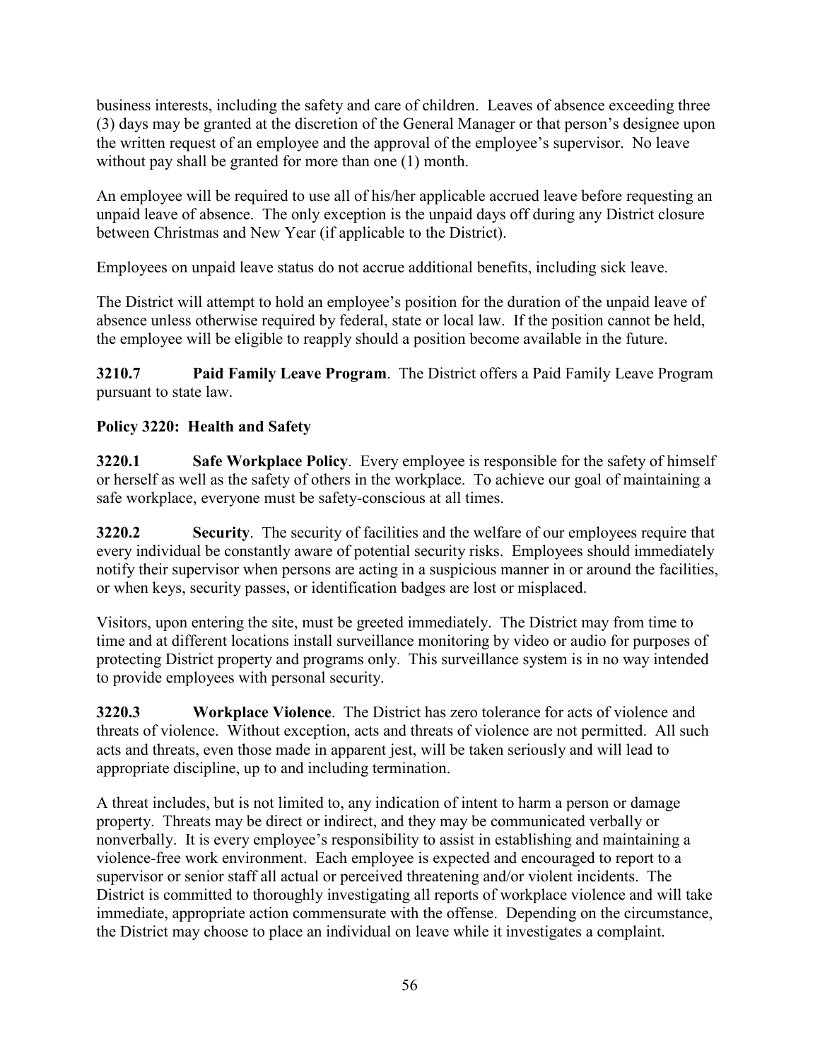business interests, including the safety and care of children. Leaves of absence exceeding three (3) days may be granted at the discretion of the General Manager or that person's designee upon the written request of an employee and the approval of the employee's supervisor. No leave without pay shall be granted for more than one (1) month.

An employee will be required to use all of his/her applicable accrued leave before requesting an unpaid leave of absence. The only exception is the unpaid days off during any District closure between Christmas and New Year (if applicable to the District).

Employees on unpaid leave status do not accrue additional benefits, including sick leave.

The District will attempt to hold an employee's position for the duration of the unpaid leave of absence unless otherwise required by federal, state or local law. If the position cannot be held, the employee will be eligible to reapply should a position become available in the future.

**3210.7 Paid Family Leave Program**. The District offers a Paid Family Leave Program pursuant to state law.

## Policy 3220: Health and Safety

**3220.1 Safe Workplace Policy**. Every employee is responsible for the safety of himself or herself as well as the safety of others in the workplace. To achieve our goal of maintaining a safe workplace, everyone must be safety-conscious at all times.

**3220.2 Security**. The security of facilities and the welfare of our employees require that every individual be constantly aware of potential security risks. Employees should immediately notify their supervisor when persons are acting in a suspicious manner in or around the facilities, or when keys, security passes, or identification badges are lost or misplaced.

Visitors, upon entering the site, must be greeted immediately. The District may from time to time and at different locations install surveillance monitoring by video or audio for purposes of protecting District property and programs only. This surveillance system is in no way intended to provide employees with personal security.

**3220.3 Workplace Violence**. The District has zero tolerance for acts of violence and threats of violence. Without exception, acts and threats of violence are not permitted. All such acts and threats, even those made in apparent jest, will be taken seriously and will lead to appropriate discipline, up to and including termination.

A threat includes, but is not limited to, any indication of intent to harm a person or damage property. Threats may be direct or indirect, and they may be communicated verbally or nonverbally. It is every employee's responsibility to assist in establishing and maintaining a violence-free work environment. Each employee is expected and encouraged to report to a supervisor or senior staff all actual or perceived threatening and/or violent incidents. The District is committed to thoroughly investigating all reports of workplace violence and will take immediate, appropriate action commensurate with the offense. Depending on the circumstance, the District may choose to place an individual on leave while it investigates a complaint.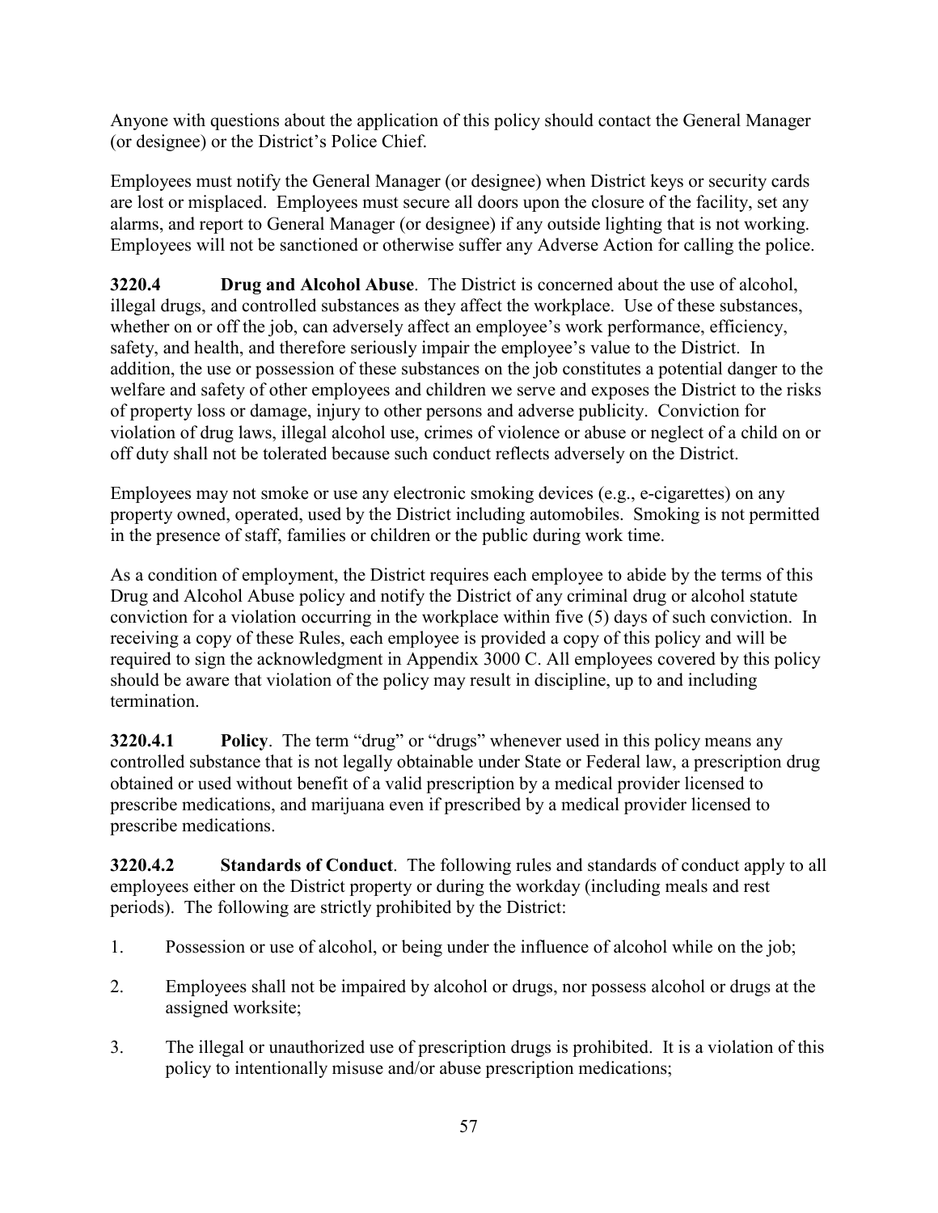Anyone with questions about the application of this policy should contact the General Manager (or designee) or the District's Police Chief.

Employees must notify the General Manager (or designee) when District keys or security cards are lost or misplaced. Employees must secure all doors upon the closure of the facility, set any alarms, and report to General Manager (or designee) if any outside lighting that is not working. Employees will not be sanctioned or otherwise suffer any Adverse Action for calling the police.

**3220.4 Drug and Alcohol Abuse**. The District is concerned about the use of alcohol, illegal drugs, and controlled substances as they affect the workplace. Use of these substances, whether on or off the job, can adversely affect an employee's work performance, efficiency, safety, and health, and therefore seriously impair the employee's value to the District. In addition, the use or possession of these substances on the job constitutes a potential danger to the welfare and safety of other employees and children we serve and exposes the District to the risks of property loss or damage, injury to other persons and adverse publicity. Conviction for violation of drug laws, illegal alcohol use, crimes of violence or abuse or neglect of a child on or off duty shall not be tolerated because such conduct reflects adversely on the District.

Employees may not smoke or use any electronic smoking devices (e.g., e-cigarettes) on any property owned, operated, used by the District including automobiles. Smoking is not permitted in the presence of staff, families or children or the public during work time.

As a condition of employment, the District requires each employee to abide by the terms of this Drug and Alcohol Abuse policy and notify the District of any criminal drug or alcohol statute conviction for a violation occurring in the workplace within five (5) days of such conviction. In receiving a copy of these Rules, each employee is provided a copy of this policy and will be required to sign the acknowledgment in Appendix 3000 C. All employees covered by this policy should be aware that violation of the policy may result in discipline, up to and including termination.

**3220.4.1 Policy**. The term "drug" or "drugs" whenever used in this policy means any controlled substance that is not legally obtainable under State or Federal law, a prescription drug obtained or used without benefit of a valid prescription by a medical provider licensed to prescribe medications, and marijuana even if prescribed by a medical provider licensed to prescribe medications.

**3220.4.2 Standards of Conduct**. The following rules and standards of conduct apply to all employees either on the District property or during the workday (including meals and rest periods). The following are strictly prohibited by the District:

1. Possession or use of alcohol, or being under the influence of alcohol while on the job;
2. Employees shall not be impaired by alcohol or drugs, nor possess alcohol or drugs at the assigned worksite;
3. The illegal or unauthorized use of prescription drugs is prohibited. It is a violation of this policy to intentionally misuse and/or abuse prescription medications;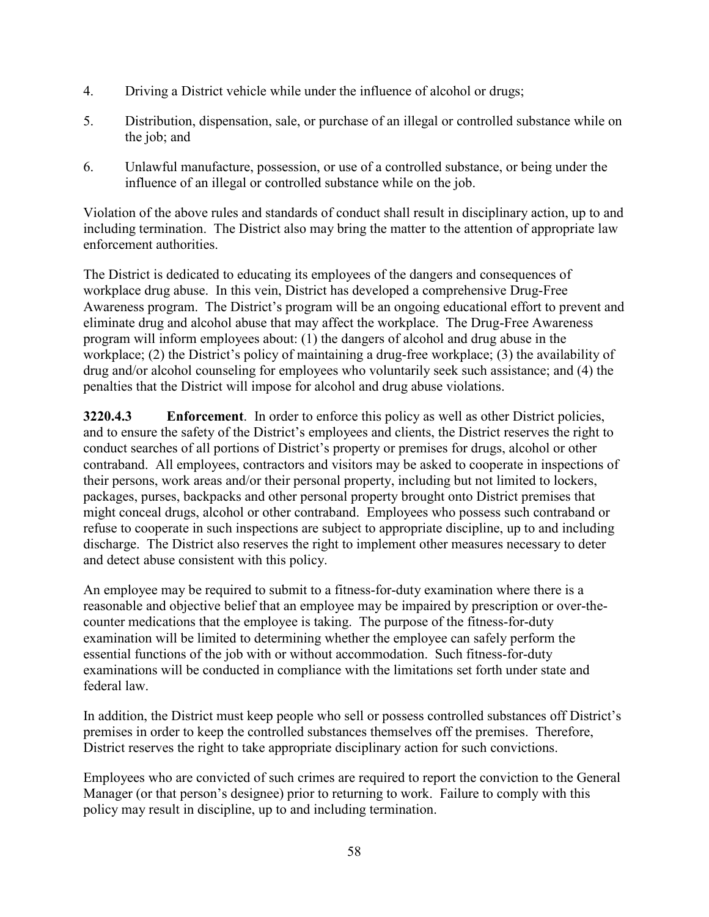4. Driving a District vehicle while under the influence of alcohol or drugs;
5. Distribution, dispensation, sale, or purchase of an illegal or controlled substance while on the job; and
6. Unlawful manufacture, possession, or use of a controlled substance, or being under the influence of an illegal or controlled substance while on the job.

Violation of the above rules and standards of conduct shall result in disciplinary action, up to and including termination. The District also may bring the matter to the attention of appropriate law enforcement authorities.

The District is dedicated to educating its employees of the dangers and consequences of workplace drug abuse. In this vein, District has developed a comprehensive Drug-Free Awareness program. The District's program will be an ongoing educational effort to prevent and eliminate drug and alcohol abuse that may affect the workplace. The Drug-Free Awareness program will inform employees about: (1) the dangers of alcohol and drug abuse in the workplace; (2) the District's policy of maintaining a drug-free workplace; (3) the availability of drug and/or alcohol counseling for employees who voluntarily seek such assistance; and (4) the penalties that the District will impose for alcohol and drug abuse violations.

**3220.4.3 Enforcement**. In order to enforce this policy as well as other District policies, and to ensure the safety of the District's employees and clients, the District reserves the right to conduct searches of all portions of District's property or premises for drugs, alcohol or other contraband. All employees, contractors and visitors may be asked to cooperate in inspections of their persons, work areas and/or their personal property, including but not limited to lockers, packages, purses, backpacks and other personal property brought onto District premises that might conceal drugs, alcohol or other contraband. Employees who possess such contraband or refuse to cooperate in such inspections are subject to appropriate discipline, up to and including discharge. The District also reserves the right to implement other measures necessary to deter and detect abuse consistent with this policy.

An employee may be required to submit to a fitness-for-duty examination where there is a reasonable and objective belief that an employee may be impaired by prescription or over-the-counter medications that the employee is taking. The purpose of the fitness-for-duty examination will be limited to determining whether the employee can safely perform the essential functions of the job with or without accommodation. Such fitness-for-duty examinations will be conducted in compliance with the limitations set forth under state and federal law.

In addition, the District must keep people who sell or possess controlled substances off District's premises in order to keep the controlled substances themselves off the premises. Therefore, District reserves the right to take appropriate disciplinary action for such convictions.

Employees who are convicted of such crimes are required to report the conviction to the General Manager (or that person's designee) prior to returning to work. Failure to comply with this policy may result in discipline, up to and including termination.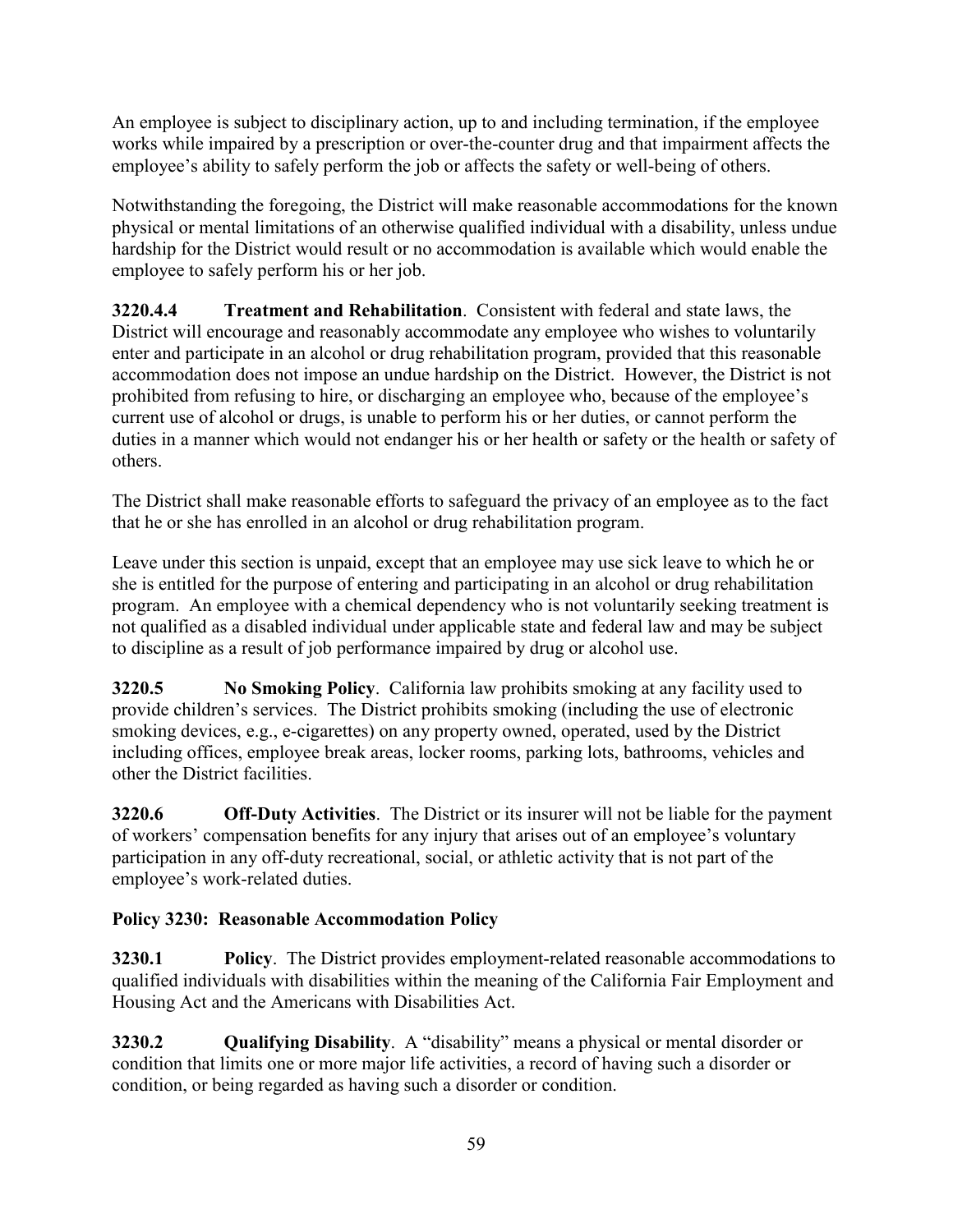An employee is subject to disciplinary action, up to and including termination, if the employee works while impaired by a prescription or over-the-counter drug and that impairment affects the employee's ability to safely perform the job or affects the safety or well-being of others.

Notwithstanding the foregoing, the District will make reasonable accommodations for the known physical or mental limitations of an otherwise qualified individual with a disability, unless undue hardship for the District would result or no accommodation is available which would enable the employee to safely perform his or her job.

**3220.4.4 Treatment and Rehabilitation**. Consistent with federal and state laws, the District will encourage and reasonably accommodate any employee who wishes to voluntarily enter and participate in an alcohol or drug rehabilitation program, provided that this reasonable accommodation does not impose an undue hardship on the District. However, the District is not prohibited from refusing to hire, or discharging an employee who, because of the employee's current use of alcohol or drugs, is unable to perform his or her duties, or cannot perform the duties in a manner which would not endanger his or her health or safety or the health or safety of others.

The District shall make reasonable efforts to safeguard the privacy of an employee as to the fact that he or she has enrolled in an alcohol or drug rehabilitation program.

Leave under this section is unpaid, except that an employee may use sick leave to which he or she is entitled for the purpose of entering and participating in an alcohol or drug rehabilitation program. An employee with a chemical dependency who is not voluntarily seeking treatment is not qualified as a disabled individual under applicable state and federal law and may be subject to discipline as a result of job performance impaired by drug or alcohol use.

**3220.5 No Smoking Policy**. California law prohibits smoking at any facility used to provide children's services. The District prohibits smoking (including the use of electronic smoking devices, e.g., e-cigarettes) on any property owned, operated, used by the District including offices, employee break areas, locker rooms, parking lots, bathrooms, vehicles and other the District facilities.

**3220.6 Off-Duty Activities**. The District or its insurer will not be liable for the payment of workers' compensation benefits for any injury that arises out of an employee's voluntary participation in any off-duty recreational, social, or athletic activity that is not part of the employee's work-related duties.

## Policy 3230: Reasonable Accommodation Policy

**3230.1 Policy**. The District provides employment-related reasonable accommodations to qualified individuals with disabilities within the meaning of the California Fair Employment and Housing Act and the Americans with Disabilities Act.

**3230.2 Qualifying Disability**. A "disability" means a physical or mental disorder or condition that limits one or more major life activities, a record of having such a disorder or condition, or being regarded as having such a disorder or condition.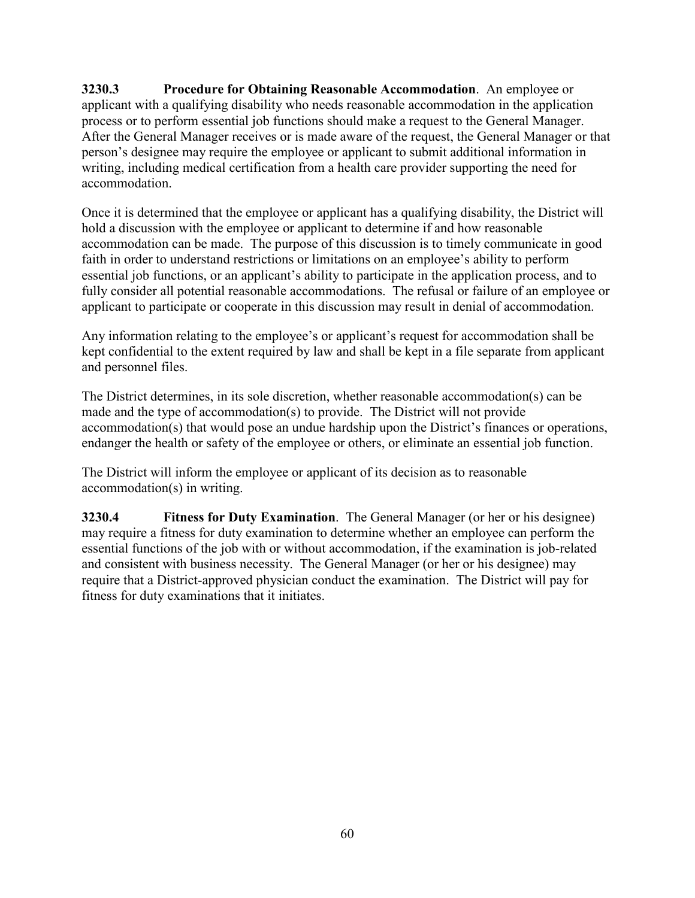**3230.3 Procedure for Obtaining Reasonable Accommodation**. An employee or applicant with a qualifying disability who needs reasonable accommodation in the application process or to perform essential job functions should make a request to the General Manager. After the General Manager receives or is made aware of the request, the General Manager or that person's designee may require the employee or applicant to submit additional information in writing, including medical certification from a health care provider supporting the need for accommodation.

Once it is determined that the employee or applicant has a qualifying disability, the District will hold a discussion with the employee or applicant to determine if and how reasonable accommodation can be made. The purpose of this discussion is to timely communicate in good faith in order to understand restrictions or limitations on an employee's ability to perform essential job functions, or an applicant's ability to participate in the application process, and to fully consider all potential reasonable accommodations. The refusal or failure of an employee or applicant to participate or cooperate in this discussion may result in denial of accommodation.

Any information relating to the employee's or applicant's request for accommodation shall be kept confidential to the extent required by law and shall be kept in a file separate from applicant and personnel files.

The District determines, in its sole discretion, whether reasonable accommodation(s) can be made and the type of accommodation(s) to provide. The District will not provide accommodation(s) that would pose an undue hardship upon the District's finances or operations, endanger the health or safety of the employee or others, or eliminate an essential job function.

The District will inform the employee or applicant of its decision as to reasonable accommodation(s) in writing.

**3230.4 Fitness for Duty Examination**. The General Manager (or her or his designee) may require a fitness for duty examination to determine whether an employee can perform the essential functions of the job with or without accommodation, if the examination is job-related and consistent with business necessity. The General Manager (or her or his designee) may require that a District-approved physician conduct the examination. The District will pay for fitness for duty examinations that it initiates.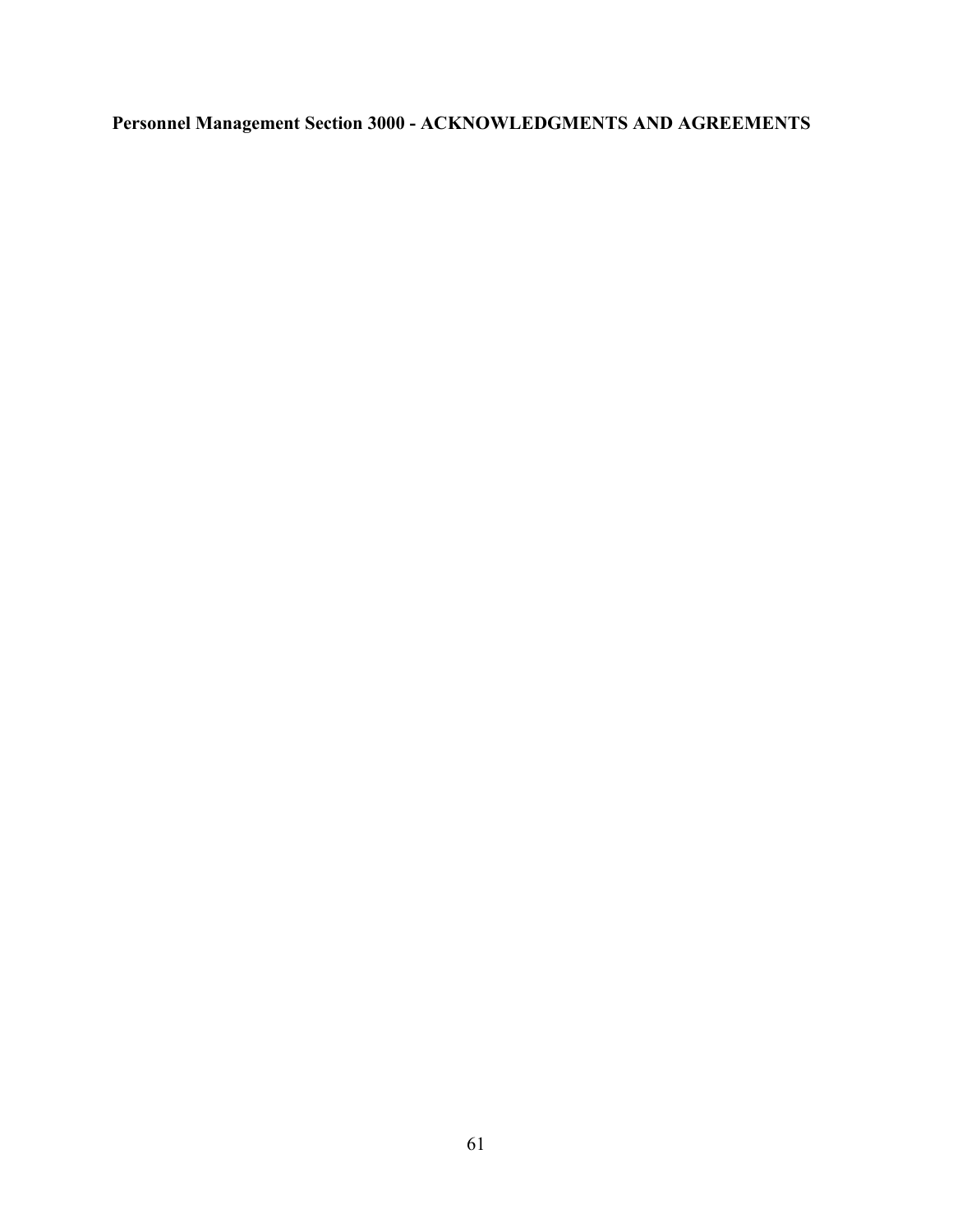## Personnel Management Section 3000 - ACKNOWLEDGMENTS AND AGREEMENTS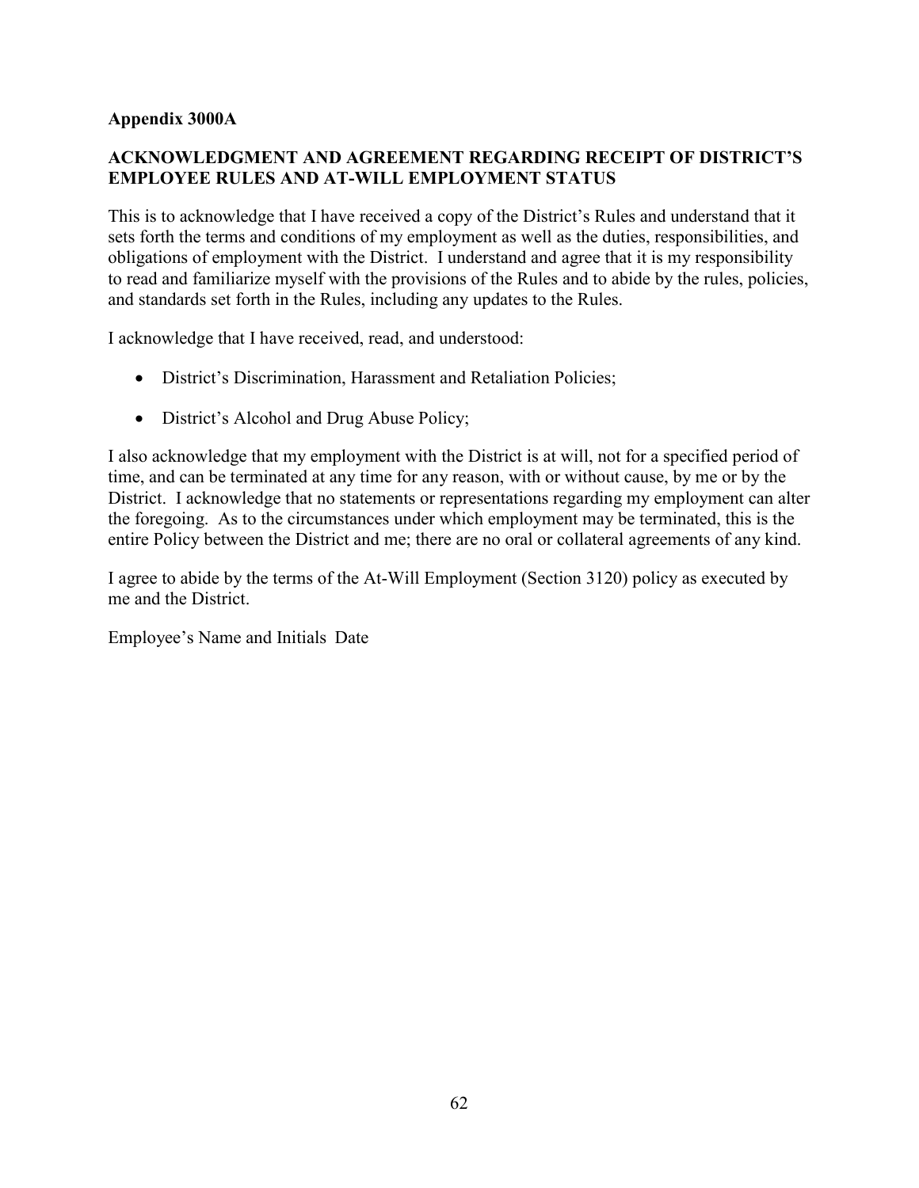**Appendix 3000A**

**ACKNOWLEDGMENT AND AGREEMENT REGARDING RECEIPT OF DISTRICT'S EMPLOYEE RULES AND AT-WILL EMPLOYMENT STATUS**

This is to acknowledge that I have received a copy of the District's Rules and understand that it sets forth the terms and conditions of my employment as well as the duties, responsibilities, and obligations of employment with the District. I understand and agree that it is my responsibility to read and familiarize myself with the provisions of the Rules and to abide by the rules, policies, and standards set forth in the Rules, including any updates to the Rules.

I acknowledge that I have received, read, and understood:

- District's Discrimination, Harassment and Retaliation Policies;
- District's Alcohol and Drug Abuse Policy;

I also acknowledge that my employment with the District is at will, not for a specified period of time, and can be terminated at any time for any reason, with or without cause, by me or by the District. I acknowledge that no statements or representations regarding my employment can alter the foregoing. As to the circumstances under which employment may be terminated, this is the entire Policy between the District and me; there are no oral or collateral agreements of any kind.

I agree to abide by the terms of the At-Will Employment (Section 3120) policy as executed by me and the District.

Employee's Name and Initials Date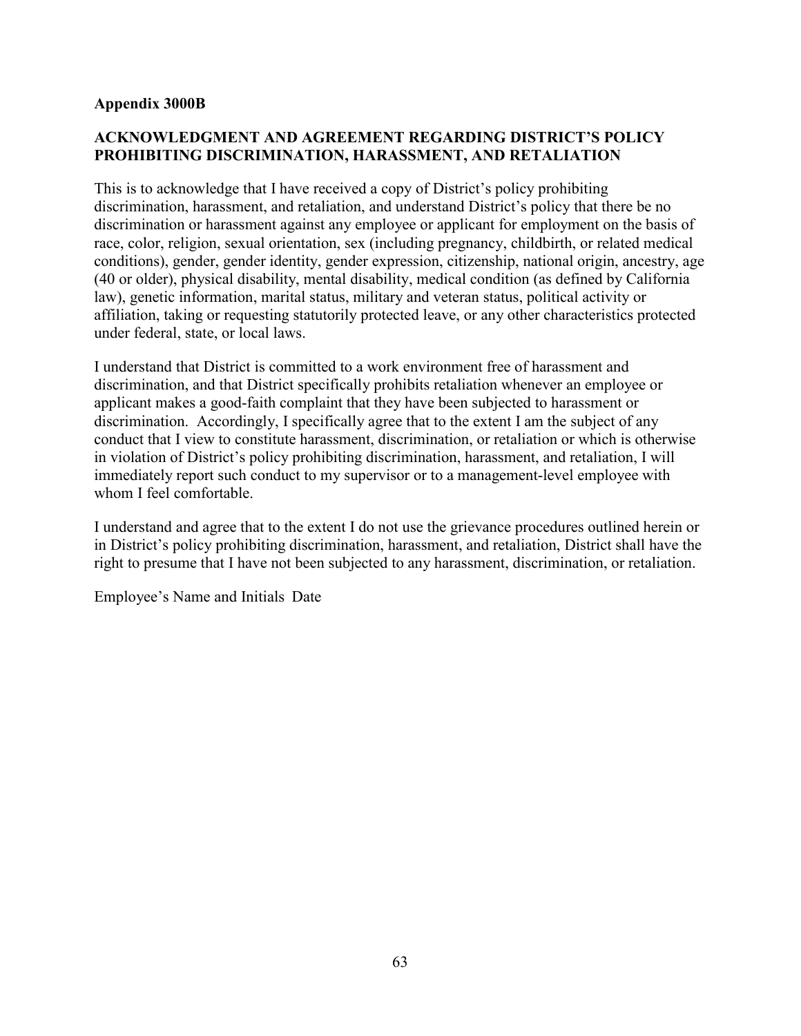**Appendix 3000B**

**ACKNOWLEDGMENT AND AGREEMENT REGARDING DISTRICT'S POLICY PROHIBITING DISCRIMINATION, HARASSMENT, AND RETALIATION**

This is to acknowledge that I have received a copy of District's policy prohibiting discrimination, harassment, and retaliation, and understand District's policy that there be no discrimination or harassment against any employee or applicant for employment on the basis of race, color, religion, sexual orientation, sex (including pregnancy, childbirth, or related medical conditions), gender, gender identity, gender expression, citizenship, national origin, ancestry, age (40 or older), physical disability, mental disability, medical condition (as defined by California law), genetic information, marital status, military and veteran status, political activity or affiliation, taking or requesting statutorily protected leave, or any other characteristics protected under federal, state, or local laws.

I understand that District is committed to a work environment free of harassment and discrimination, and that District specifically prohibits retaliation whenever an employee or applicant makes a good-faith complaint that they have been subjected to harassment or discrimination. Accordingly, I specifically agree that to the extent I am the subject of any conduct that I view to constitute harassment, discrimination, or retaliation or which is otherwise in violation of District's policy prohibiting discrimination, harassment, and retaliation, I will immediately report such conduct to my supervisor or to a management-level employee with whom I feel comfortable.

I understand and agree that to the extent I do not use the grievance procedures outlined herein or in District's policy prohibiting discrimination, harassment, and retaliation, District shall have the right to presume that I have not been subjected to any harassment, discrimination, or retaliation.

Employee's Name and Initials Date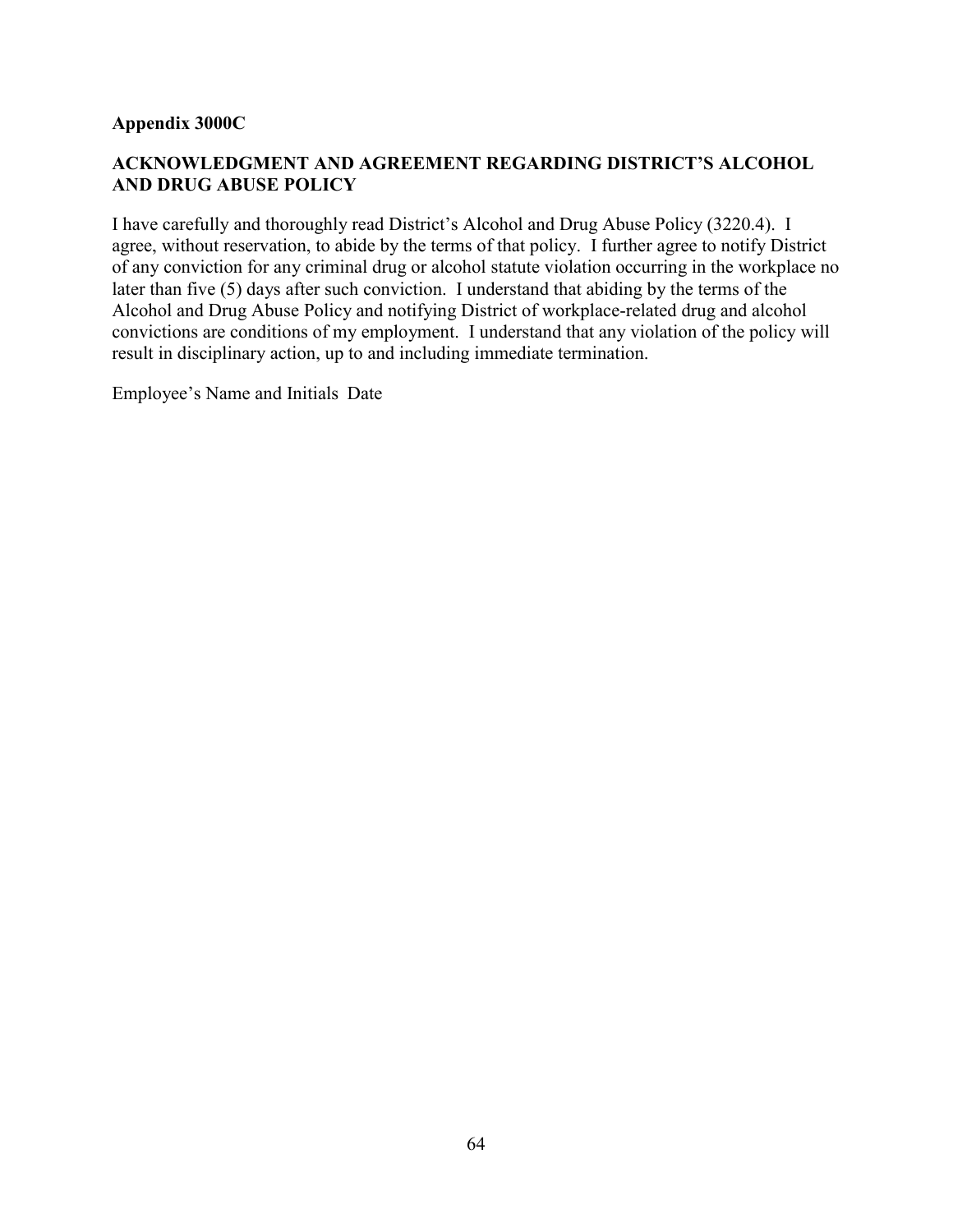**Appendix 3000C**

## ACKNOWLEDGMENT AND AGREEMENT REGARDING DISTRICT'S ALCOHOL AND DRUG ABUSE POLICY

I have carefully and thoroughly read District's Alcohol and Drug Abuse Policy (3220.4). I agree, without reservation, to abide by the terms of that policy. I further agree to notify District of any conviction for any criminal drug or alcohol statute violation occurring in the workplace no later than five (5) days after such conviction. I understand that abiding by the terms of the Alcohol and Drug Abuse Policy and notifying District of workplace-related drug and alcohol convictions are conditions of my employment. I understand that any violation of the policy will result in disciplinary action, up to and including immediate termination.

Employee's Name and Initials Date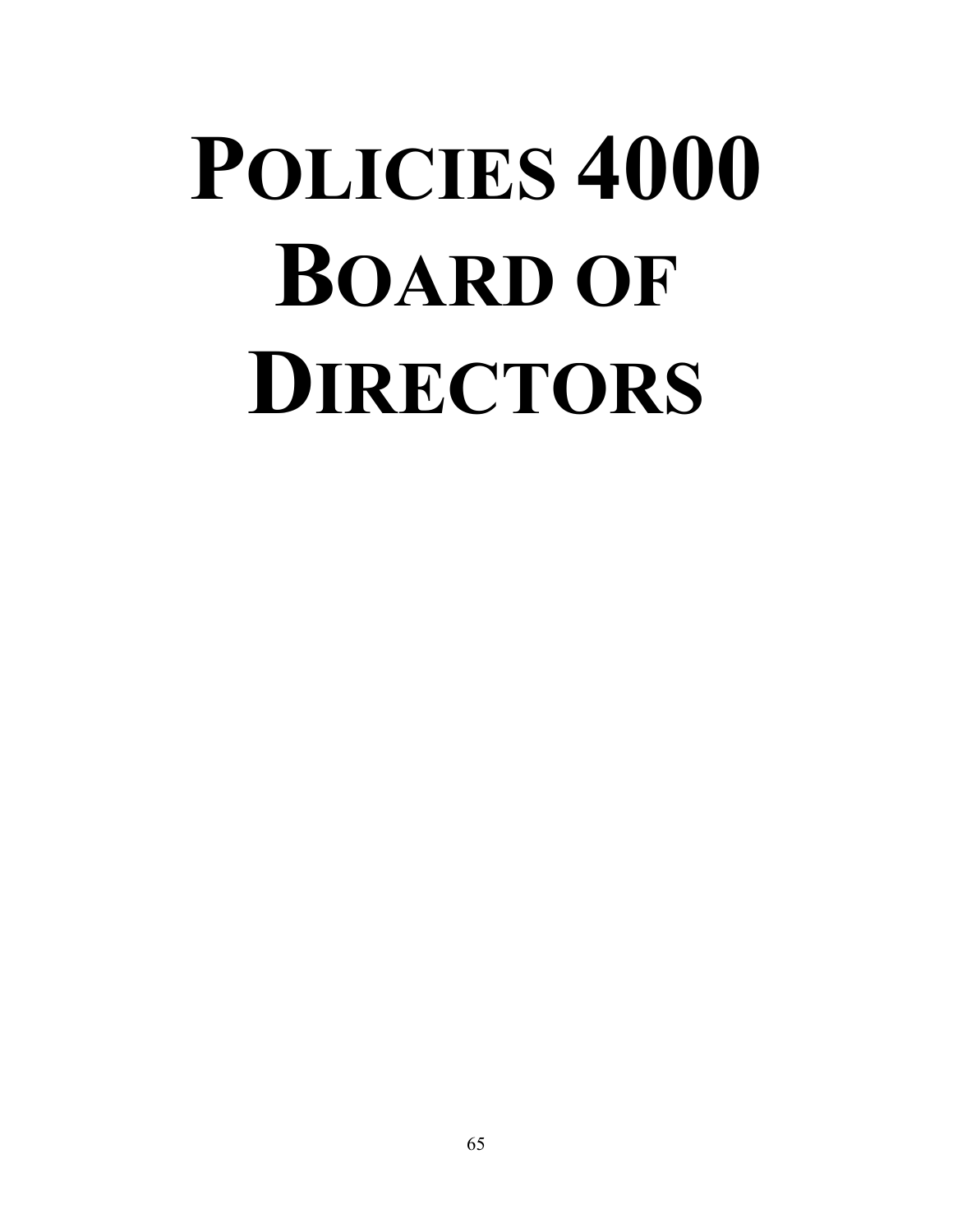# POLICIES 4000 BOARD OF DIRECTORS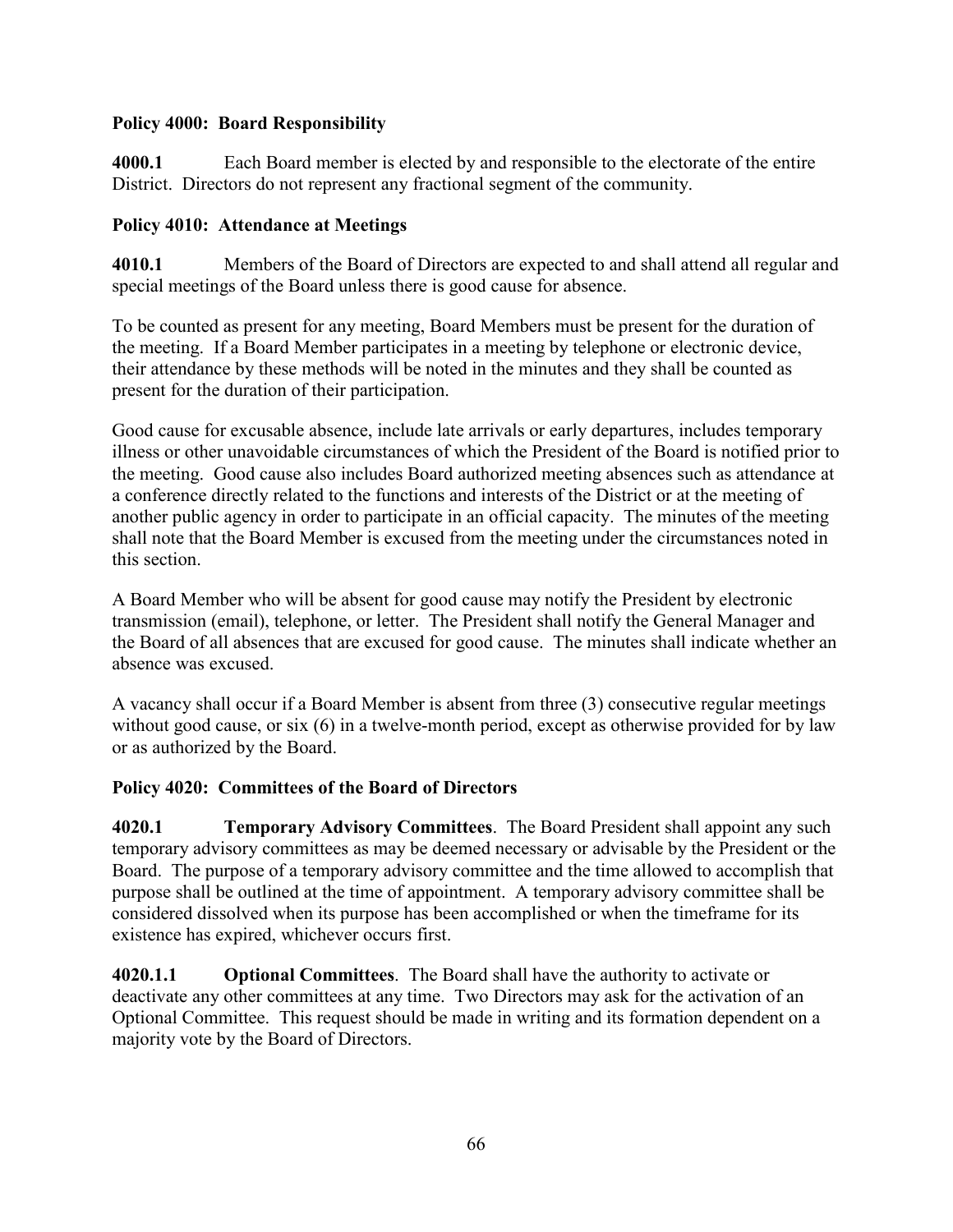**Policy 4000: Board Responsibility**

**4000.1** Each Board member is elected by and responsible to the electorate of the entire District. Directors do not represent any fractional segment of the community.

**Policy 4010: Attendance at Meetings**

**4010.1** Members of the Board of Directors are expected to and shall attend all regular and special meetings of the Board unless there is good cause for absence.

To be counted as present for any meeting, Board Members must be present for the duration of the meeting. If a Board Member participates in a meeting by telephone or electronic device, their attendance by these methods will be noted in the minutes and they shall be counted as present for the duration of their participation.

Good cause for excusable absence, include late arrivals or early departures, includes temporary illness or other unavoidable circumstances of which the President of the Board is notified prior to the meeting. Good cause also includes Board authorized meeting absences such as attendance at a conference directly related to the functions and interests of the District or at the meeting of another public agency in order to participate in an official capacity. The minutes of the meeting shall note that the Board Member is excused from the meeting under the circumstances noted in this section.

A Board Member who will be absent for good cause may notify the President by electronic transmission (email), telephone, or letter. The President shall notify the General Manager and the Board of all absences that are excused for good cause. The minutes shall indicate whether an absence was excused.

A vacancy shall occur if a Board Member is absent from three (3) consecutive regular meetings without good cause, or six (6) in a twelve-month period, except as otherwise provided for by law or as authorized by the Board.

**Policy 4020: Committees of the Board of Directors**

**4020.1** **Temporary Advisory Committees**. The Board President shall appoint any such temporary advisory committees as may be deemed necessary or advisable by the President or the Board. The purpose of a temporary advisory committee and the time allowed to accomplish that purpose shall be outlined at the time of appointment. A temporary advisory committee shall be considered dissolved when its purpose has been accomplished or when the timeframe for its existence has expired, whichever occurs first.

**4020.1.1** **Optional Committees**. The Board shall have the authority to activate or deactivate any other committees at any time. Two Directors may ask for the activation of an Optional Committee. This request should be made in writing and its formation dependent on a majority vote by the Board of Directors.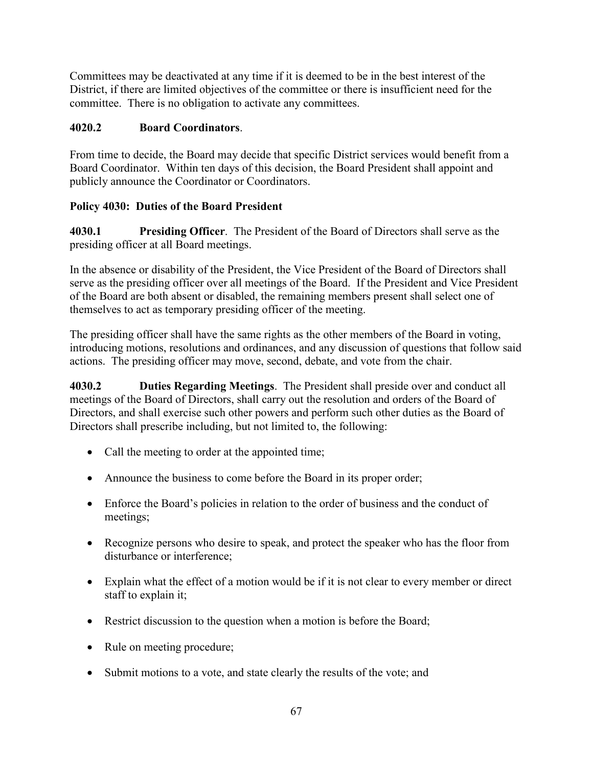Committees may be deactivated at any time if it is deemed to be in the best interest of the District, if there are limited objectives of the committee or there is insufficient need for the committee. There is no obligation to activate any committees.

**4020.2 Board Coordinators**.

From time to decide, the Board may decide that specific District services would benefit from a Board Coordinator. Within ten days of this decision, the Board President shall appoint and publicly announce the Coordinator or Coordinators.

## Policy 4030: Duties of the Board President

**4030.1 Presiding Officer**. The President of the Board of Directors shall serve as the presiding officer at all Board meetings.

In the absence or disability of the President, the Vice President of the Board of Directors shall serve as the presiding officer over all meetings of the Board. If the President and Vice President of the Board are both absent or disabled, the remaining members present shall select one of themselves to act as temporary presiding officer of the meeting.

The presiding officer shall have the same rights as the other members of the Board in voting, introducing motions, resolutions and ordinances, and any discussion of questions that follow said actions. The presiding officer may move, second, debate, and vote from the chair.

**4030.2 Duties Regarding Meetings**. The President shall preside over and conduct all meetings of the Board of Directors, shall carry out the resolution and orders of the Board of Directors, and shall exercise such other powers and perform such other duties as the Board of Directors shall prescribe including, but not limited to, the following:

- Call the meeting to order at the appointed time;
- Announce the business to come before the Board in its proper order;
- Enforce the Board's policies in relation to the order of business and the conduct of meetings;
- Recognize persons who desire to speak, and protect the speaker who has the floor from disturbance or interference;
- Explain what the effect of a motion would be if it is not clear to every member or direct staff to explain it;
- Restrict discussion to the question when a motion is before the Board;
- Rule on meeting procedure;
- Submit motions to a vote, and state clearly the results of the vote; and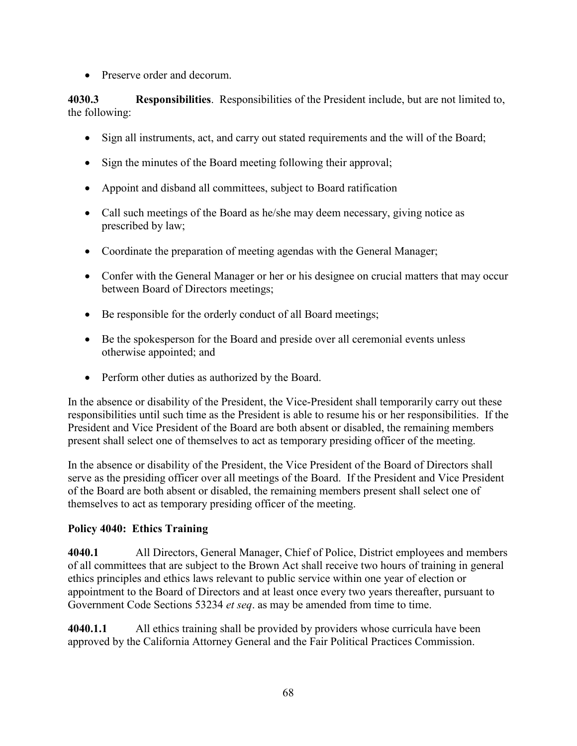- Preserve order and decorum.

**4030.3** **Responsibilities**. Responsibilities of the President include, but are not limited to, the following:

- Sign all instruments, act, and carry out stated requirements and the will of the Board;
- Sign the minutes of the Board meeting following their approval;
- Appoint and disband all committees, subject to Board ratification
- Call such meetings of the Board as he/she may deem necessary, giving notice as prescribed by law;
- Coordinate the preparation of meeting agendas with the General Manager;
- Confer with the General Manager or her or his designee on crucial matters that may occur between Board of Directors meetings;
- Be responsible for the orderly conduct of all Board meetings;
- Be the spokesperson for the Board and preside over all ceremonial events unless otherwise appointed; and
- Perform other duties as authorized by the Board.

In the absence or disability of the President, the Vice-President shall temporarily carry out these responsibilities until such time as the President is able to resume his or her responsibilities. If the President and Vice President of the Board are both absent or disabled, the remaining members present shall select one of themselves to act as temporary presiding officer of the meeting.

In the absence or disability of the President, the Vice President of the Board of Directors shall serve as the presiding officer over all meetings of the Board. If the President and Vice President of the Board are both absent or disabled, the remaining members present shall select one of themselves to act as temporary presiding officer of the meeting.

### Policy 4040: Ethics Training

**4040.1** All Directors, General Manager, Chief of Police, District employees and members of all committees that are subject to the Brown Act shall receive two hours of training in general ethics principles and ethics laws relevant to public service within one year of election or appointment to the Board of Directors and at least once every two years thereafter, pursuant to Government Code Sections 53234 *et seq*. as may be amended from time to time.

**4040.1.1** All ethics training shall be provided by providers whose curricula have been approved by the California Attorney General and the Fair Political Practices Commission.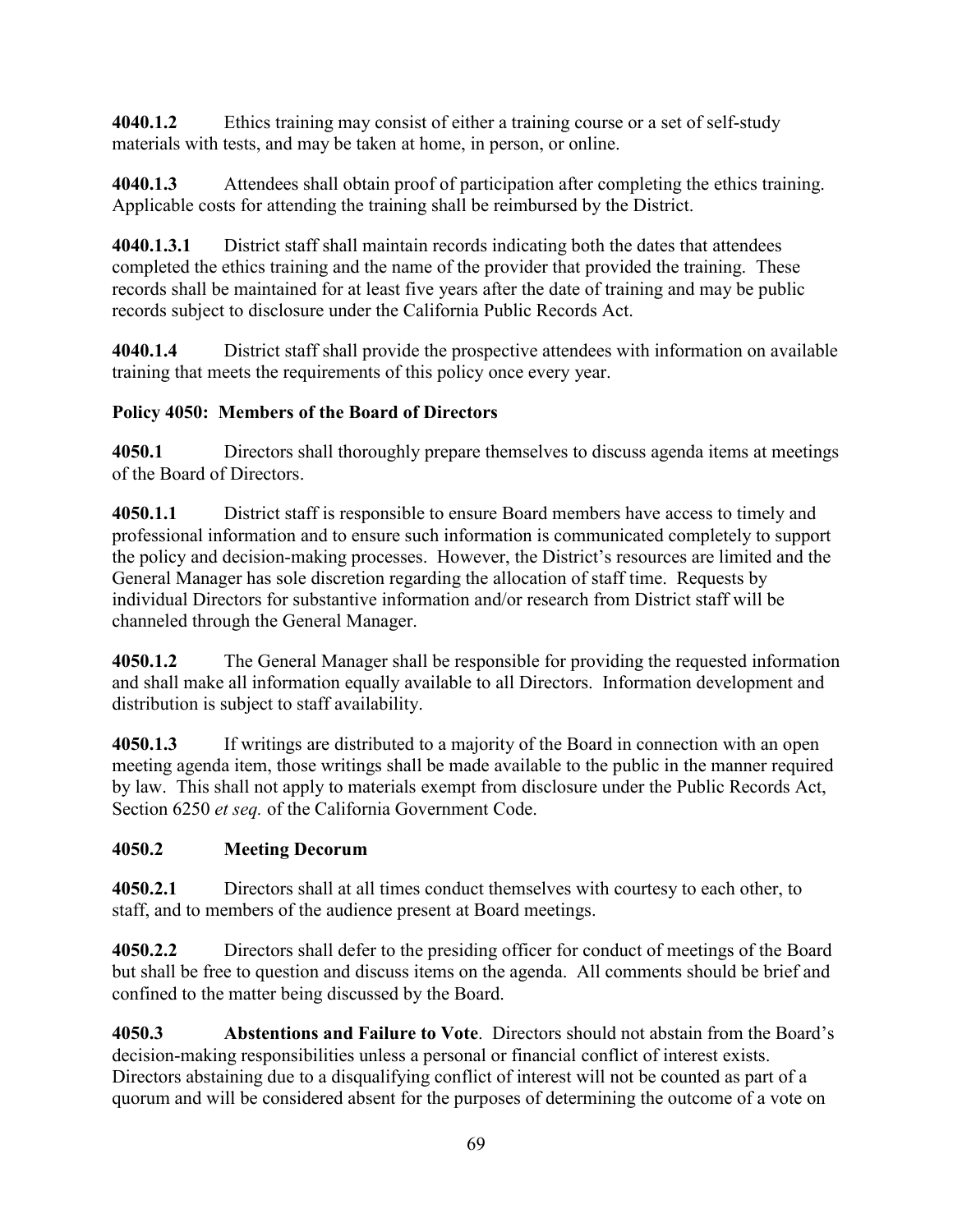**4040.1.2** Ethics training may consist of either a training course or a set of self-study materials with tests, and may be taken at home, in person, or online.

**4040.1.3** Attendees shall obtain proof of participation after completing the ethics training. Applicable costs for attending the training shall be reimbursed by the District.

**4040.1.3.1** District staff shall maintain records indicating both the dates that attendees completed the ethics training and the name of the provider that provided the training. These records shall be maintained for at least five years after the date of training and may be public records subject to disclosure under the California Public Records Act.

**4040.1.4** District staff shall provide the prospective attendees with information on available training that meets the requirements of this policy once every year.

### Policy 4050: Members of the Board of Directors

**4050.1** Directors shall thoroughly prepare themselves to discuss agenda items at meetings of the Board of Directors.

**4050.1.1** District staff is responsible to ensure Board members have access to timely and professional information and to ensure such information is communicated completely to support the policy and decision-making processes. However, the District's resources are limited and the General Manager has sole discretion regarding the allocation of staff time. Requests by individual Directors for substantive information and/or research from District staff will be channeled through the General Manager.

**4050.1.2** The General Manager shall be responsible for providing the requested information and shall make all information equally available to all Directors. Information development and distribution is subject to staff availability.

**4050.1.3** If writings are distributed to a majority of the Board in connection with an open meeting agenda item, those writings shall be made available to the public in the manner required by law. This shall not apply to materials exempt from disclosure under the Public Records Act, Section 6250 *et seq.* of the California Government Code.

#### 4050.2 Meeting Decorum

**4050.2.1** Directors shall at all times conduct themselves with courtesy to each other, to staff, and to members of the audience present at Board meetings.

**4050.2.2** Directors shall defer to the presiding officer for conduct of meetings of the Board but shall be free to question and discuss items on the agenda. All comments should be brief and confined to the matter being discussed by the Board.

**4050.3 Abstentions and Failure to Vote**. Directors should not abstain from the Board's decision-making responsibilities unless a personal or financial conflict of interest exists. Directors abstaining due to a disqualifying conflict of interest will not be counted as part of a quorum and will be considered absent for the purposes of determining the outcome of a vote on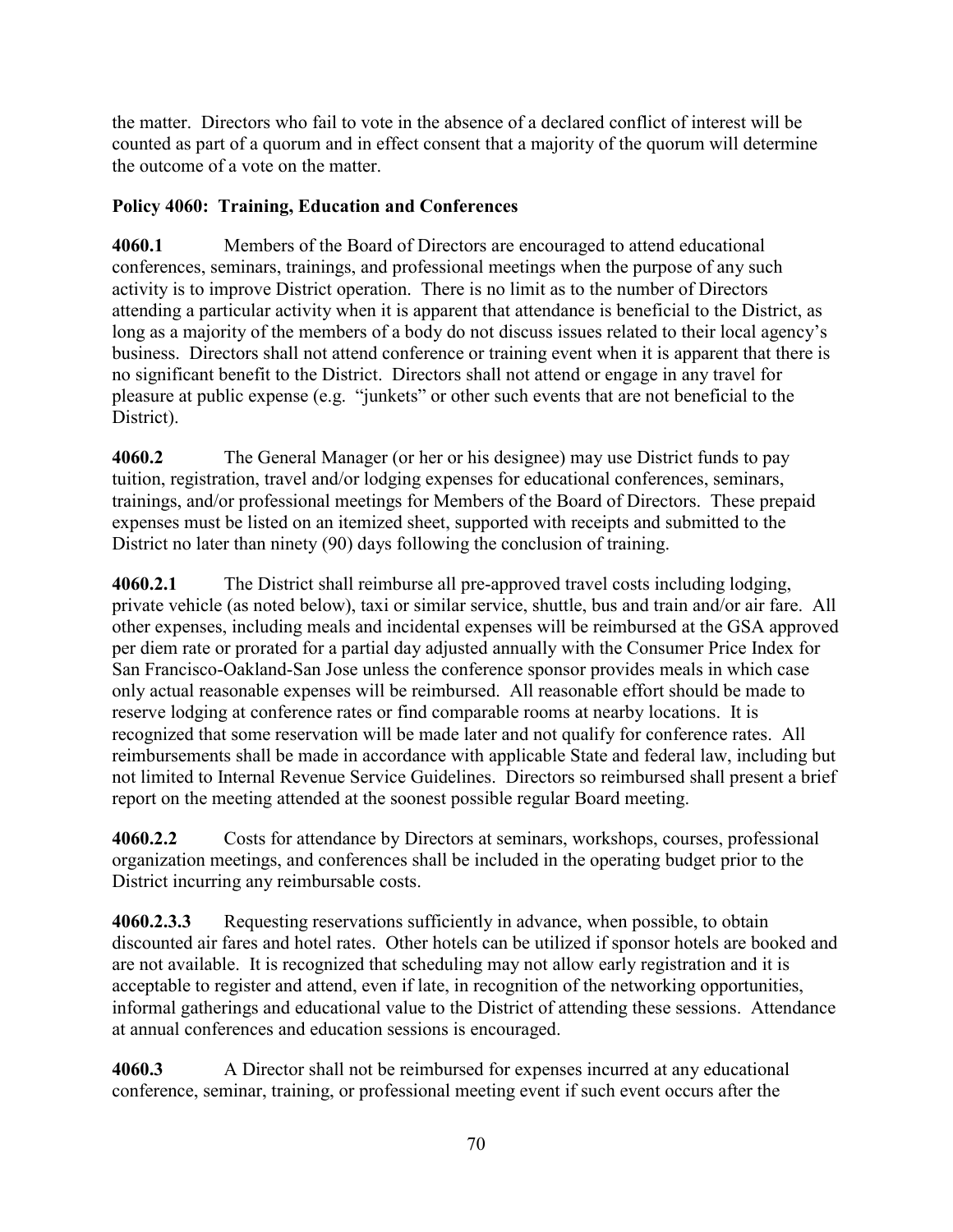the matter. Directors who fail to vote in the absence of a declared conflict of interest will be counted as part of a quorum and in effect consent that a majority of the quorum will determine the outcome of a vote on the matter.

**Policy 4060: Training, Education and Conferences**

**4060.1** Members of the Board of Directors are encouraged to attend educational conferences, seminars, trainings, and professional meetings when the purpose of any such activity is to improve District operation. There is no limit as to the number of Directors attending a particular activity when it is apparent that attendance is beneficial to the District, as long as a majority of the members of a body do not discuss issues related to their local agency's business. Directors shall not attend conference or training event when it is apparent that there is no significant benefit to the District. Directors shall not attend or engage in any travel for pleasure at public expense (e.g. "junkets" or other such events that are not beneficial to the District).

**4060.2** The General Manager (or her or his designee) may use District funds to pay tuition, registration, travel and/or lodging expenses for educational conferences, seminars, trainings, and/or professional meetings for Members of the Board of Directors. These prepaid expenses must be listed on an itemized sheet, supported with receipts and submitted to the District no later than ninety (90) days following the conclusion of training.

**4060.2.1** The District shall reimburse all pre-approved travel costs including lodging, private vehicle (as noted below), taxi or similar service, shuttle, bus and train and/or air fare. All other expenses, including meals and incidental expenses will be reimbursed at the GSA approved per diem rate or prorated for a partial day adjusted annually with the Consumer Price Index for San Francisco-Oakland-San Jose unless the conference sponsor provides meals in which case only actual reasonable expenses will be reimbursed. All reasonable effort should be made to reserve lodging at conference rates or find comparable rooms at nearby locations. It is recognized that some reservation will be made later and not qualify for conference rates. All reimbursements shall be made in accordance with applicable State and federal law, including but not limited to Internal Revenue Service Guidelines. Directors so reimbursed shall present a brief report on the meeting attended at the soonest possible regular Board meeting.

**4060.2.2** Costs for attendance by Directors at seminars, workshops, courses, professional organization meetings, and conferences shall be included in the operating budget prior to the District incurring any reimbursable costs.

**4060.2.3.3** Requesting reservations sufficiently in advance, when possible, to obtain discounted air fares and hotel rates. Other hotels can be utilized if sponsor hotels are booked and are not available. It is recognized that scheduling may not allow early registration and it is acceptable to register and attend, even if late, in recognition of the networking opportunities, informal gatherings and educational value to the District of attending these sessions. Attendance at annual conferences and education sessions is encouraged.

**4060.3** A Director shall not be reimbursed for expenses incurred at any educational conference, seminar, training, or professional meeting event if such event occurs after the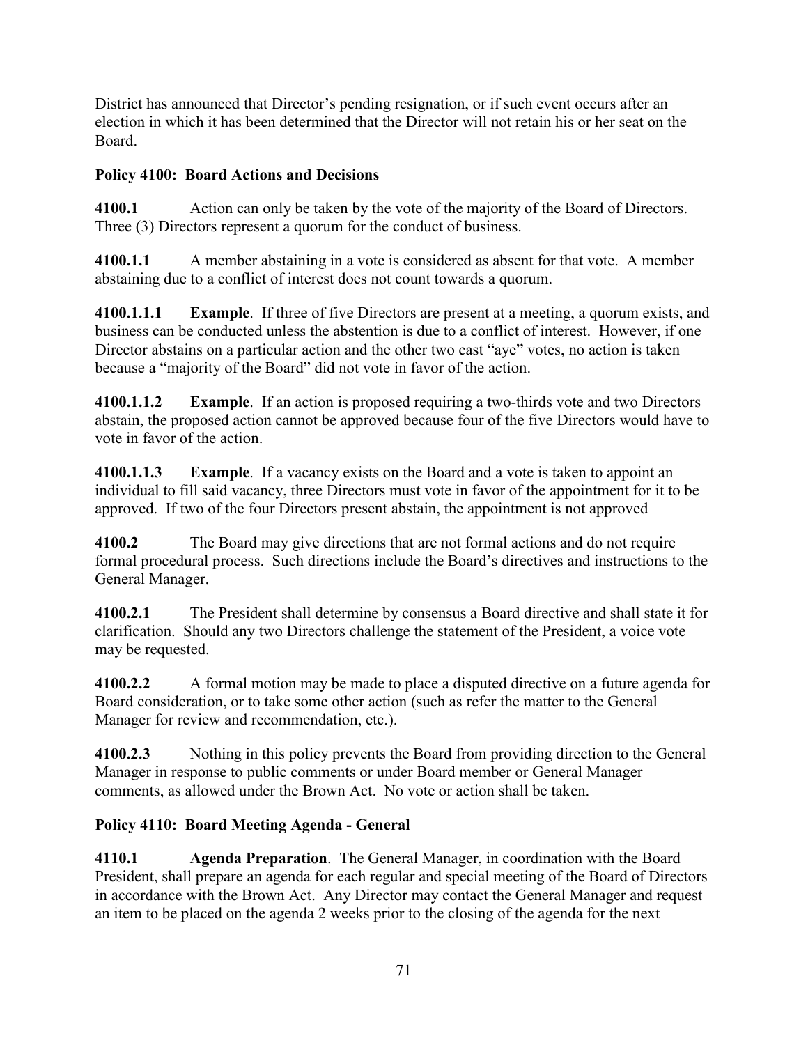District has announced that Director's pending resignation, or if such event occurs after an election in which it has been determined that the Director will not retain his or her seat on the Board.

### Policy 4100: Board Actions and Decisions

**4100.1** Action can only be taken by the vote of the majority of the Board of Directors. Three (3) Directors represent a quorum for the conduct of business.

**4100.1.1** A member abstaining in a vote is considered as absent for that vote. A member abstaining due to a conflict of interest does not count towards a quorum.

**4100.1.1.1** **Example**. If three of five Directors are present at a meeting, a quorum exists, and business can be conducted unless the abstention is due to a conflict of interest. However, if one Director abstains on a particular action and the other two cast "aye" votes, no action is taken because a "majority of the Board" did not vote in favor of the action.

**4100.1.1.2** **Example**. If an action is proposed requiring a two-thirds vote and two Directors abstain, the proposed action cannot be approved because four of the five Directors would have to vote in favor of the action.

**4100.1.1.3** **Example**. If a vacancy exists on the Board and a vote is taken to appoint an individual to fill said vacancy, three Directors must vote in favor of the appointment for it to be approved. If two of the four Directors present abstain, the appointment is not approved

**4100.2** The Board may give directions that are not formal actions and do not require formal procedural process. Such directions include the Board's directives and instructions to the General Manager.

**4100.2.1** The President shall determine by consensus a Board directive and shall state it for clarification. Should any two Directors challenge the statement of the President, a voice vote may be requested.

**4100.2.2** A formal motion may be made to place a disputed directive on a future agenda for Board consideration, or to take some other action (such as refer the matter to the General Manager for review and recommendation, etc.).

**4100.2.3** Nothing in this policy prevents the Board from providing direction to the General Manager in response to public comments or under Board member or General Manager comments, as allowed under the Brown Act. No vote or action shall be taken.

### Policy 4110: Board Meeting Agenda - General

**4110.1** **Agenda Preparation**. The General Manager, in coordination with the Board President, shall prepare an agenda for each regular and special meeting of the Board of Directors in accordance with the Brown Act. Any Director may contact the General Manager and request an item to be placed on the agenda 2 weeks prior to the closing of the agenda for the next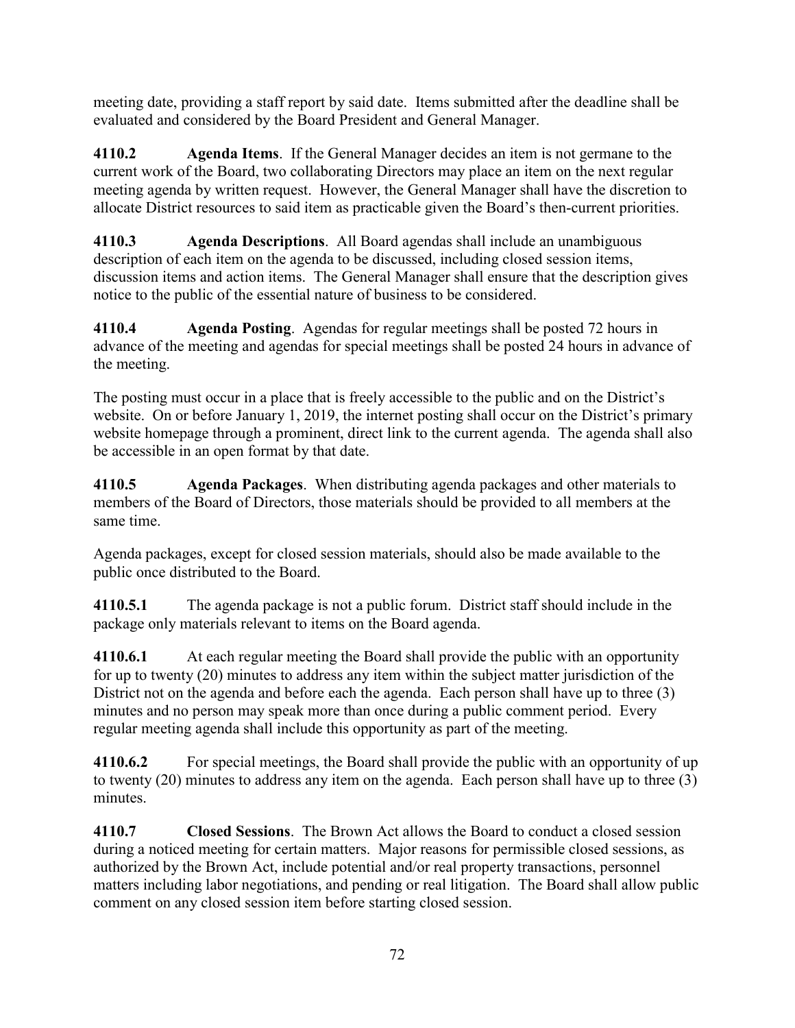meeting date, providing a staff report by said date. Items submitted after the deadline shall be evaluated and considered by the Board President and General Manager.

**4110.2 Agenda Items**. If the General Manager decides an item is not germane to the current work of the Board, two collaborating Directors may place an item on the next regular meeting agenda by written request. However, the General Manager shall have the discretion to allocate District resources to said item as practicable given the Board's then-current priorities.

**4110.3 Agenda Descriptions**. All Board agendas shall include an unambiguous description of each item on the agenda to be discussed, including closed session items, discussion items and action items. The General Manager shall ensure that the description gives notice to the public of the essential nature of business to be considered.

**4110.4 Agenda Posting**. Agendas for regular meetings shall be posted 72 hours in advance of the meeting and agendas for special meetings shall be posted 24 hours in advance of the meeting.

The posting must occur in a place that is freely accessible to the public and on the District's website. On or before January 1, 2019, the internet posting shall occur on the District's primary website homepage through a prominent, direct link to the current agenda. The agenda shall also be accessible in an open format by that date.

**4110.5 Agenda Packages**. When distributing agenda packages and other materials to members of the Board of Directors, those materials should be provided to all members at the same time.

Agenda packages, except for closed session materials, should also be made available to the public once distributed to the Board.

**4110.5.1** The agenda package is not a public forum. District staff should include in the package only materials relevant to items on the Board agenda.

**4110.6.1** At each regular meeting the Board shall provide the public with an opportunity for up to twenty (20) minutes to address any item within the subject matter jurisdiction of the District not on the agenda and before each the agenda. Each person shall have up to three (3) minutes and no person may speak more than once during a public comment period. Every regular meeting agenda shall include this opportunity as part of the meeting.

**4110.6.2** For special meetings, the Board shall provide the public with an opportunity of up to twenty (20) minutes to address any item on the agenda. Each person shall have up to three (3) minutes.

**4110.7 Closed Sessions**. The Brown Act allows the Board to conduct a closed session during a noticed meeting for certain matters. Major reasons for permissible closed sessions, as authorized by the Brown Act, include potential and/or real property transactions, personnel matters including labor negotiations, and pending or real litigation. The Board shall allow public comment on any closed session item before starting closed session.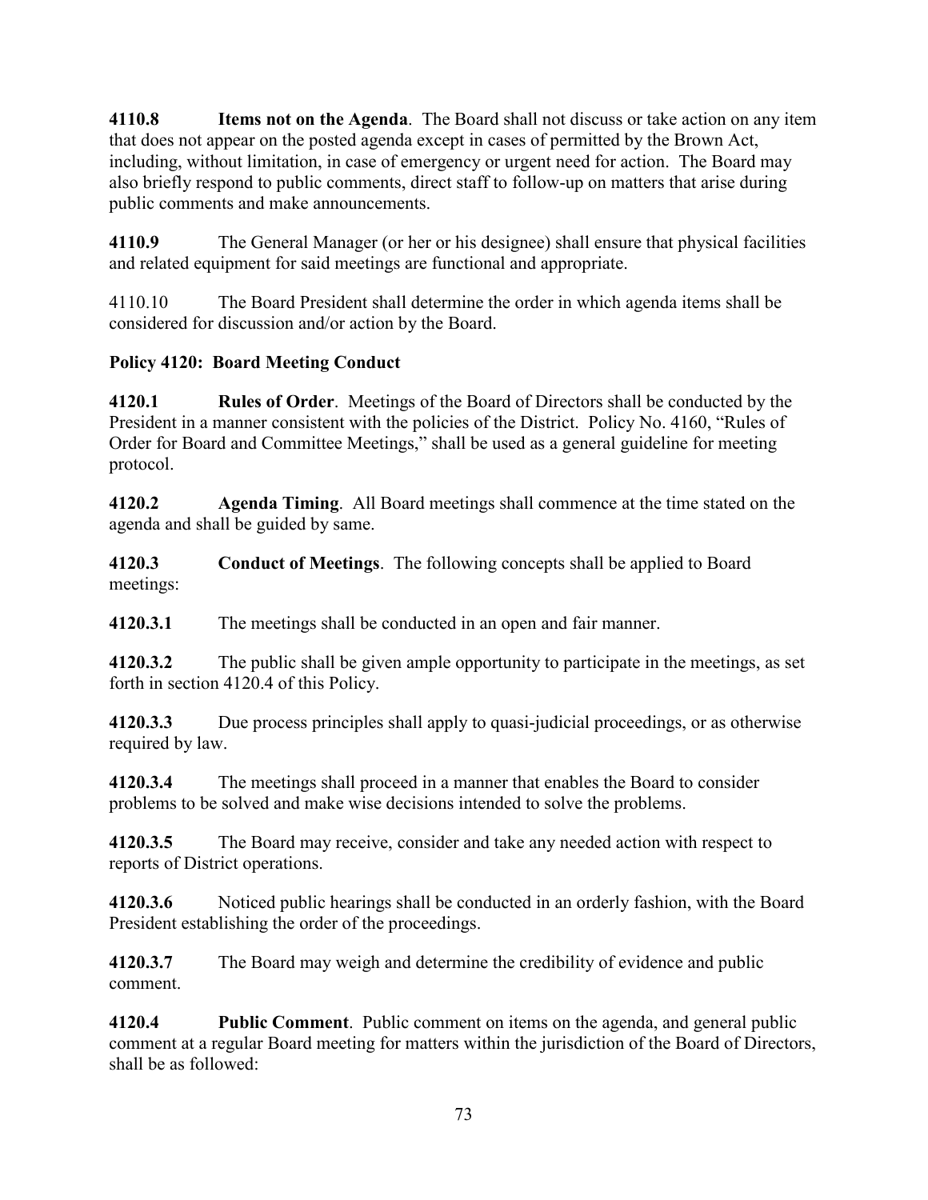**4110.8 Items not on the Agenda**. The Board shall not discuss or take action on any item that does not appear on the posted agenda except in cases of permitted by the Brown Act, including, without limitation, in case of emergency or urgent need for action. The Board may also briefly respond to public comments, direct staff to follow-up on matters that arise during public comments and make announcements.

**4110.9** The General Manager (or her or his designee) shall ensure that physical facilities and related equipment for said meetings are functional and appropriate.

4110.10 The Board President shall determine the order in which agenda items shall be considered for discussion and/or action by the Board.

### Policy 4120: Board Meeting Conduct

**4120.1 Rules of Order**. Meetings of the Board of Directors shall be conducted by the President in a manner consistent with the policies of the District. Policy No. 4160, "Rules of Order for Board and Committee Meetings," shall be used as a general guideline for meeting protocol.

**4120.2 Agenda Timing**. All Board meetings shall commence at the time stated on the agenda and shall be guided by same.

**4120.3 Conduct of Meetings**. The following concepts shall be applied to Board meetings:

**4120.3.1** The meetings shall be conducted in an open and fair manner.

**4120.3.2** The public shall be given ample opportunity to participate in the meetings, as set forth in section 4120.4 of this Policy.

**4120.3.3** Due process principles shall apply to quasi-judicial proceedings, or as otherwise required by law.

**4120.3.4** The meetings shall proceed in a manner that enables the Board to consider problems to be solved and make wise decisions intended to solve the problems.

**4120.3.5** The Board may receive, consider and take any needed action with respect to reports of District operations.

**4120.3.6** Noticed public hearings shall be conducted in an orderly fashion, with the Board President establishing the order of the proceedings.

**4120.3.7** The Board may weigh and determine the credibility of evidence and public comment.

**4120.4 Public Comment**. Public comment on items on the agenda, and general public comment at a regular Board meeting for matters within the jurisdiction of the Board of Directors, shall be as followed: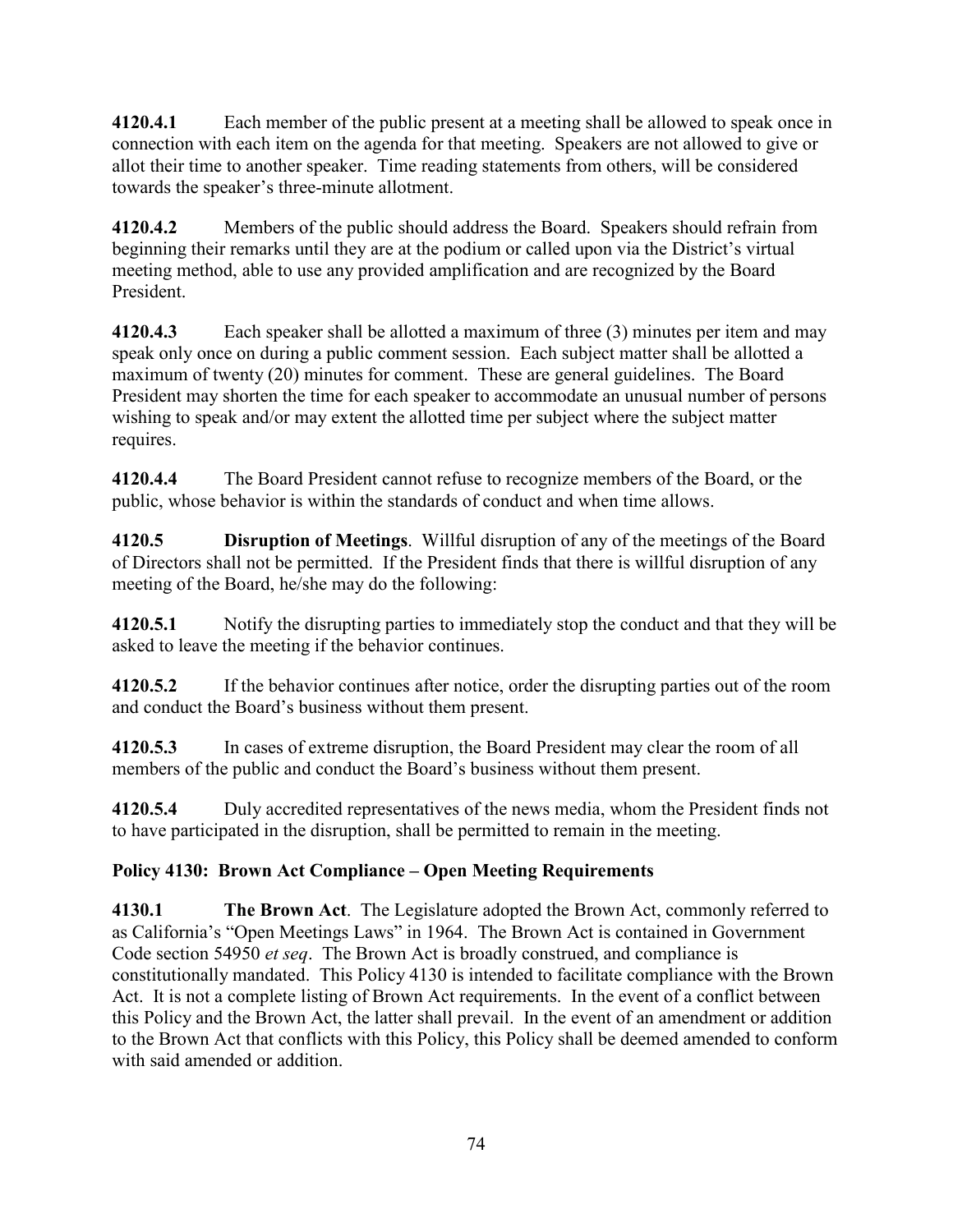**4120.4.1** Each member of the public present at a meeting shall be allowed to speak once in connection with each item on the agenda for that meeting. Speakers are not allowed to give or allot their time to another speaker. Time reading statements from others, will be considered towards the speaker's three-minute allotment.

**4120.4.2** Members of the public should address the Board. Speakers should refrain from beginning their remarks until they are at the podium or called upon via the District's virtual meeting method, able to use any provided amplification and are recognized by the Board President.

**4120.4.3** Each speaker shall be allotted a maximum of three (3) minutes per item and may speak only once on during a public comment session. Each subject matter shall be allotted a maximum of twenty (20) minutes for comment. These are general guidelines. The Board President may shorten the time for each speaker to accommodate an unusual number of persons wishing to speak and/or may extent the allotted time per subject where the subject matter requires.

**4120.4.4** The Board President cannot refuse to recognize members of the Board, or the public, whose behavior is within the standards of conduct and when time allows.

**4120.5** **Disruption of Meetings**. Willful disruption of any of the meetings of the Board of Directors shall not be permitted. If the President finds that there is willful disruption of any meeting of the Board, he/she may do the following:

**4120.5.1** Notify the disrupting parties to immediately stop the conduct and that they will be asked to leave the meeting if the behavior continues.

**4120.5.2** If the behavior continues after notice, order the disrupting parties out of the room and conduct the Board's business without them present.

**4120.5.3** In cases of extreme disruption, the Board President may clear the room of all members of the public and conduct the Board's business without them present.

**4120.5.4** Duly accredited representatives of the news media, whom the President finds not to have participated in the disruption, shall be permitted to remain in the meeting.

### Policy 4130: Brown Act Compliance – Open Meeting Requirements

**4130.1** **The Brown Act**. The Legislature adopted the Brown Act, commonly referred to as California's "Open Meetings Laws" in 1964. The Brown Act is contained in Government Code section 54950 *et seq*. The Brown Act is broadly construed, and compliance is constitutionally mandated. This Policy 4130 is intended to facilitate compliance with the Brown Act. It is not a complete listing of Brown Act requirements. In the event of a conflict between this Policy and the Brown Act, the latter shall prevail. In the event of an amendment or addition to the Brown Act that conflicts with this Policy, this Policy shall be deemed amended to conform with said amended or addition.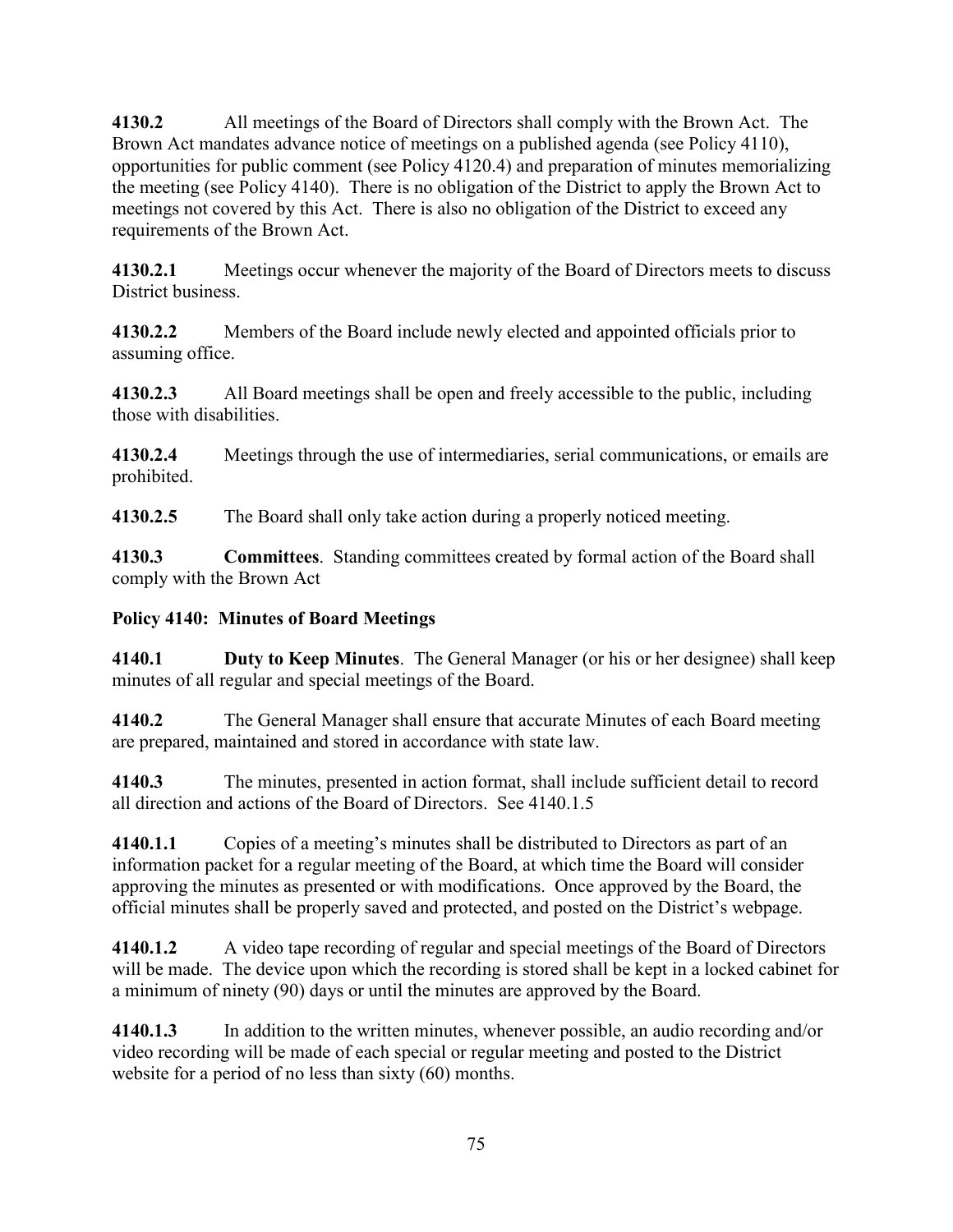**4130.2** All meetings of the Board of Directors shall comply with the Brown Act. The Brown Act mandates advance notice of meetings on a published agenda (see Policy 4110), opportunities for public comment (see Policy 4120.4) and preparation of minutes memorializing the meeting (see Policy 4140). There is no obligation of the District to apply the Brown Act to meetings not covered by this Act. There is also no obligation of the District to exceed any requirements of the Brown Act.

**4130.2.1** Meetings occur whenever the majority of the Board of Directors meets to discuss District business.

**4130.2.2** Members of the Board include newly elected and appointed officials prior to assuming office.

**4130.2.3** All Board meetings shall be open and freely accessible to the public, including those with disabilities.

**4130.2.4** Meetings through the use of intermediaries, serial communications, or emails are prohibited.

**4130.2.5** The Board shall only take action during a properly noticed meeting.

**4130.3** **Committees**. Standing committees created by formal action of the Board shall comply with the Brown Act

**Policy 4140: Minutes of Board Meetings**

**4140.1** **Duty to Keep Minutes**. The General Manager (or his or her designee) shall keep minutes of all regular and special meetings of the Board.

**4140.2** The General Manager shall ensure that accurate Minutes of each Board meeting are prepared, maintained and stored in accordance with state law.

**4140.3** The minutes, presented in action format, shall include sufficient detail to record all direction and actions of the Board of Directors. See 4140.1.5

**4140.1.1** Copies of a meeting's minutes shall be distributed to Directors as part of an information packet for a regular meeting of the Board, at which time the Board will consider approving the minutes as presented or with modifications. Once approved by the Board, the official minutes shall be properly saved and protected, and posted on the District's webpage.

**4140.1.2** A video tape recording of regular and special meetings of the Board of Directors will be made. The device upon which the recording is stored shall be kept in a locked cabinet for a minimum of ninety (90) days or until the minutes are approved by the Board.

**4140.1.3** In addition to the written minutes, whenever possible, an audio recording and/or video recording will be made of each special or regular meeting and posted to the District website for a period of no less than sixty (60) months.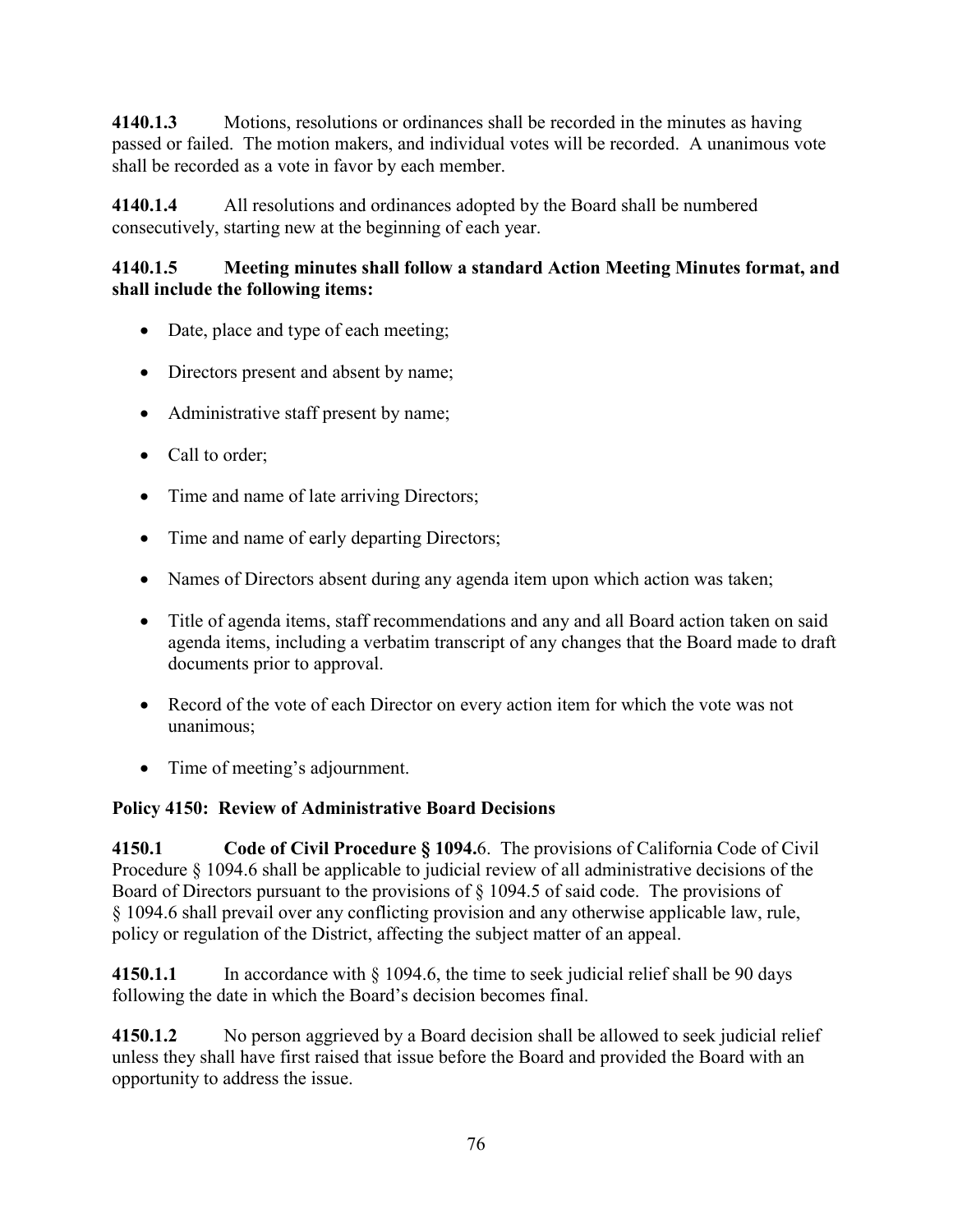**4140.1.3** Motions, resolutions or ordinances shall be recorded in the minutes as having passed or failed. The motion makers, and individual votes will be recorded. A unanimous vote shall be recorded as a vote in favor by each member.

**4140.1.4** All resolutions and ordinances adopted by the Board shall be numbered consecutively, starting new at the beginning of each year.

**4140.1.5 Meeting minutes shall follow a standard Action Meeting Minutes format, and shall include the following items:**

- Date, place and type of each meeting;
- Directors present and absent by name;
- Administrative staff present by name;
- Call to order;
- Time and name of late arriving Directors;
- Time and name of early departing Directors;
- Names of Directors absent during any agenda item upon which action was taken;
- Title of agenda items, staff recommendations and any and all Board action taken on said agenda items, including a verbatim transcript of any changes that the Board made to draft documents prior to approval.
- Record of the vote of each Director on every action item for which the vote was not unanimous;
- Time of meeting's adjournment.

### Policy 4150: Review of Administrative Board Decisions

**4150.1 Code of Civil Procedure § 1094.**6. The provisions of California Code of Civil Procedure § 1094.6 shall be applicable to judicial review of all administrative decisions of the Board of Directors pursuant to the provisions of § 1094.5 of said code. The provisions of § 1094.6 shall prevail over any conflicting provision and any otherwise applicable law, rule, policy or regulation of the District, affecting the subject matter of an appeal.

**4150.1.1** In accordance with § 1094.6, the time to seek judicial relief shall be 90 days following the date in which the Board's decision becomes final.

**4150.1.2** No person aggrieved by a Board decision shall be allowed to seek judicial relief unless they shall have first raised that issue before the Board and provided the Board with an opportunity to address the issue.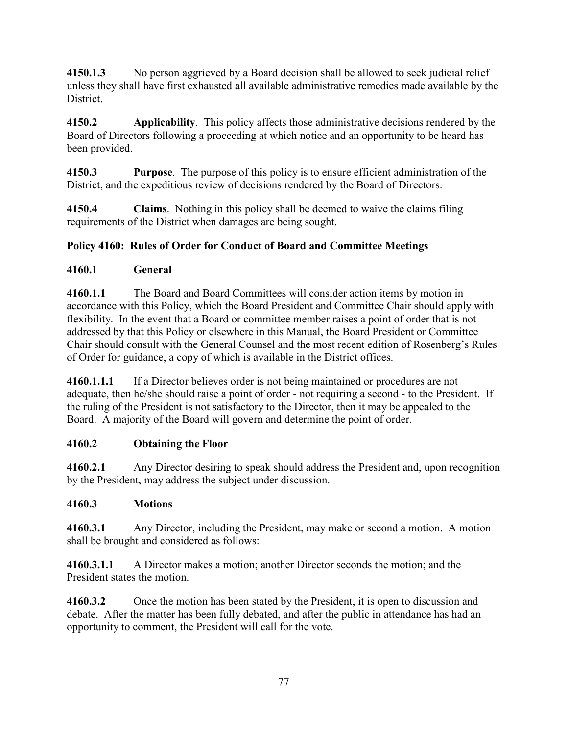**4150.1.3** No person aggrieved by a Board decision shall be allowed to seek judicial relief unless they shall have first exhausted all available administrative remedies made available by the District.

**4150.2** **Applicability**. This policy affects those administrative decisions rendered by the Board of Directors following a proceeding at which notice and an opportunity to be heard has been provided.

**4150.3** **Purpose**. The purpose of this policy is to ensure efficient administration of the District, and the expeditious review of decisions rendered by the Board of Directors.

**4150.4** **Claims**. Nothing in this policy shall be deemed to waive the claims filing requirements of the District when damages are being sought.

### Policy 4160: Rules of Order for Conduct of Board and Committee Meetings

**4160.1 General**

**4160.1.1** The Board and Board Committees will consider action items by motion in accordance with this Policy, which the Board President and Committee Chair should apply with flexibility. In the event that a Board or committee member raises a point of order that is not addressed by that this Policy or elsewhere in this Manual, the Board President or Committee Chair should consult with the General Counsel and the most recent edition of Rosenberg's Rules of Order for guidance, a copy of which is available in the District offices.

**4160.1.1.1** If a Director believes order is not being maintained or procedures are not adequate, then he/she should raise a point of order - not requiring a second - to the President. If the ruling of the President is not satisfactory to the Director, then it may be appealed to the Board. A majority of the Board will govern and determine the point of order.

**4160.2 Obtaining the Floor**

**4160.2.1** Any Director desiring to speak should address the President and, upon recognition by the President, may address the subject under discussion.

**4160.3 Motions**

**4160.3.1** Any Director, including the President, may make or second a motion. A motion shall be brought and considered as follows:

**4160.3.1.1** A Director makes a motion; another Director seconds the motion; and the President states the motion.

**4160.3.2** Once the motion has been stated by the President, it is open to discussion and debate. After the matter has been fully debated, and after the public in attendance has had an opportunity to comment, the President will call for the vote.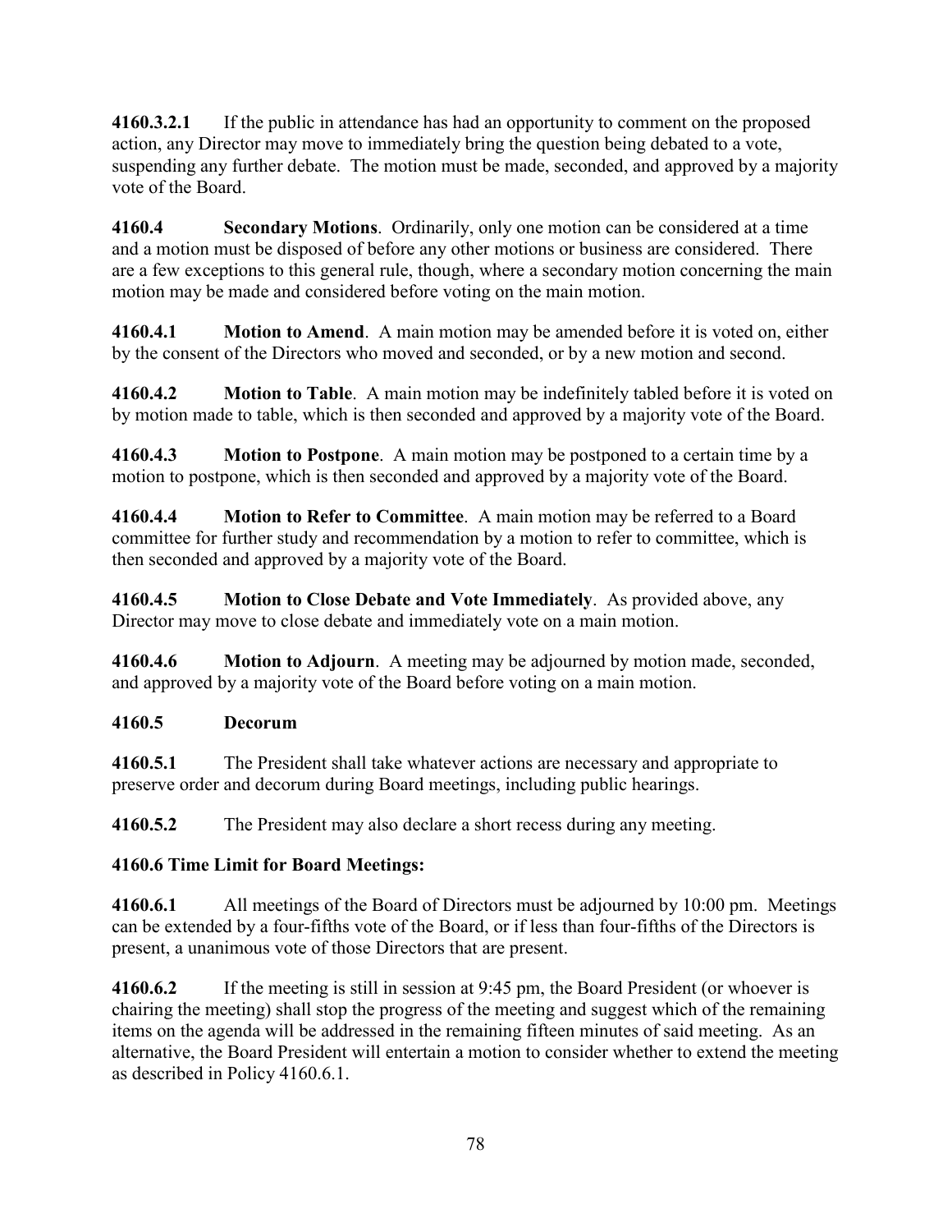**4160.3.2.1** If the public in attendance has had an opportunity to comment on the proposed action, any Director may move to immediately bring the question being debated to a vote, suspending any further debate. The motion must be made, seconded, and approved by a majority vote of the Board.

**4160.4 Secondary Motions**. Ordinarily, only one motion can be considered at a time and a motion must be disposed of before any other motions or business are considered. There are a few exceptions to this general rule, though, where a secondary motion concerning the main motion may be made and considered before voting on the main motion.

**4160.4.1 Motion to Amend**. A main motion may be amended before it is voted on, either by the consent of the Directors who moved and seconded, or by a new motion and second.

**4160.4.2 Motion to Table**. A main motion may be indefinitely tabled before it is voted on by motion made to table, which is then seconded and approved by a majority vote of the Board.

**4160.4.3 Motion to Postpone**. A main motion may be postponed to a certain time by a motion to postpone, which is then seconded and approved by a majority vote of the Board.

**4160.4.4 Motion to Refer to Committee**. A main motion may be referred to a Board committee for further study and recommendation by a motion to refer to committee, which is then seconded and approved by a majority vote of the Board.

**4160.4.5 Motion to Close Debate and Vote Immediately**. As provided above, any Director may move to close debate and immediately vote on a main motion.

**4160.4.6 Motion to Adjourn**. A meeting may be adjourned by motion made, seconded, and approved by a majority vote of the Board before voting on a main motion.

**4160.5 Decorum**

**4160.5.1** The President shall take whatever actions are necessary and appropriate to preserve order and decorum during Board meetings, including public hearings.

**4160.5.2** The President may also declare a short recess during any meeting.

**4160.6 Time Limit for Board Meetings:**

**4160.6.1** All meetings of the Board of Directors must be adjourned by 10:00 pm. Meetings can be extended by a four-fifths vote of the Board, or if less than four-fifths of the Directors is present, a unanimous vote of those Directors that are present.

**4160.6.2** If the meeting is still in session at 9:45 pm, the Board President (or whoever is chairing the meeting) shall stop the progress of the meeting and suggest which of the remaining items on the agenda will be addressed in the remaining fifteen minutes of said meeting. As an alternative, the Board President will entertain a motion to consider whether to extend the meeting as described in Policy 4160.6.1.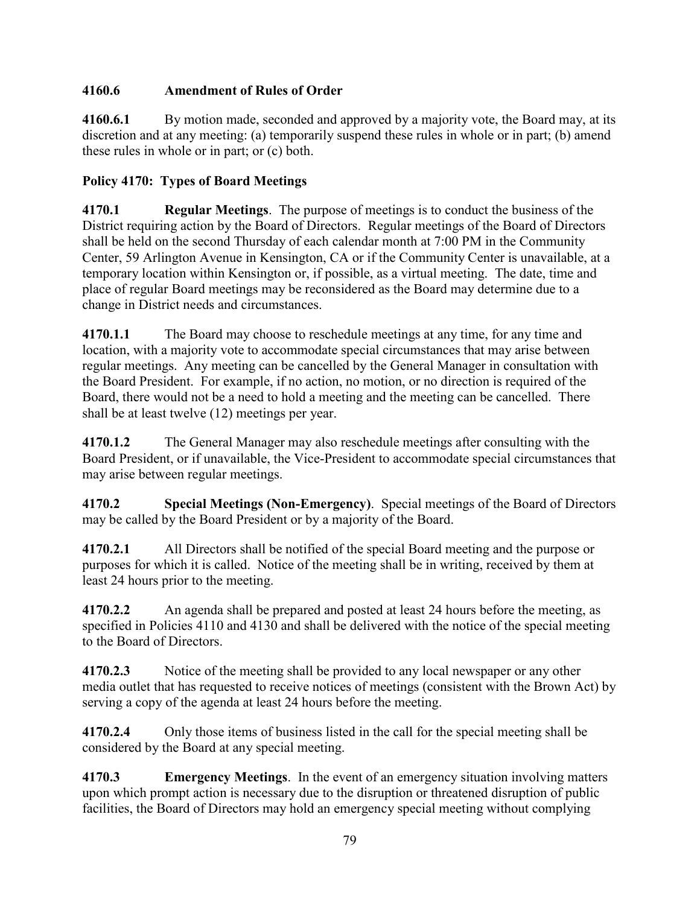### 4160.6 Amendment of Rules of Order

**4160.6.1** By motion made, seconded and approved by a majority vote, the Board may, at its discretion and at any meeting: (a) temporarily suspend these rules in whole or in part; (b) amend these rules in whole or in part; or (c) both.

## Policy 4170: Types of Board Meetings

**4170.1 Regular Meetings**. The purpose of meetings is to conduct the business of the District requiring action by the Board of Directors. Regular meetings of the Board of Directors shall be held on the second Thursday of each calendar month at 7:00 PM in the Community Center, 59 Arlington Avenue in Kensington, CA or if the Community Center is unavailable, at a temporary location within Kensington or, if possible, as a virtual meeting. The date, time and place of regular Board meetings may be reconsidered as the Board may determine due to a change in District needs and circumstances.

**4170.1.1** The Board may choose to reschedule meetings at any time, for any time and location, with a majority vote to accommodate special circumstances that may arise between regular meetings. Any meeting can be cancelled by the General Manager in consultation with the Board President. For example, if no action, no motion, or no direction is required of the Board, there would not be a need to hold a meeting and the meeting can be cancelled. There shall be at least twelve (12) meetings per year.

**4170.1.2** The General Manager may also reschedule meetings after consulting with the Board President, or if unavailable, the Vice-President to accommodate special circumstances that may arise between regular meetings.

**4170.2 Special Meetings (Non-Emergency)**. Special meetings of the Board of Directors may be called by the Board President or by a majority of the Board.

**4170.2.1** All Directors shall be notified of the special Board meeting and the purpose or purposes for which it is called. Notice of the meeting shall be in writing, received by them at least 24 hours prior to the meeting.

**4170.2.2** An agenda shall be prepared and posted at least 24 hours before the meeting, as specified in Policies 4110 and 4130 and shall be delivered with the notice of the special meeting to the Board of Directors.

**4170.2.3** Notice of the meeting shall be provided to any local newspaper or any other media outlet that has requested to receive notices of meetings (consistent with the Brown Act) by serving a copy of the agenda at least 24 hours before the meeting.

**4170.2.4** Only those items of business listed in the call for the special meeting shall be considered by the Board at any special meeting.

**4170.3 Emergency Meetings**. In the event of an emergency situation involving matters upon which prompt action is necessary due to the disruption or threatened disruption of public facilities, the Board of Directors may hold an emergency special meeting without complying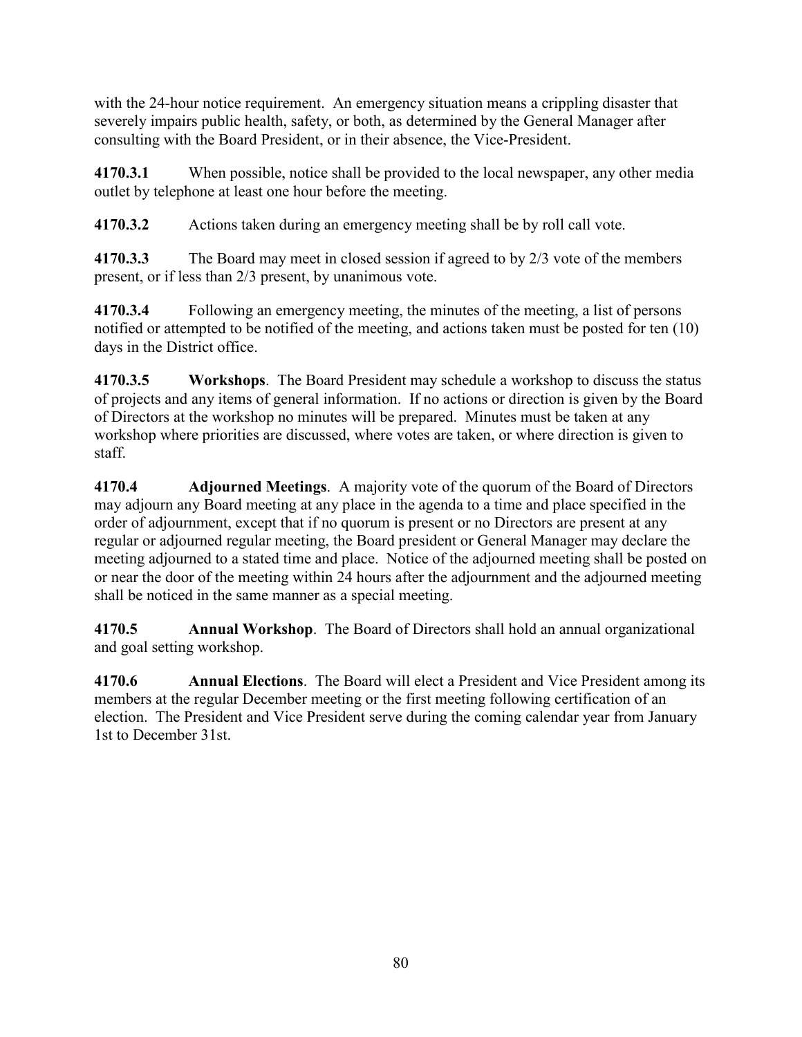with the 24-hour notice requirement. An emergency situation means a crippling disaster that severely impairs public health, safety, or both, as determined by the General Manager after consulting with the Board President, or in their absence, the Vice-President.

**4170.3.1** When possible, notice shall be provided to the local newspaper, any other media outlet by telephone at least one hour before the meeting.

**4170.3.2** Actions taken during an emergency meeting shall be by roll call vote.

**4170.3.3** The Board may meet in closed session if agreed to by 2/3 vote of the members present, or if less than 2/3 present, by unanimous vote.

**4170.3.4** Following an emergency meeting, the minutes of the meeting, a list of persons notified or attempted to be notified of the meeting, and actions taken must be posted for ten (10) days in the District office.

**4170.3.5** **Workshops**. The Board President may schedule a workshop to discuss the status of projects and any items of general information. If no actions or direction is given by the Board of Directors at the workshop no minutes will be prepared. Minutes must be taken at any workshop where priorities are discussed, where votes are taken, or where direction is given to staff.

**4170.4** **Adjourned Meetings**. A majority vote of the quorum of the Board of Directors may adjourn any Board meeting at any place in the agenda to a time and place specified in the order of adjournment, except that if no quorum is present or no Directors are present at any regular or adjourned regular meeting, the Board president or General Manager may declare the meeting adjourned to a stated time and place. Notice of the adjourned meeting shall be posted on or near the door of the meeting within 24 hours after the adjournment and the adjourned meeting shall be noticed in the same manner as a special meeting.

**4170.5** **Annual Workshop**. The Board of Directors shall hold an annual organizational and goal setting workshop.

**4170.6** **Annual Elections**. The Board will elect a President and Vice President among its members at the regular December meeting or the first meeting following certification of an election. The President and Vice President serve during the coming calendar year from January 1st to December 31st.